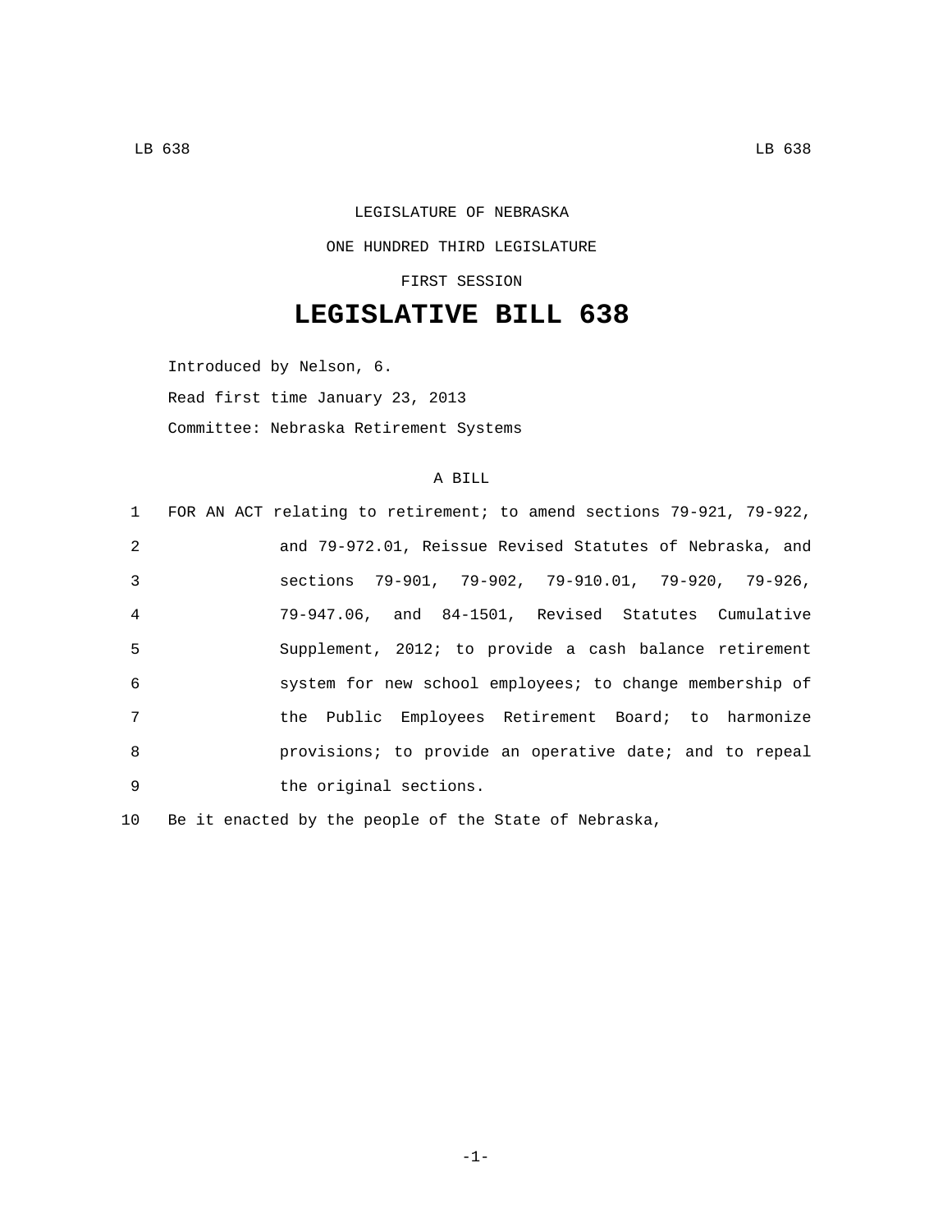LEGISLATURE OF NEBRASKA

ONE HUNDRED THIRD LEGISLATURE

FIRST SESSION

# LEGISLATIVE BILL 638

Introduced by Nelson, 6.

Read first time January 23, 2013

Committee: Nebraska Retirement Systems

A BILL

1 FOR AN ACT relating to retirement; to amend sections 79-921, 79-922,
2 and 79-972.01, Reissue Revised Statutes of Nebraska, and
3 sections 79-901, 79-902, 79-910.01, 79-920, 79-926,
4 79-947.06, and 84-1501, Revised Statutes Cumulative
5 Supplement, 2012; to provide a cash balance retirement
6 system for new school employees; to change membership of
7 the Public Employees Retirement Board; to harmonize
8 provisions; to provide an operative date; and to repeal
9 the original sections.

10 Be it enacted by the people of the State of Nebraska,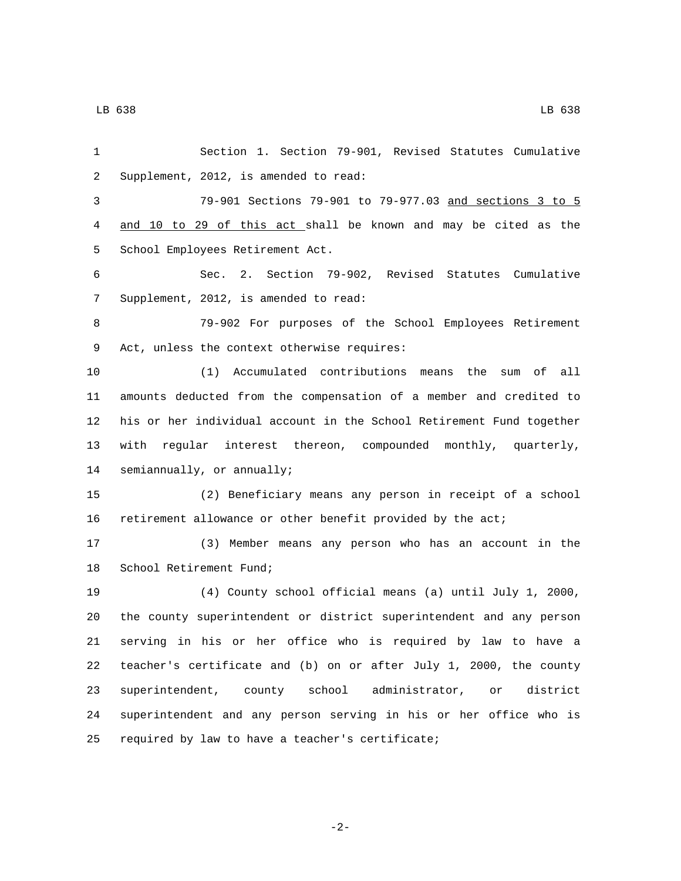Section 1. Section 79-901, Revised Statutes Cumulative Supplement, 2012, is amended to read:

79-901 Sections 79-901 to 79-977.03 and sections 3 to 5 and 10 to 29 of this act shall be known and may be cited as the School Employees Retirement Act.

Sec. 2. Section 79-902, Revised Statutes Cumulative Supplement, 2012, is amended to read:

79-902 For purposes of the School Employees Retirement Act, unless the context otherwise requires:

(1) Accumulated contributions means the sum of all amounts deducted from the compensation of a member and credited to his or her individual account in the School Retirement Fund together with regular interest thereon, compounded monthly, quarterly, semiannually, or annually;

(2) Beneficiary means any person in receipt of a school retirement allowance or other benefit provided by the act;

(3) Member means any person who has an account in the School Retirement Fund;

(4) County school official means (a) until July 1, 2000, the county superintendent or district superintendent and any person serving in his or her office who is required by law to have a teacher's certificate and (b) on or after July 1, 2000, the county superintendent, county school administrator, or district superintendent and any person serving in his or her office who is required by law to have a teacher's certificate;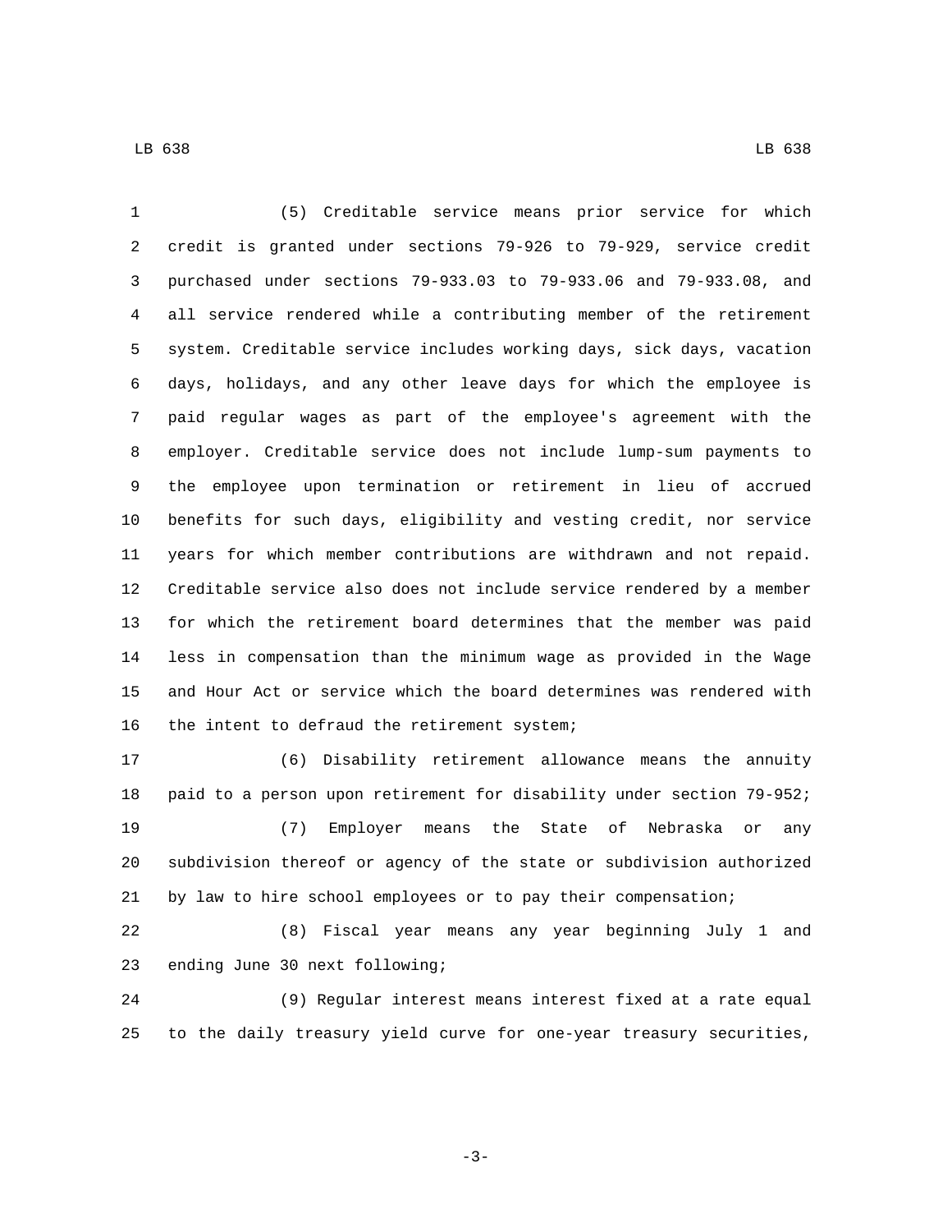(5) Creditable service means prior service for which credit is granted under sections 79-926 to 79-929, service credit purchased under sections 79-933.03 to 79-933.06 and 79-933.08, and all service rendered while a contributing member of the retirement system. Creditable service includes working days, sick days, vacation days, holidays, and any other leave days for which the employee is paid regular wages as part of the employee's agreement with the employer. Creditable service does not include lump-sum payments to the employee upon termination or retirement in lieu of accrued benefits for such days, eligibility and vesting credit, nor service years for which member contributions are withdrawn and not repaid. Creditable service also does not include service rendered by a member for which the retirement board determines that the member was paid less in compensation than the minimum wage as provided in the Wage and Hour Act or service which the board determines was rendered with the intent to defraud the retirement system;

(6) Disability retirement allowance means the annuity paid to a person upon retirement for disability under section 79-952;

(7) Employer means the State of Nebraska or any subdivision thereof or agency of the state or subdivision authorized by law to hire school employees or to pay their compensation;

(8) Fiscal year means any year beginning July 1 and ending June 30 next following;

(9) Regular interest means interest fixed at a rate equal to the daily treasury yield curve for one-year treasury securities,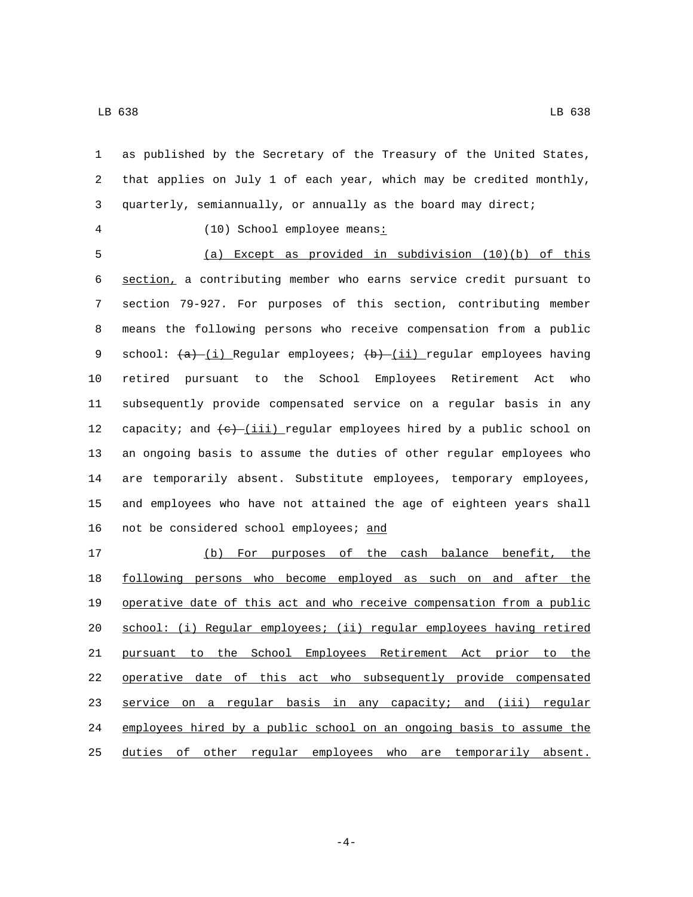as published by the Secretary of the Treasury of the United States, that applies on July 1 of each year, which may be credited monthly, quarterly, semiannually, or annually as the board may direct;

(10) School employee means:

(a) Except as provided in subdivision (10)(b) of this section, a contributing member who earns service credit pursuant to section 79-927. For purposes of this section, contributing member means the following persons who receive compensation from a public school: ~~(a)~~ (i) Regular employees; ~~(b)~~ (ii) regular employees having retired pursuant to the School Employees Retirement Act who subsequently provide compensated service on a regular basis in any capacity; and ~~(c)~~ (iii) regular employees hired by a public school on an ongoing basis to assume the duties of other regular employees who are temporarily absent. Substitute employees, temporary employees, and employees who have not attained the age of eighteen years shall not be considered school employees; and

(b) For purposes of the cash balance benefit, the following persons who become employed as such on and after the operative date of this act and who receive compensation from a public school: (i) Regular employees; (ii) regular employees having retired pursuant to the School Employees Retirement Act prior to the operative date of this act who subsequently provide compensated service on a regular basis in any capacity; and (iii) regular employees hired by a public school on an ongoing basis to assume the duties of other regular employees who are temporarily absent.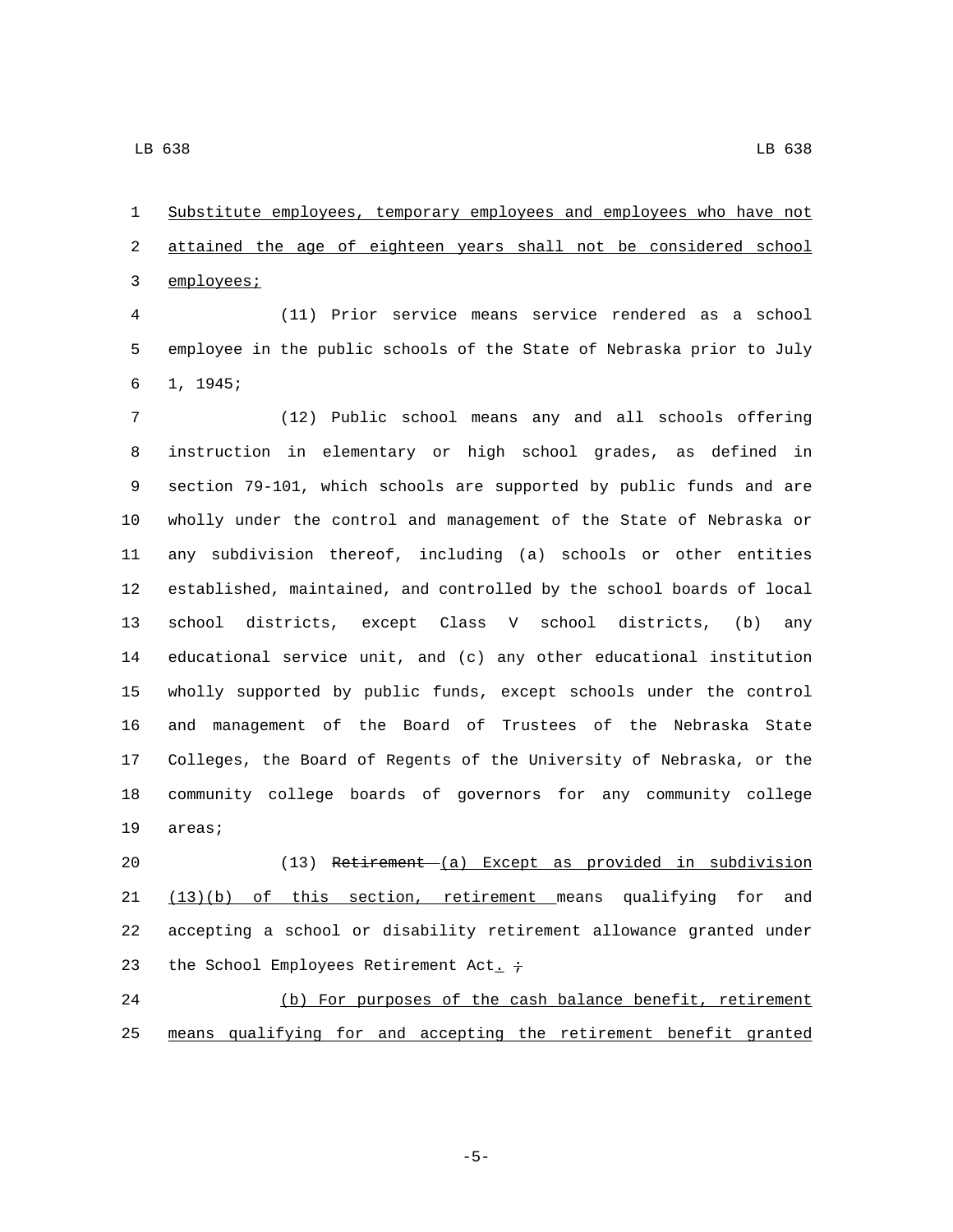Substitute employees, temporary employees and employees who have not attained the age of eighteen years shall not be considered school employees;

(11) Prior service means service rendered as a school employee in the public schools of the State of Nebraska prior to July 1, 1945;

(12) Public school means any and all schools offering instruction in elementary or high school grades, as defined in section 79-101, which schools are supported by public funds and are wholly under the control and management of the State of Nebraska or any subdivision thereof, including (a) schools or other entities established, maintained, and controlled by the school boards of local school districts, except Class V school districts, (b) any educational service unit, and (c) any other educational institution wholly supported by public funds, except schools under the control and management of the Board of Trustees of the Nebraska State Colleges, the Board of Regents of the University of Nebraska, or the community college boards of governors for any community college areas;

(13) ~~Retirement~~ (a) Except as provided in subdivision (13)(b) of this section, retirement means qualifying for and accepting a school or disability retirement allowance granted under the School Employees Retirement Act. ~~;~~

(b) For purposes of the cash balance benefit, retirement means qualifying for and accepting the retirement benefit granted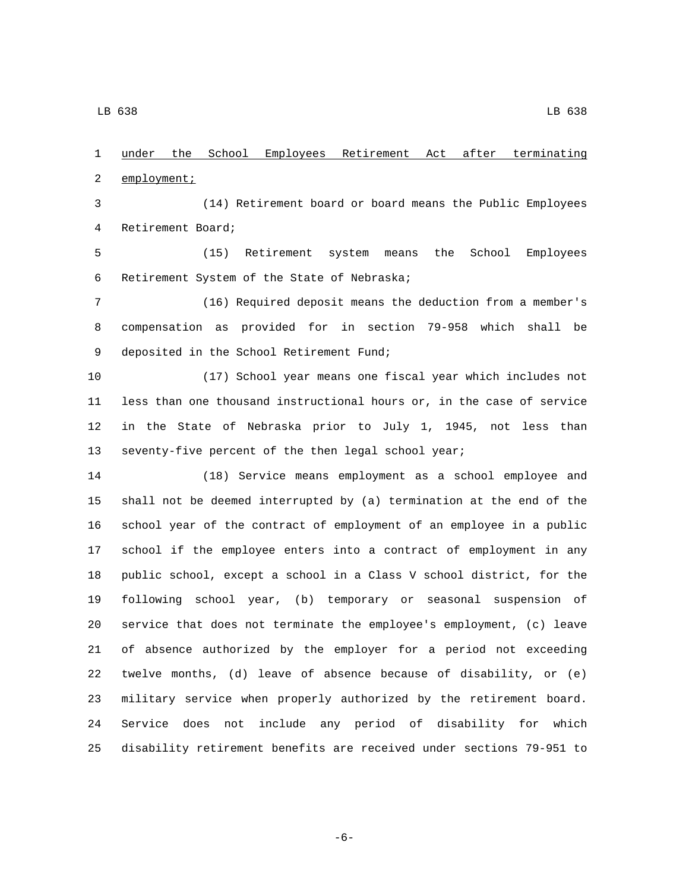under the School Employees Retirement Act after terminating employment;

(14) Retirement board or board means the Public Employees Retirement Board;

(15) Retirement system means the School Employees Retirement System of the State of Nebraska;

(16) Required deposit means the deduction from a member's compensation as provided for in section 79-958 which shall be deposited in the School Retirement Fund;

(17) School year means one fiscal year which includes not less than one thousand instructional hours or, in the case of service in the State of Nebraska prior to July 1, 1945, not less than seventy-five percent of the then legal school year;

(18) Service means employment as a school employee and shall not be deemed interrupted by (a) termination at the end of the school year of the contract of employment of an employee in a public school if the employee enters into a contract of employment in any public school, except a school in a Class V school district, for the following school year, (b) temporary or seasonal suspension of service that does not terminate the employee's employment, (c) leave of absence authorized by the employer for a period not exceeding twelve months, (d) leave of absence because of disability, or (e) military service when properly authorized by the retirement board. Service does not include any period of disability for which disability retirement benefits are received under sections 79-951 to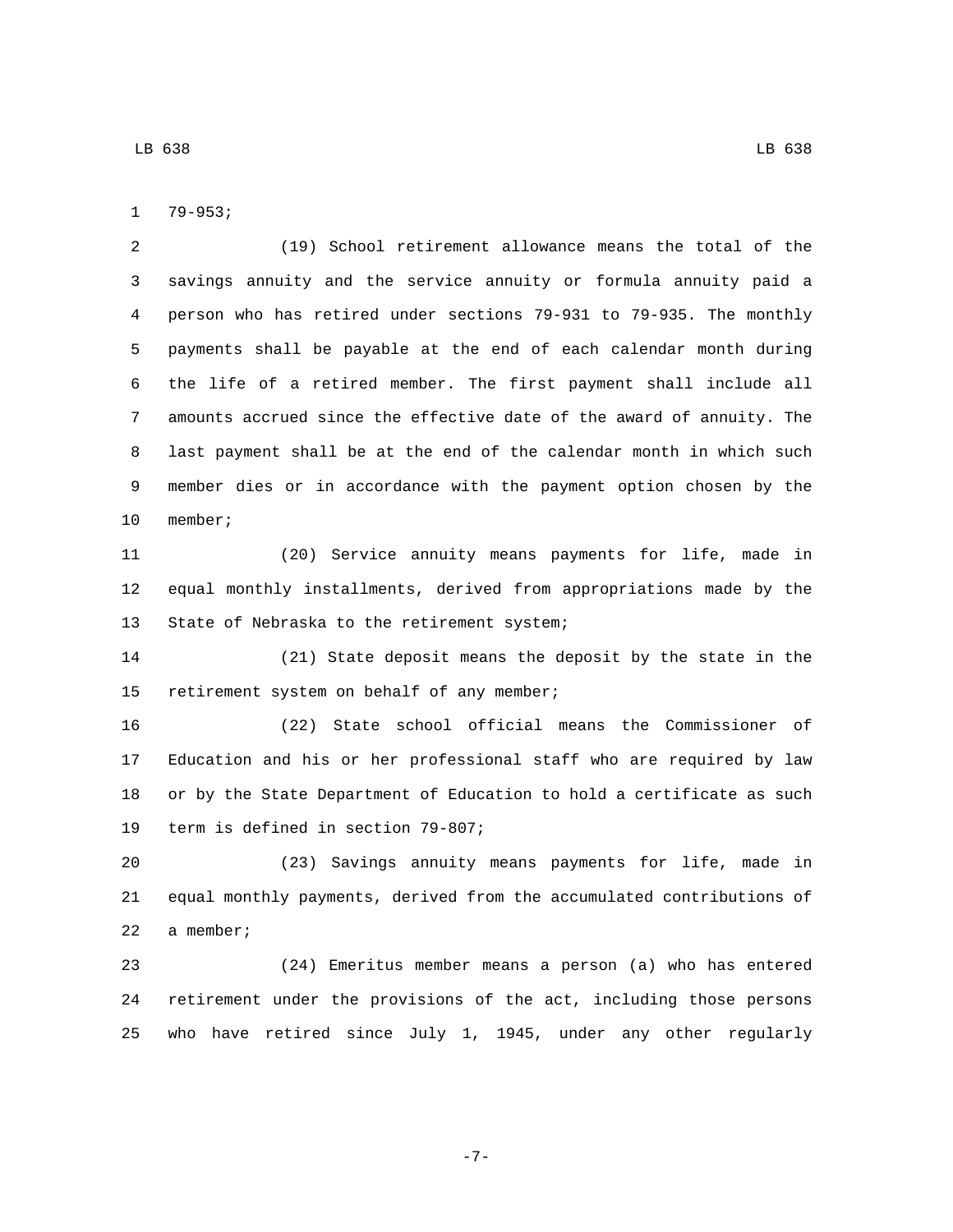79-953;

(19) School retirement allowance means the total of the savings annuity and the service annuity or formula annuity paid a person who has retired under sections 79-931 to 79-935. The monthly payments shall be payable at the end of each calendar month during the life of a retired member. The first payment shall include all amounts accrued since the effective date of the award of annuity. The last payment shall be at the end of the calendar month in which such member dies or in accordance with the payment option chosen by the member;

(20) Service annuity means payments for life, made in equal monthly installments, derived from appropriations made by the State of Nebraska to the retirement system;

(21) State deposit means the deposit by the state in the retirement system on behalf of any member;

(22) State school official means the Commissioner of Education and his or her professional staff who are required by law or by the State Department of Education to hold a certificate as such term is defined in section 79-807;

(23) Savings annuity means payments for life, made in equal monthly payments, derived from the accumulated contributions of a member;

(24) Emeritus member means a person (a) who has entered retirement under the provisions of the act, including those persons who have retired since July 1, 1945, under any other regularly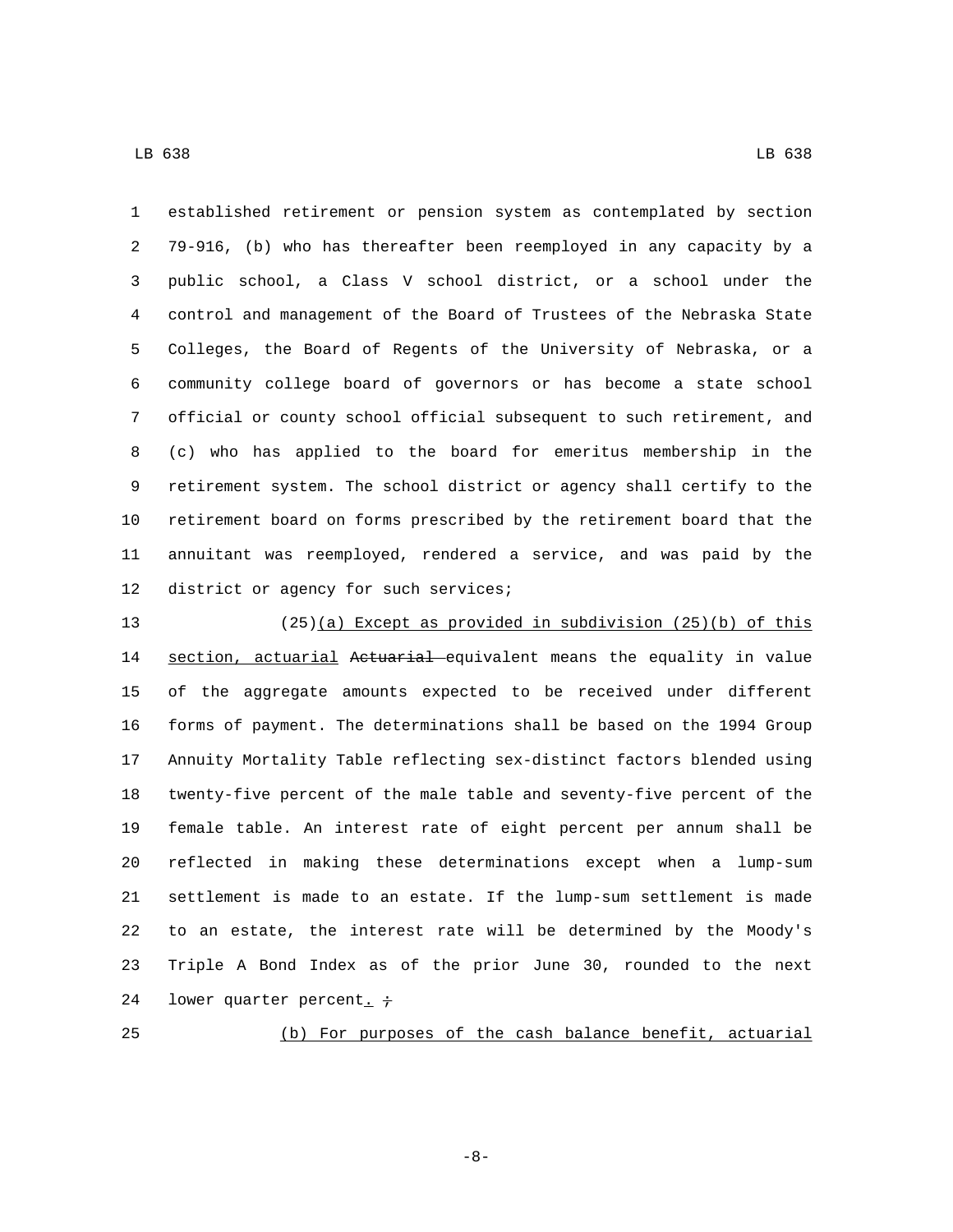established retirement or pension system as contemplated by section 79-916, (b) who has thereafter been reemployed in any capacity by a public school, a Class V school district, or a school under the control and management of the Board of Trustees of the Nebraska State Colleges, the Board of Regents of the University of Nebraska, or a community college board of governors or has become a state school official or county school official subsequent to such retirement, and (c) who has applied to the board for emeritus membership in the retirement system. The school district or agency shall certify to the retirement board on forms prescribed by the retirement board that the annuitant was reemployed, rendered a service, and was paid by the district or agency for such services;

(25)<u>(a) Except as provided in subdivision (25)(b) of this section, actuarial</u> ~~Actuarial~~ equivalent means the equality in value of the aggregate amounts expected to be received under different forms of payment. The determinations shall be based on the 1994 Group Annuity Mortality Table reflecting sex-distinct factors blended using twenty-five percent of the male table and seventy-five percent of the female table. An interest rate of eight percent per annum shall be reflected in making these determinations except when a lump-sum settlement is made to an estate. If the lump-sum settlement is made to an estate, the interest rate will be determined by the Moody's Triple A Bond Index as of the prior June 30, rounded to the next lower quarter percent<u>.</u> ~~;~~

<u>(b) For purposes of the cash balance benefit, actuarial</u>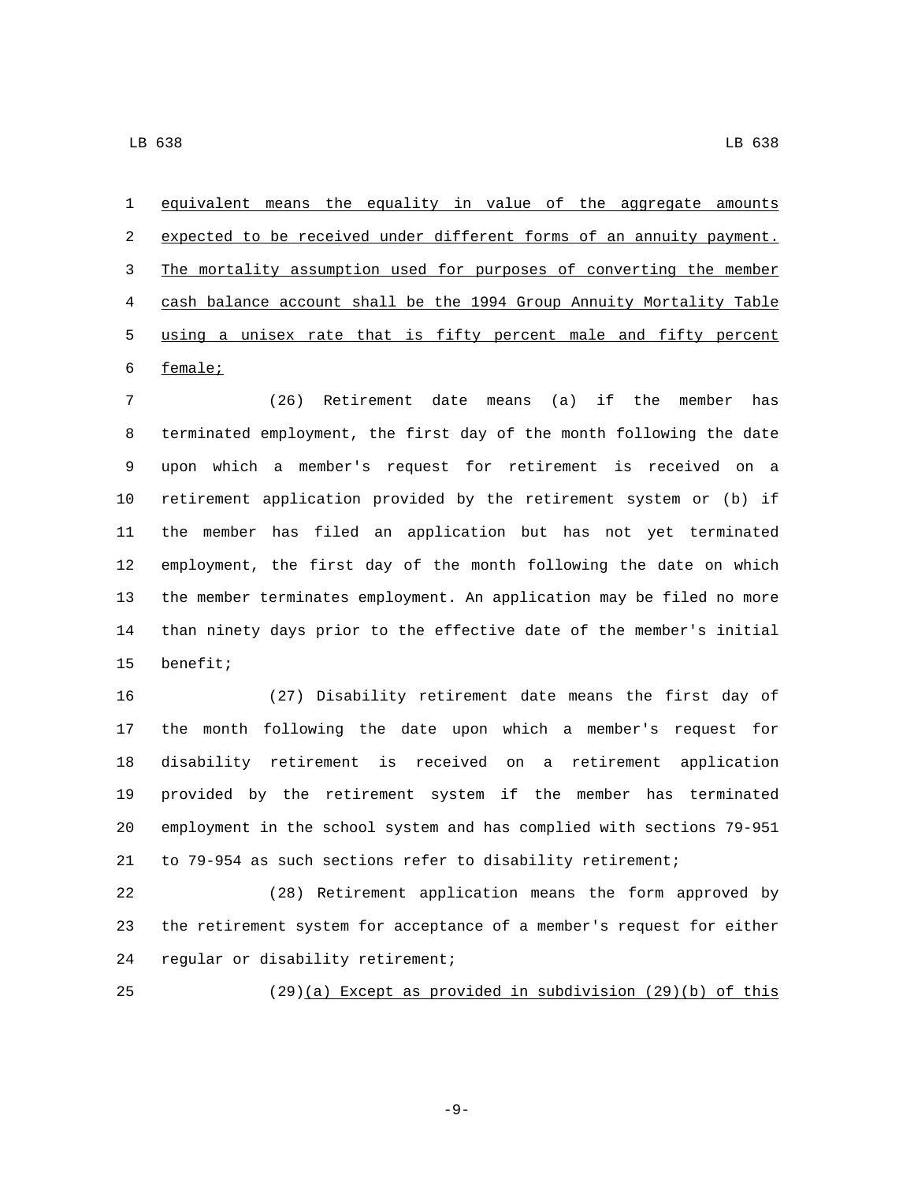equivalent means the equality in value of the aggregate amounts expected to be received under different forms of an annuity payment. The mortality assumption used for purposes of converting the member cash balance account shall be the 1994 Group Annuity Mortality Table using a unisex rate that is fifty percent male and fifty percent female;

(26) Retirement date means (a) if the member has terminated employment, the first day of the month following the date upon which a member's request for retirement is received on a retirement application provided by the retirement system or (b) if the member has filed an application but has not yet terminated employment, the first day of the month following the date on which the member terminates employment. An application may be filed no more than ninety days prior to the effective date of the member's initial benefit;

(27) Disability retirement date means the first day of the month following the date upon which a member's request for disability retirement is received on a retirement application provided by the retirement system if the member has terminated employment in the school system and has complied with sections 79-951 to 79-954 as such sections refer to disability retirement;

(28) Retirement application means the form approved by the retirement system for acceptance of a member's request for either regular or disability retirement;

(29)(a) Except as provided in subdivision (29)(b) of this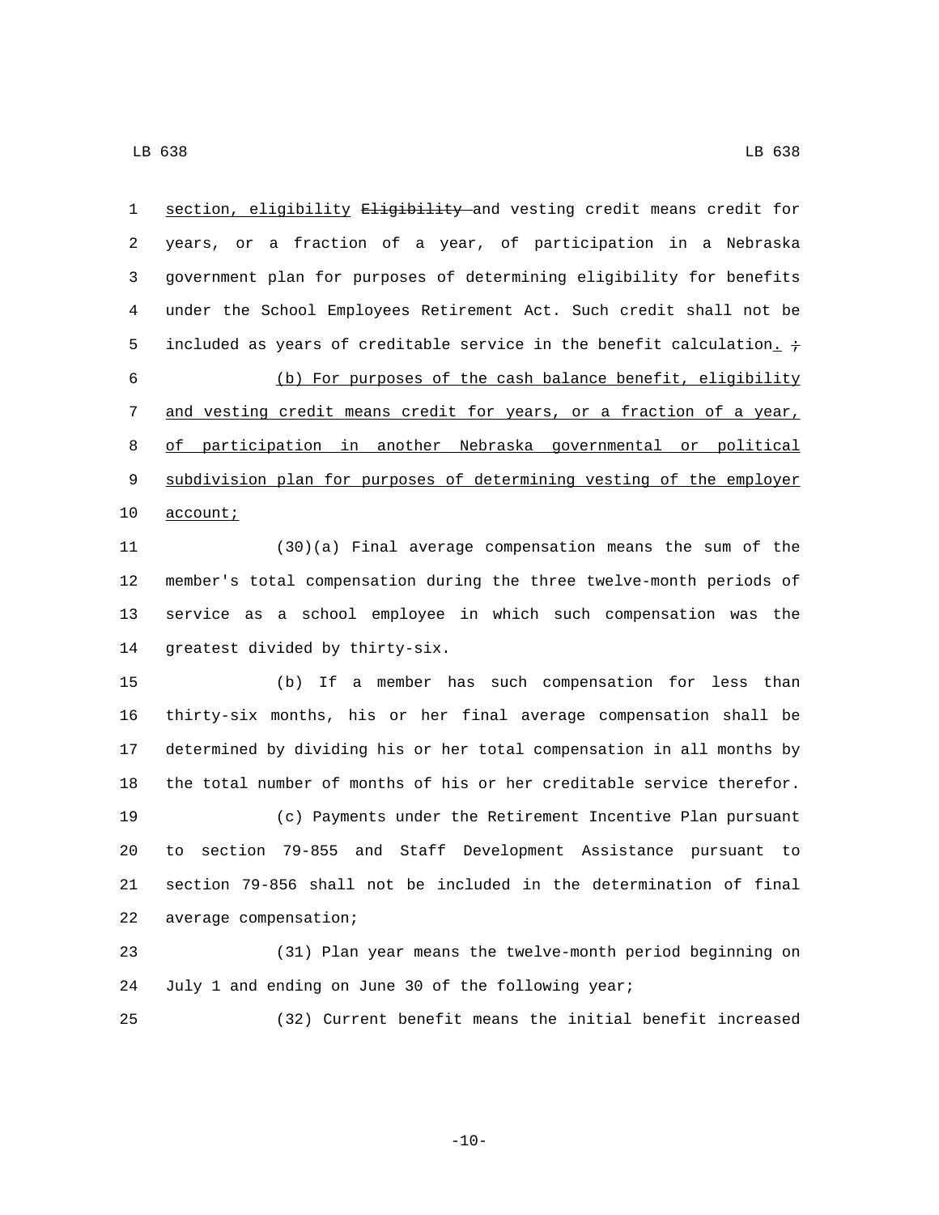section, eligibility ~~Eligibility~~ and vesting credit means credit for years, or a fraction of a year, of participation in a Nebraska government plan for purposes of determining eligibility for benefits under the School Employees Retirement Act. Such credit shall not be included as years of creditable service in the benefit calculation. ~~;~~

(b) For purposes of the cash balance benefit, eligibility and vesting credit means credit for years, or a fraction of a year, of participation in another Nebraska governmental or political subdivision plan for purposes of determining vesting of the employer account;

(30)(a) Final average compensation means the sum of the member's total compensation during the three twelve-month periods of service as a school employee in which such compensation was the greatest divided by thirty-six.

(b) If a member has such compensation for less than thirty-six months, his or her final average compensation shall be determined by dividing his or her total compensation in all months by the total number of months of his or her creditable service therefor.

(c) Payments under the Retirement Incentive Plan pursuant to section 79-855 and Staff Development Assistance pursuant to section 79-856 shall not be included in the determination of final average compensation;

(31) Plan year means the twelve-month period beginning on July 1 and ending on June 30 of the following year;

(32) Current benefit means the initial benefit increased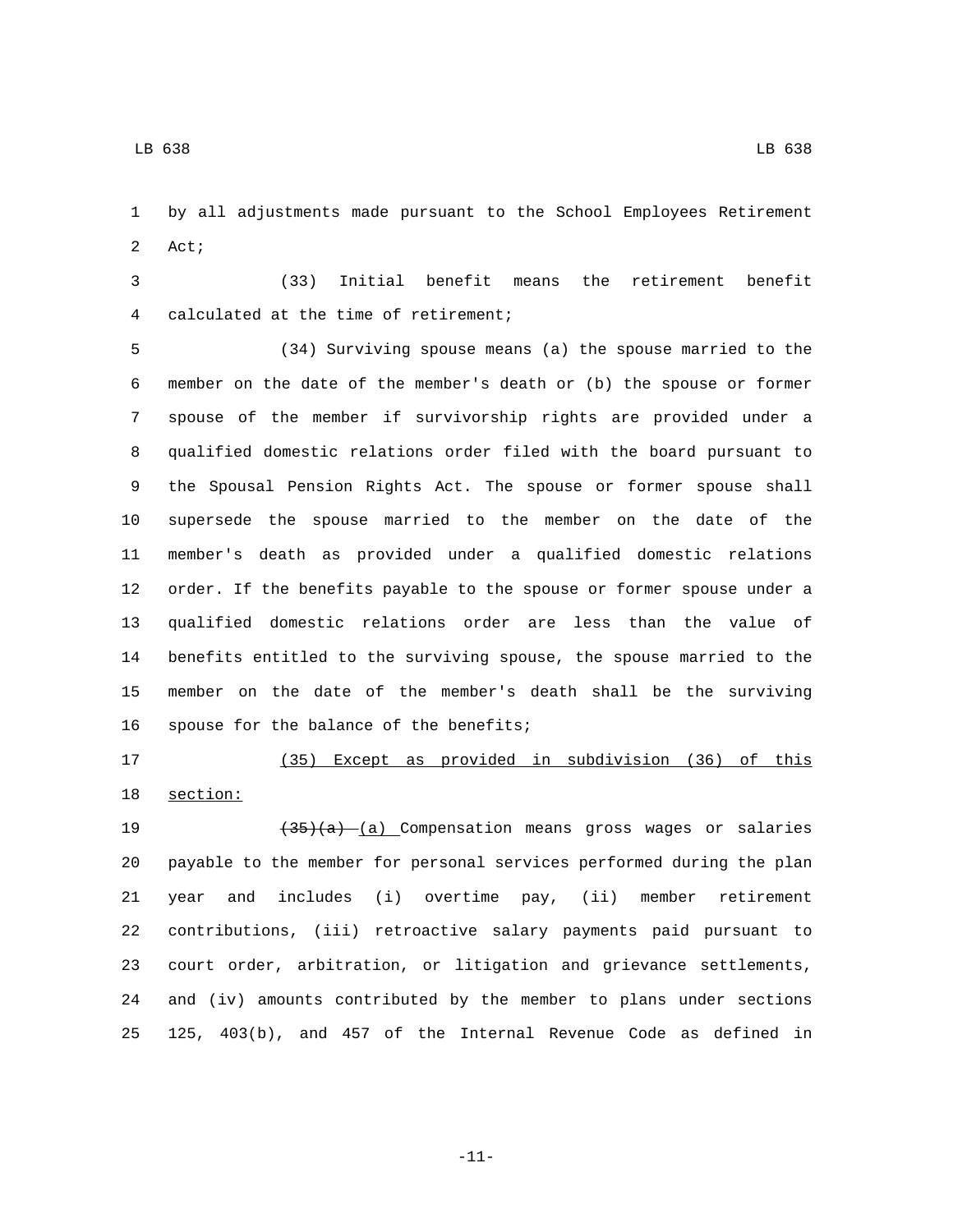by all adjustments made pursuant to the School Employees Retirement Act;

(33) Initial benefit means the retirement benefit calculated at the time of retirement;

(34) Surviving spouse means (a) the spouse married to the member on the date of the member's death or (b) the spouse or former spouse of the member if survivorship rights are provided under a qualified domestic relations order filed with the board pursuant to the Spousal Pension Rights Act. The spouse or former spouse shall supersede the spouse married to the member on the date of the member's death as provided under a qualified domestic relations order. If the benefits payable to the spouse or former spouse under a qualified domestic relations order are less than the value of benefits entitled to the surviving spouse, the spouse married to the member on the date of the member's death shall be the surviving spouse for the balance of the benefits;

<u>(35) Except as provided in subdivision (36) of this section:</u>

~~(35)(a)~~ <u>(a)</u> Compensation means gross wages or salaries payable to the member for personal services performed during the plan year and includes (i) overtime pay, (ii) member retirement contributions, (iii) retroactive salary payments paid pursuant to court order, arbitration, or litigation and grievance settlements, and (iv) amounts contributed by the member to plans under sections 125, 403(b), and 457 of the Internal Revenue Code as defined in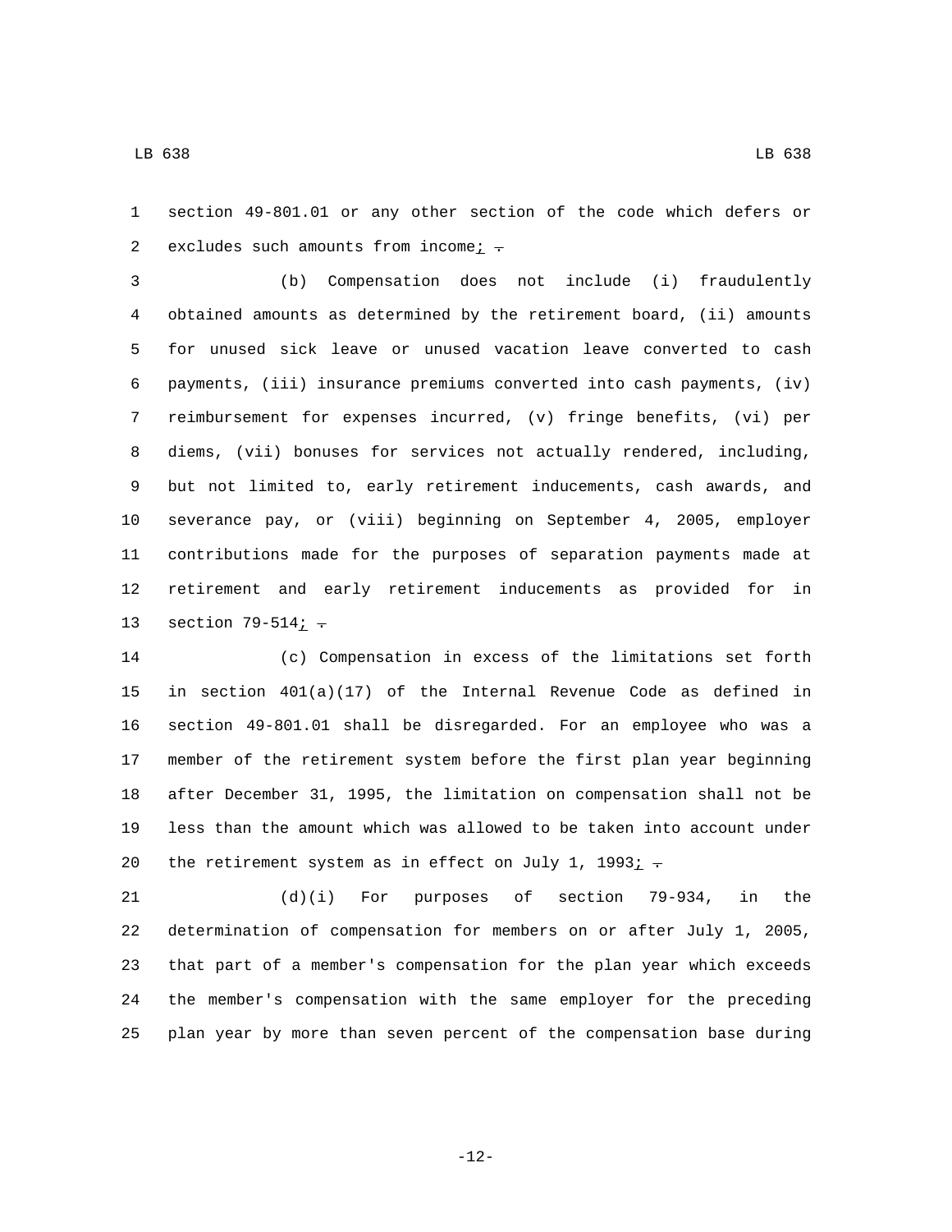section 49-801.01 or any other section of the code which defers or excludes such amounts from income; .

(b) Compensation does not include (i) fraudulently obtained amounts as determined by the retirement board, (ii) amounts for unused sick leave or unused vacation leave converted to cash payments, (iii) insurance premiums converted into cash payments, (iv) reimbursement for expenses incurred, (v) fringe benefits, (vi) per diems, (vii) bonuses for services not actually rendered, including, but not limited to, early retirement inducements, cash awards, and severance pay, or (viii) beginning on September 4, 2005, employer contributions made for the purposes of separation payments made at retirement and early retirement inducements as provided for in section 79-514; .

(c) Compensation in excess of the limitations set forth in section 401(a)(17) of the Internal Revenue Code as defined in section 49-801.01 shall be disregarded. For an employee who was a member of the retirement system before the first plan year beginning after December 31, 1995, the limitation on compensation shall not be less than the amount which was allowed to be taken into account under the retirement system as in effect on July 1, 1993; .

(d)(i) For purposes of section 79-934, in the determination of compensation for members on or after July 1, 2005, that part of a member's compensation for the plan year which exceeds the member's compensation with the same employer for the preceding plan year by more than seven percent of the compensation base during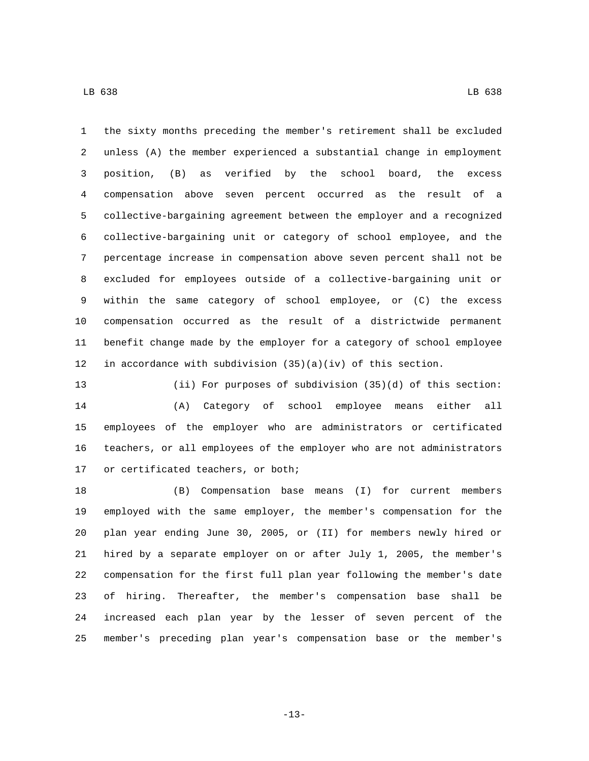the sixty months preceding the member's retirement shall be excluded unless (A) the member experienced a substantial change in employment position, (B) as verified by the school board, the excess compensation above seven percent occurred as the result of a collective-bargaining agreement between the employer and a recognized collective-bargaining unit or category of school employee, and the percentage increase in compensation above seven percent shall not be excluded for employees outside of a collective-bargaining unit or within the same category of school employee, or (C) the excess compensation occurred as the result of a districtwide permanent benefit change made by the employer for a category of school employee in accordance with subdivision (35)(a)(iv) of this section.

(ii) For purposes of subdivision (35)(d) of this section:

(A) Category of school employee means either all employees of the employer who are administrators or certificated teachers, or all employees of the employer who are not administrators or certificated teachers, or both;

(B) Compensation base means (I) for current members employed with the same employer, the member's compensation for the plan year ending June 30, 2005, or (II) for members newly hired or hired by a separate employer on or after July 1, 2005, the member's compensation for the first full plan year following the member's date of hiring. Thereafter, the member's compensation base shall be increased each plan year by the lesser of seven percent of the member's preceding plan year's compensation base or the member's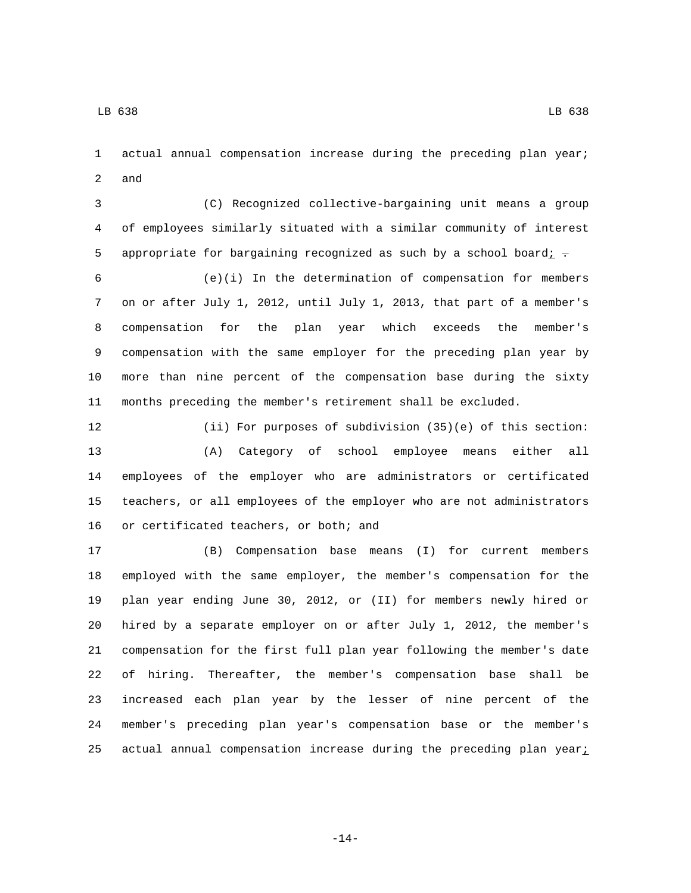actual annual compensation increase during the preceding plan year; and

(C) Recognized collective-bargaining unit means a group of employees similarly situated with a similar community of interest appropriate for bargaining recognized as such by a school board; .

(e)(i) In the determination of compensation for members on or after July 1, 2012, until July 1, 2013, that part of a member's compensation for the plan year which exceeds the member's compensation with the same employer for the preceding plan year by more than nine percent of the compensation base during the sixty months preceding the member's retirement shall be excluded.

(ii) For purposes of subdivision (35)(e) of this section:

(A) Category of school employee means either all employees of the employer who are administrators or certificated teachers, or all employees of the employer who are not administrators or certificated teachers, or both; and

(B) Compensation base means (I) for current members employed with the same employer, the member's compensation for the plan year ending June 30, 2012, or (II) for members newly hired or hired by a separate employer on or after July 1, 2012, the member's compensation for the first full plan year following the member's date of hiring. Thereafter, the member's compensation base shall be increased each plan year by the lesser of nine percent of the member's preceding plan year's compensation base or the member's actual annual compensation increase during the preceding plan year;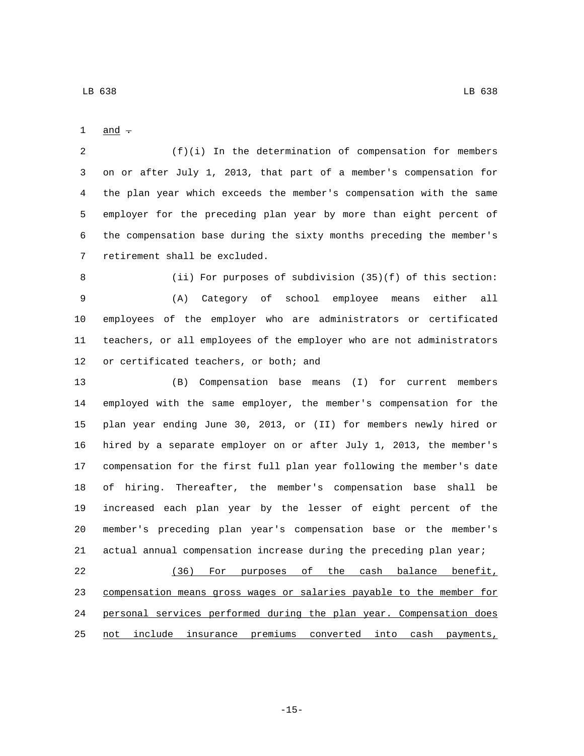and ~~.~~

(f)(i) In the determination of compensation for members on or after July 1, 2013, that part of a member's compensation for the plan year which exceeds the member's compensation with the same employer for the preceding plan year by more than eight percent of the compensation base during the sixty months preceding the member's retirement shall be excluded.

(ii) For purposes of subdivision (35)(f) of this section:

(A) Category of school employee means either all employees of the employer who are administrators or certificated teachers, or all employees of the employer who are not administrators or certificated teachers, or both; and

(B) Compensation base means (I) for current members employed with the same employer, the member's compensation for the plan year ending June 30, 2013, or (II) for members newly hired or hired by a separate employer on or after July 1, 2013, the member's compensation for the first full plan year following the member's date of hiring. Thereafter, the member's compensation base shall be increased each plan year by the lesser of eight percent of the member's preceding plan year's compensation base or the member's actual annual compensation increase during the preceding plan year;

<u>(36) For purposes of the cash balance benefit, compensation means gross wages or salaries payable to the member for personal services performed during the plan year. Compensation does not include insurance premiums converted into cash payments,</u>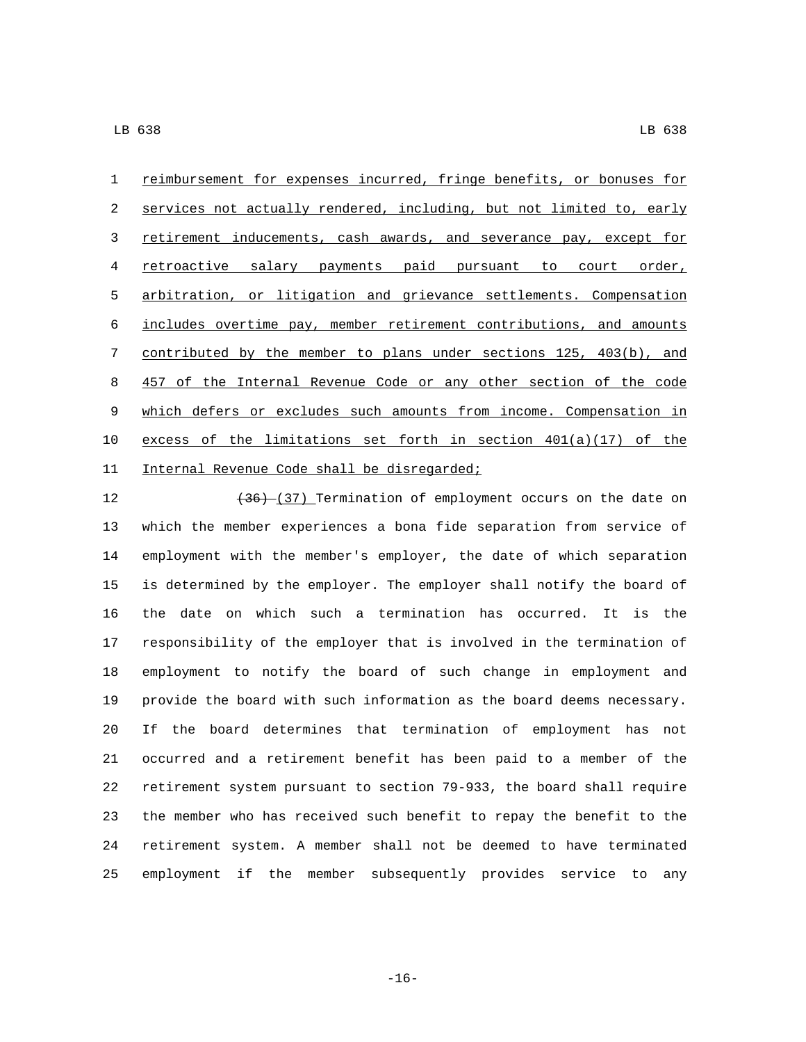reimbursement for expenses incurred, fringe benefits, or bonuses for services not actually rendered, including, but not limited to, early retirement inducements, cash awards, and severance pay, except for retroactive salary payments paid pursuant to court order, arbitration, or litigation and grievance settlements. Compensation includes overtime pay, member retirement contributions, and amounts contributed by the member to plans under sections 125, 403(b), and 457 of the Internal Revenue Code or any other section of the code which defers or excludes such amounts from income. Compensation in excess of the limitations set forth in section 401(a)(17) of the Internal Revenue Code shall be disregarded;

~~(36)~~ (37) Termination of employment occurs on the date on which the member experiences a bona fide separation from service of employment with the member's employer, the date of which separation is determined by the employer. The employer shall notify the board of the date on which such a termination has occurred. It is the responsibility of the employer that is involved in the termination of employment to notify the board of such change in employment and provide the board with such information as the board deems necessary. If the board determines that termination of employment has not occurred and a retirement benefit has been paid to a member of the retirement system pursuant to section 79-933, the board shall require the member who has received such benefit to repay the benefit to the retirement system. A member shall not be deemed to have terminated employment if the member subsequently provides service to any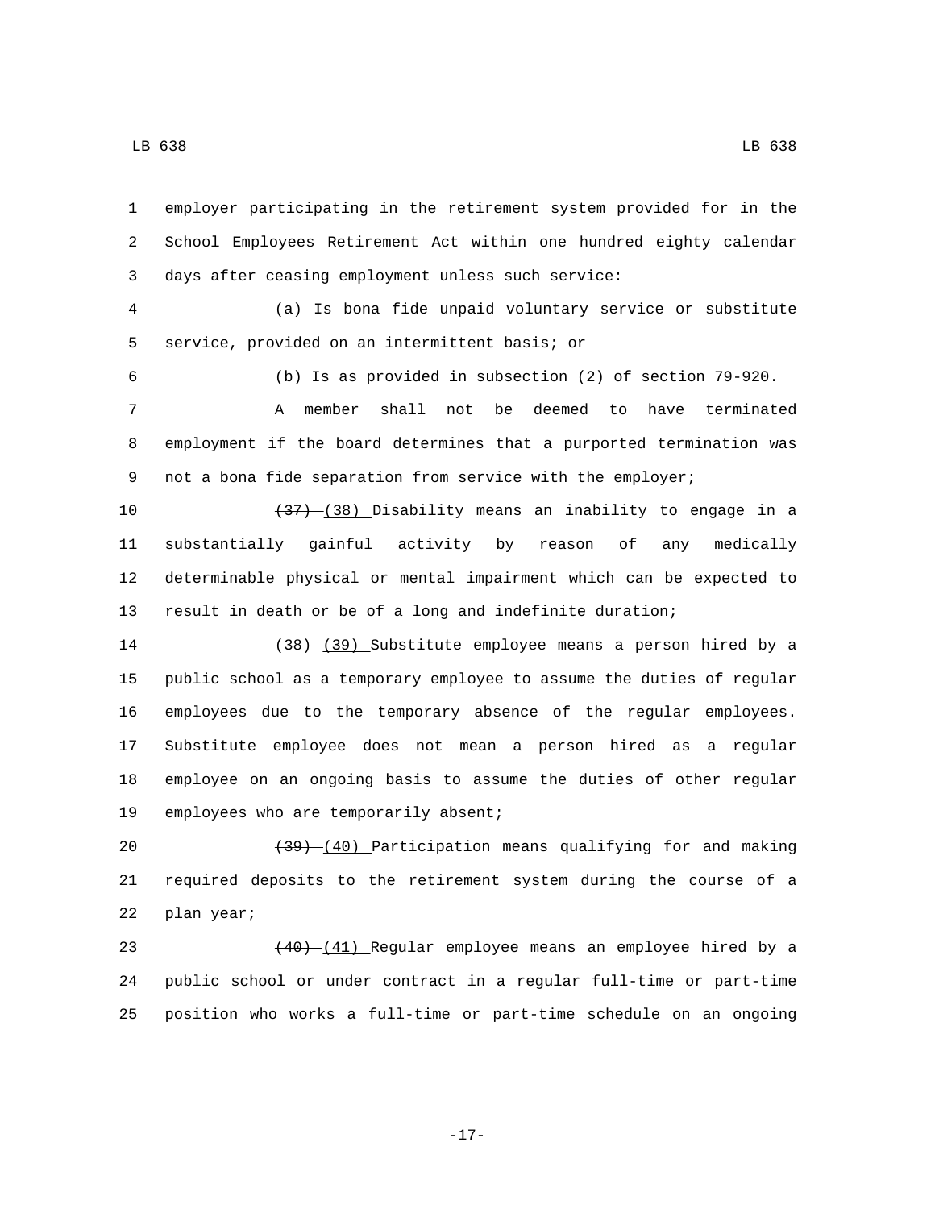employer participating in the retirement system provided for in the School Employees Retirement Act within one hundred eighty calendar days after ceasing employment unless such service:

(a) Is bona fide unpaid voluntary service or substitute service, provided on an intermittent basis; or

(b) Is as provided in subsection (2) of section 79-920.

A member shall not be deemed to have terminated employment if the board determines that a purported termination was not a bona fide separation from service with the employer;

~~(37)~~ (38) Disability means an inability to engage in a substantially gainful activity by reason of any medically determinable physical or mental impairment which can be expected to result in death or be of a long and indefinite duration;

~~(38)~~ (39) Substitute employee means a person hired by a public school as a temporary employee to assume the duties of regular employees due to the temporary absence of the regular employees. Substitute employee does not mean a person hired as a regular employee on an ongoing basis to assume the duties of other regular employees who are temporarily absent;

~~(39)~~ (40) Participation means qualifying for and making required deposits to the retirement system during the course of a plan year;

~~(40)~~ (41) Regular employee means an employee hired by a public school or under contract in a regular full-time or part-time position who works a full-time or part-time schedule on an ongoing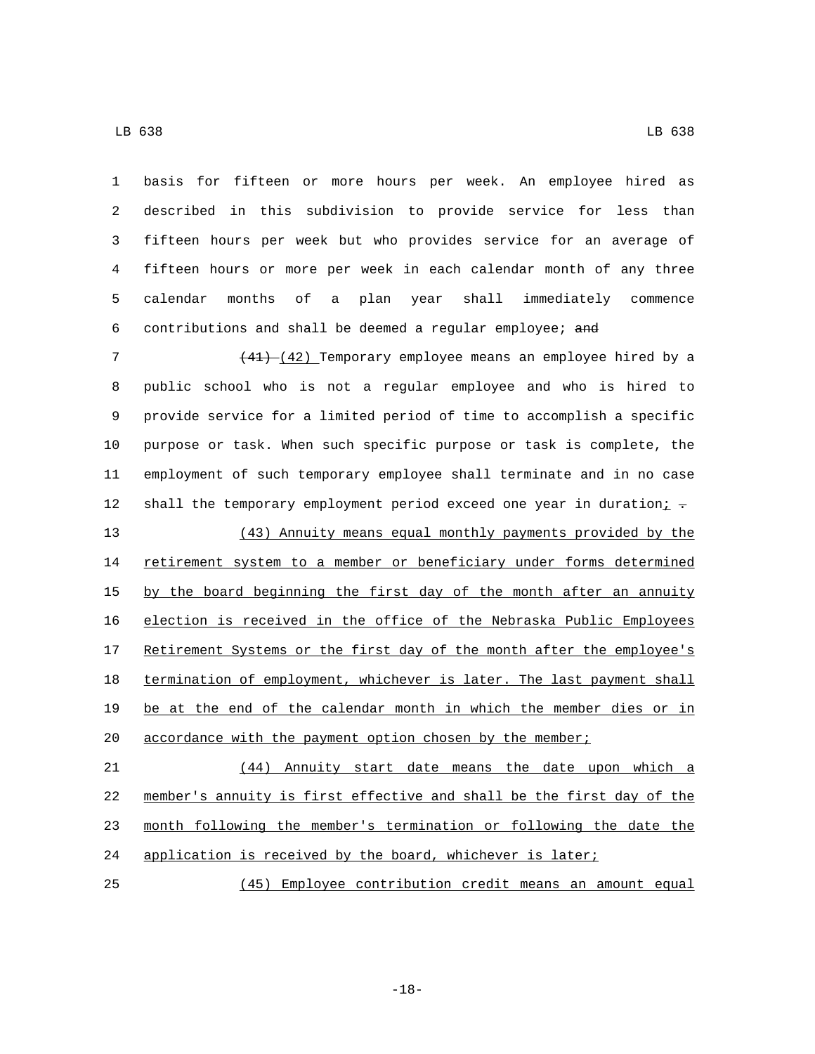basis for fifteen or more hours per week. An employee hired as described in this subdivision to provide service for less than fifteen hours per week but who provides service for an average of fifteen hours or more per week in each calendar month of any three calendar months of a plan year shall immediately commence contributions and shall be deemed a regular employee; ~~and~~

~~(41)~~ (42) Temporary employee means an employee hired by a public school who is not a regular employee and who is hired to provide service for a limited period of time to accomplish a specific purpose or task. When such specific purpose or task is complete, the employment of such temporary employee shall terminate and in no case shall the temporary employment period exceed one year in duration; ~~.~~

(43) Annuity means equal monthly payments provided by the retirement system to a member or beneficiary under forms determined by the board beginning the first day of the month after an annuity election is received in the office of the Nebraska Public Employees Retirement Systems or the first day of the month after the employee's termination of employment, whichever is later. The last payment shall be at the end of the calendar month in which the member dies or in accordance with the payment option chosen by the member;

(44) Annuity start date means the date upon which a member's annuity is first effective and shall be the first day of the month following the member's termination or following the date the application is received by the board, whichever is later;

(45) Employee contribution credit means an amount equal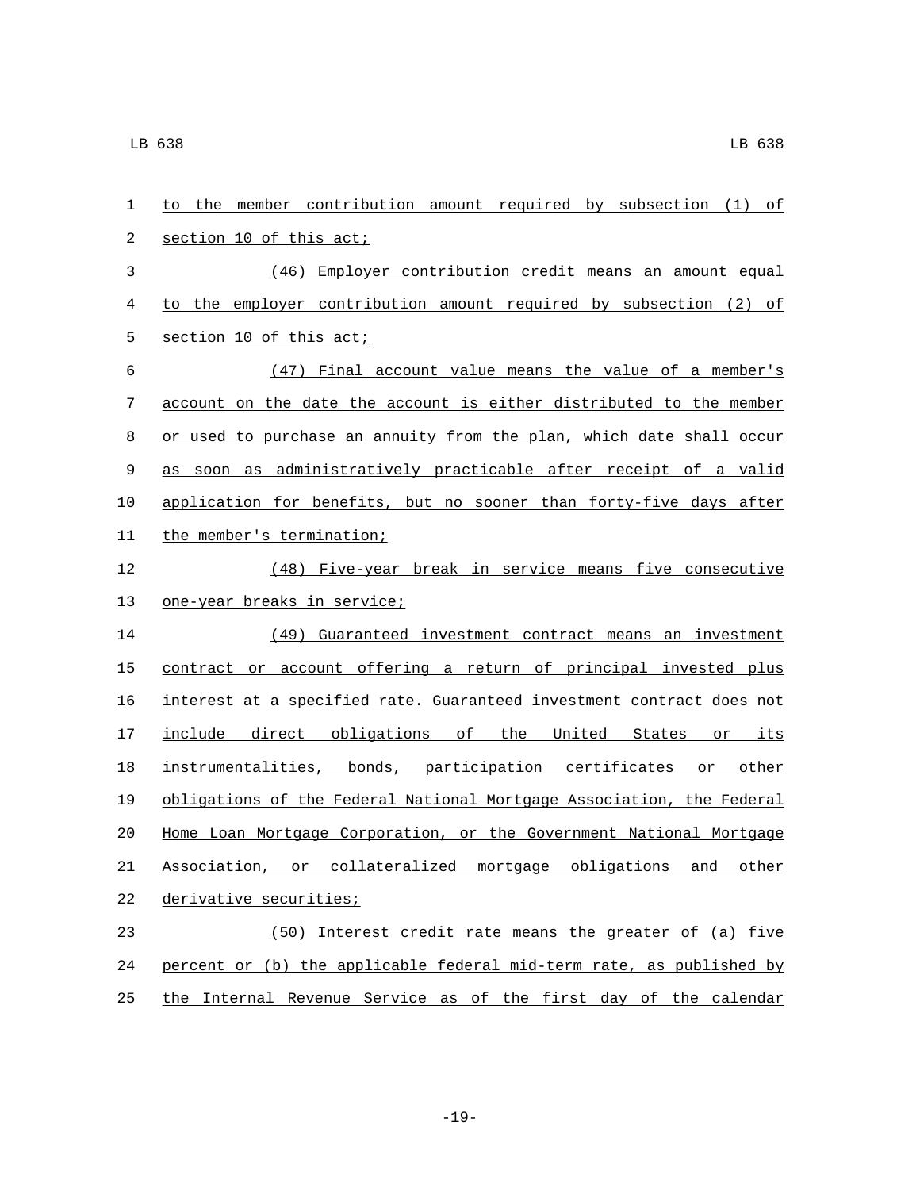to the member contribution amount required by subsection (1) of section 10 of this act;

(46) Employer contribution credit means an amount equal to the employer contribution amount required by subsection (2) of section 10 of this act;

(47) Final account value means the value of a member's account on the date the account is either distributed to the member or used to purchase an annuity from the plan, which date shall occur as soon as administratively practicable after receipt of a valid application for benefits, but no sooner than forty-five days after the member's termination;

(48) Five-year break in service means five consecutive one-year breaks in service;

(49) Guaranteed investment contract means an investment contract or account offering a return of principal invested plus interest at a specified rate. Guaranteed investment contract does not include direct obligations of the United States or its instrumentalities, bonds, participation certificates or other obligations of the Federal National Mortgage Association, the Federal Home Loan Mortgage Corporation, or the Government National Mortgage Association, or collateralized mortgage obligations and other derivative securities;

(50) Interest credit rate means the greater of (a) five percent or (b) the applicable federal mid-term rate, as published by the Internal Revenue Service as of the first day of the calendar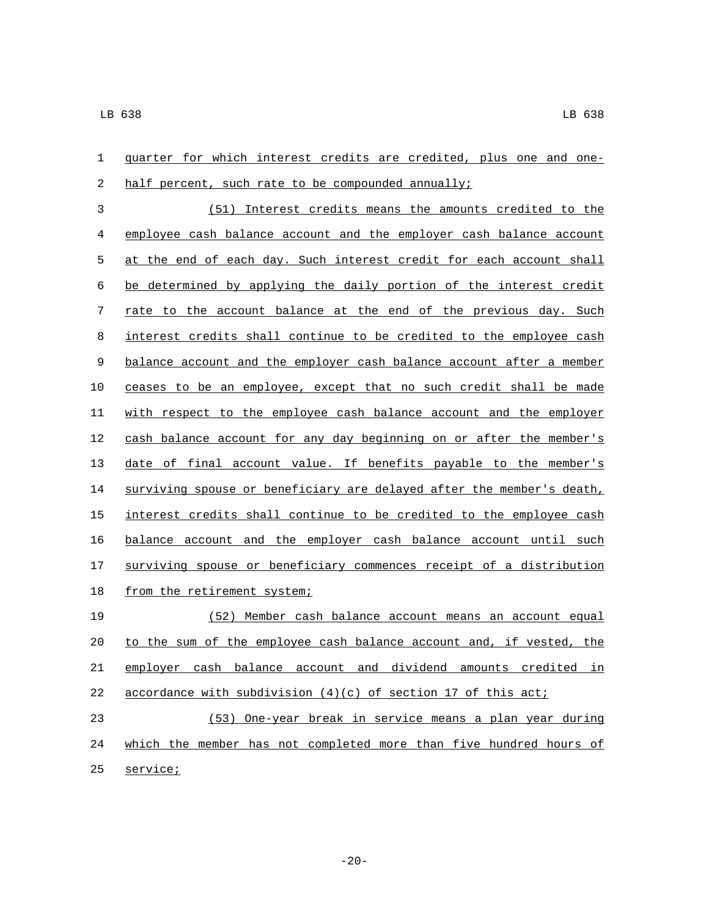quarter for which interest credits are credited, plus one and one-half percent, such rate to be compounded annually;

(51) Interest credits means the amounts credited to the employee cash balance account and the employer cash balance account at the end of each day. Such interest credit for each account shall be determined by applying the daily portion of the interest credit rate to the account balance at the end of the previous day. Such interest credits shall continue to be credited to the employee cash balance account and the employer cash balance account after a member ceases to be an employee, except that no such credit shall be made with respect to the employee cash balance account and the employer cash balance account for any day beginning on or after the member's date of final account value. If benefits payable to the member's surviving spouse or beneficiary are delayed after the member's death, interest credits shall continue to be credited to the employee cash balance account and the employer cash balance account until such surviving spouse or beneficiary commences receipt of a distribution from the retirement system;

(52) Member cash balance account means an account equal to the sum of the employee cash balance account and, if vested, the employer cash balance account and dividend amounts credited in accordance with subdivision (4)(c) of section 17 of this act;

(53) One-year break in service means a plan year during which the member has not completed more than five hundred hours of service;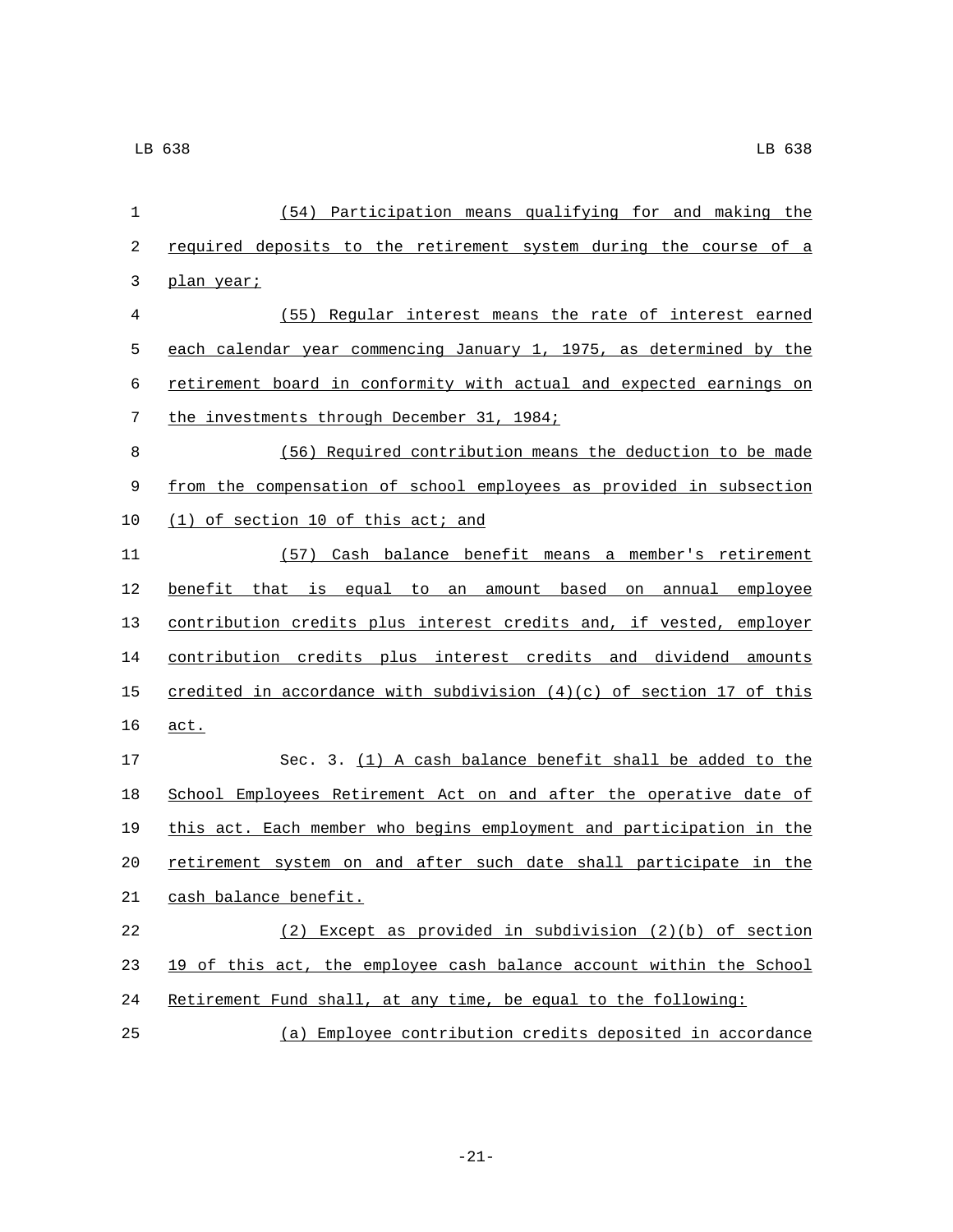(54) Participation means qualifying for and making the required deposits to the retirement system during the course of a plan year;

(55) Regular interest means the rate of interest earned each calendar year commencing January 1, 1975, as determined by the retirement board in conformity with actual and expected earnings on the investments through December 31, 1984;

(56) Required contribution means the deduction to be made from the compensation of school employees as provided in subsection (1) of section 10 of this act; and

(57) Cash balance benefit means a member's retirement benefit that is equal to an amount based on annual employee contribution credits plus interest credits and, if vested, employer contribution credits plus interest credits and dividend amounts credited in accordance with subdivision (4)(c) of section 17 of this act.

Sec. 3. (1) A cash balance benefit shall be added to the School Employees Retirement Act on and after the operative date of this act. Each member who begins employment and participation in the retirement system on and after such date shall participate in the cash balance benefit.

(2) Except as provided in subdivision (2)(b) of section 19 of this act, the employee cash balance account within the School Retirement Fund shall, at any time, be equal to the following:

(a) Employee contribution credits deposited in accordance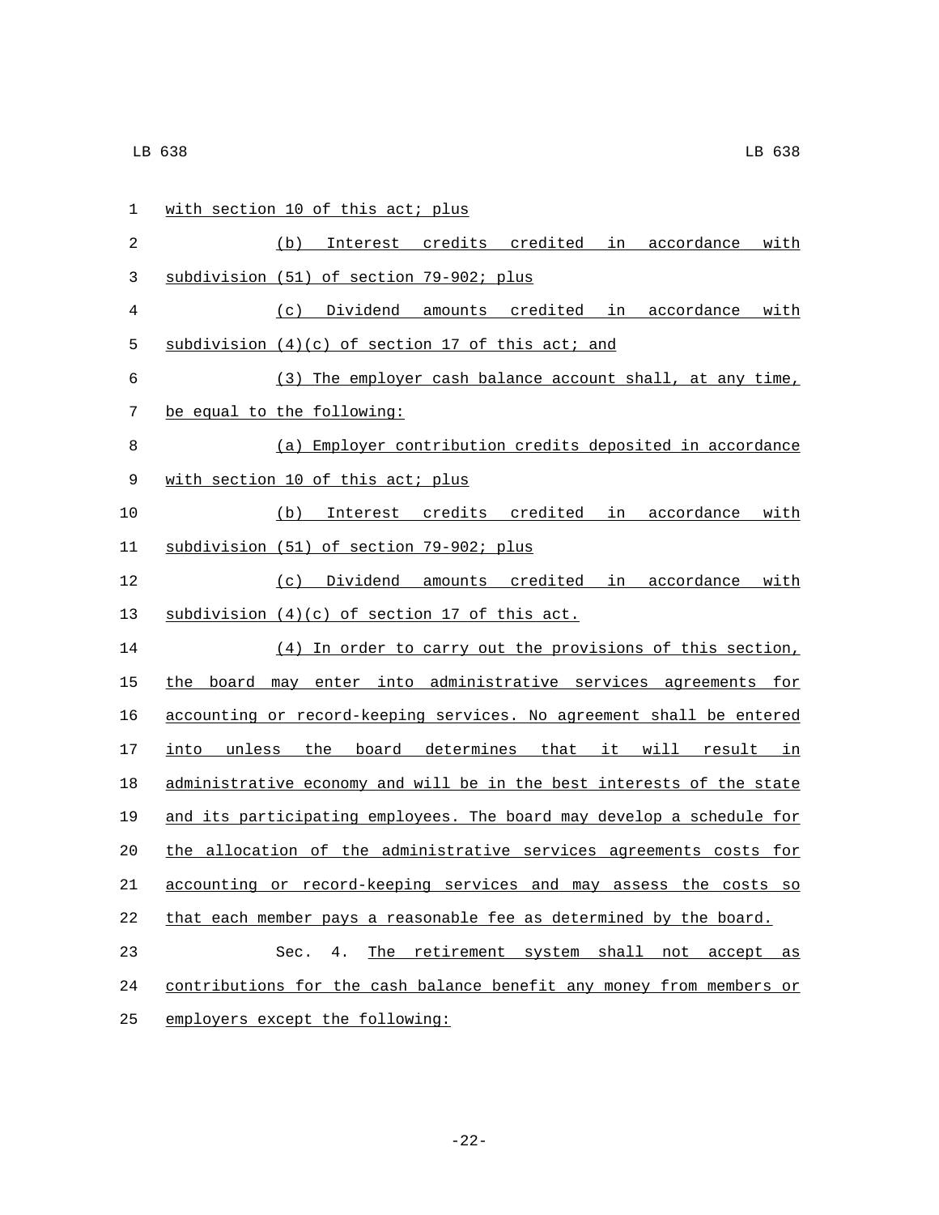with section 10 of this act; plus

(b) Interest credits credited in accordance with subdivision (51) of section 79-902; plus

(c) Dividend amounts credited in accordance with subdivision (4)(c) of section 17 of this act; and

(3) The employer cash balance account shall, at any time, be equal to the following:

(a) Employer contribution credits deposited in accordance with section 10 of this act; plus

(b) Interest credits credited in accordance with subdivision (51) of section 79-902; plus

(c) Dividend amounts credited in accordance with subdivision (4)(c) of section 17 of this act.

(4) In order to carry out the provisions of this section, the board may enter into administrative services agreements for accounting or record-keeping services. No agreement shall be entered into unless the board determines that it will result in administrative economy and will be in the best interests of the state and its participating employees. The board may develop a schedule for the allocation of the administrative services agreements costs for accounting or record-keeping services and may assess the costs so that each member pays a reasonable fee as determined by the board.

Sec. 4. The retirement system shall not accept as contributions for the cash balance benefit any money from members or employers except the following: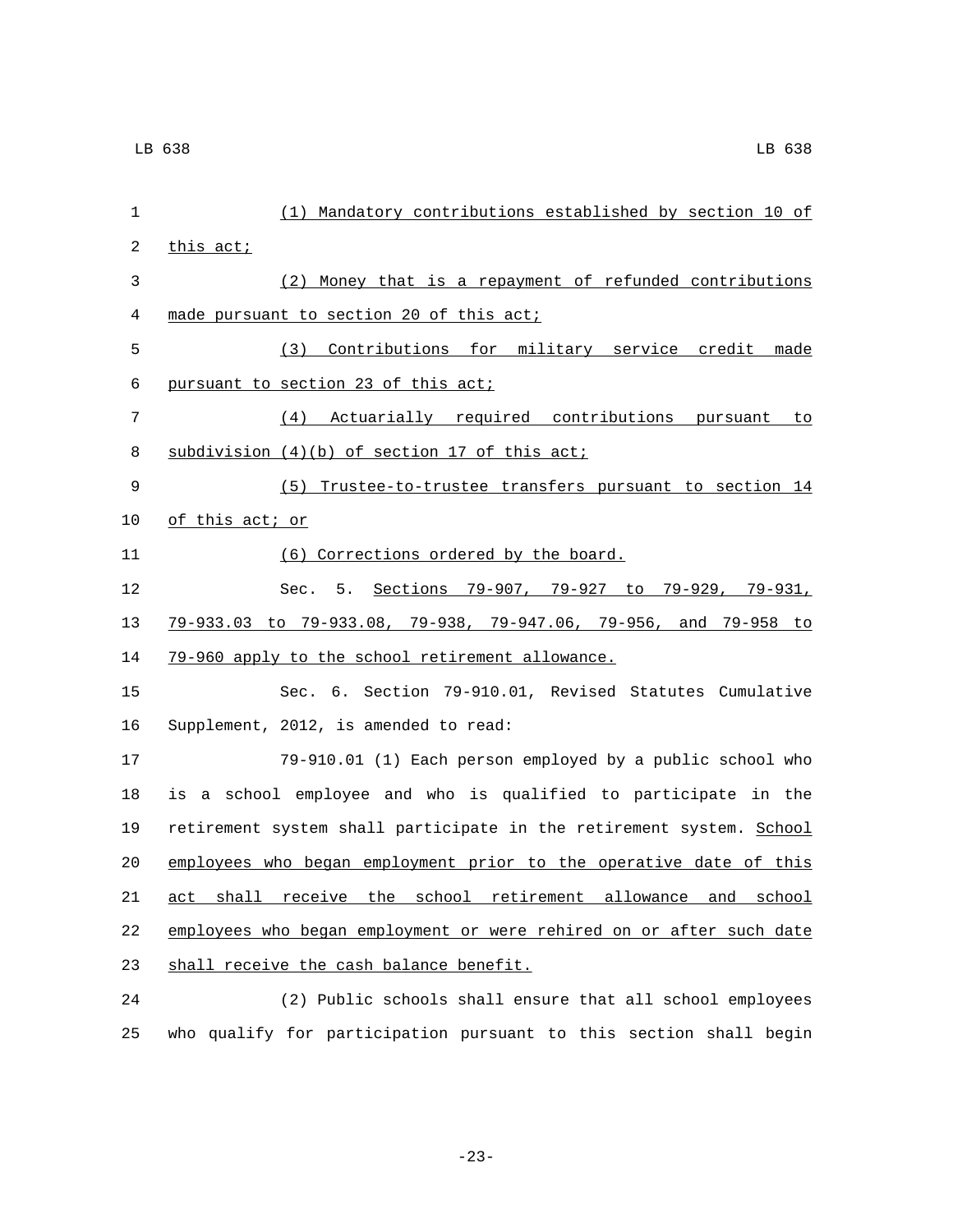(1) Mandatory contributions established by section 10 of this act;

(2) Money that is a repayment of refunded contributions made pursuant to section 20 of this act;

(3) Contributions for military service credit made pursuant to section 23 of this act;

(4) Actuarially required contributions pursuant to subdivision (4)(b) of section 17 of this act;

(5) Trustee-to-trustee transfers pursuant to section 14 of this act; or

(6) Corrections ordered by the board.

Sec. 5. Sections 79-907, 79-927 to 79-929, 79-931, 79-933.03 to 79-933.08, 79-938, 79-947.06, 79-956, and 79-958 to 79-960 apply to the school retirement allowance.

Sec. 6. Section 79-910.01, Revised Statutes Cumulative Supplement, 2012, is amended to read:

79-910.01 (1) Each person employed by a public school who is a school employee and who is qualified to participate in the retirement system shall participate in the retirement system. School employees who began employment prior to the operative date of this act shall receive the school retirement allowance and school employees who began employment or were rehired on or after such date shall receive the cash balance benefit.

(2) Public schools shall ensure that all school employees who qualify for participation pursuant to this section shall begin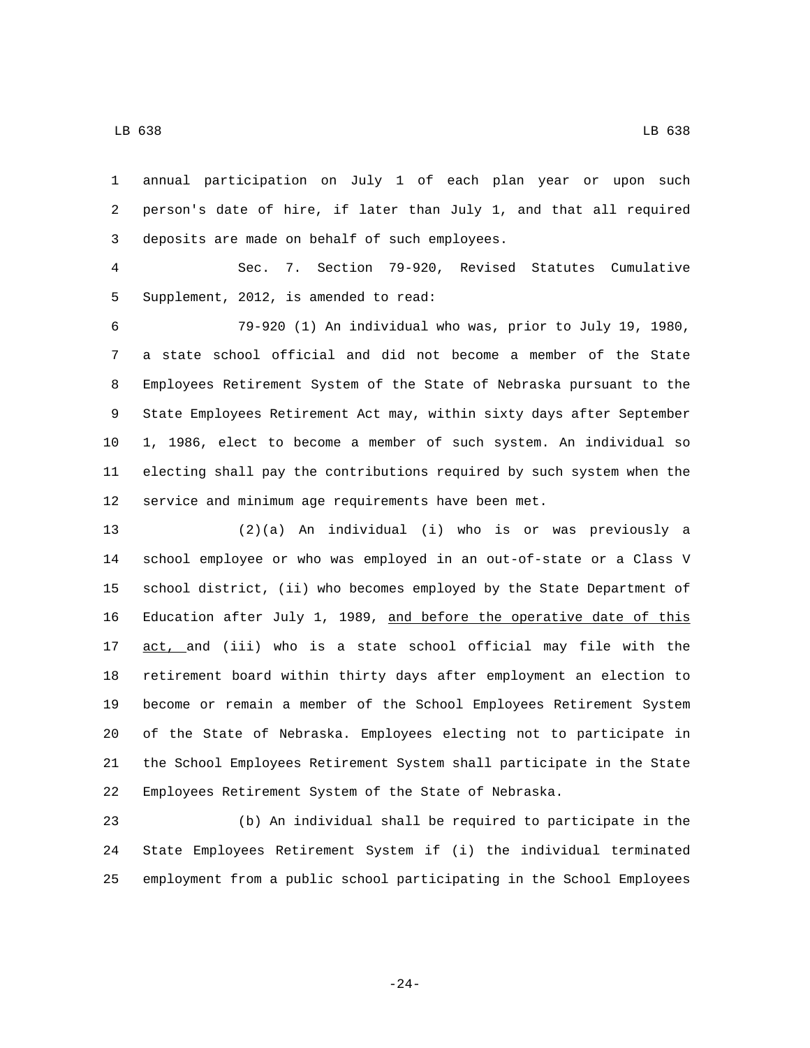annual participation on July 1 of each plan year or upon such person's date of hire, if later than July 1, and that all required deposits are made on behalf of such employees.

Sec. 7. Section 79-920, Revised Statutes Cumulative Supplement, 2012, is amended to read:

79-920 (1) An individual who was, prior to July 19, 1980, a state school official and did not become a member of the State Employees Retirement System of the State of Nebraska pursuant to the State Employees Retirement Act may, within sixty days after September 1, 1986, elect to become a member of such system. An individual so electing shall pay the contributions required by such system when the service and minimum age requirements have been met.

(2)(a) An individual (i) who is or was previously a school employee or who was employed in an out-of-state or a Class V school district, (ii) who becomes employed by the State Department of Education after July 1, 1989, and before the operative date of this act, and (iii) who is a state school official may file with the retirement board within thirty days after employment an election to become or remain a member of the School Employees Retirement System of the State of Nebraska. Employees electing not to participate in the School Employees Retirement System shall participate in the State Employees Retirement System of the State of Nebraska.

(b) An individual shall be required to participate in the State Employees Retirement System if (i) the individual terminated employment from a public school participating in the School Employees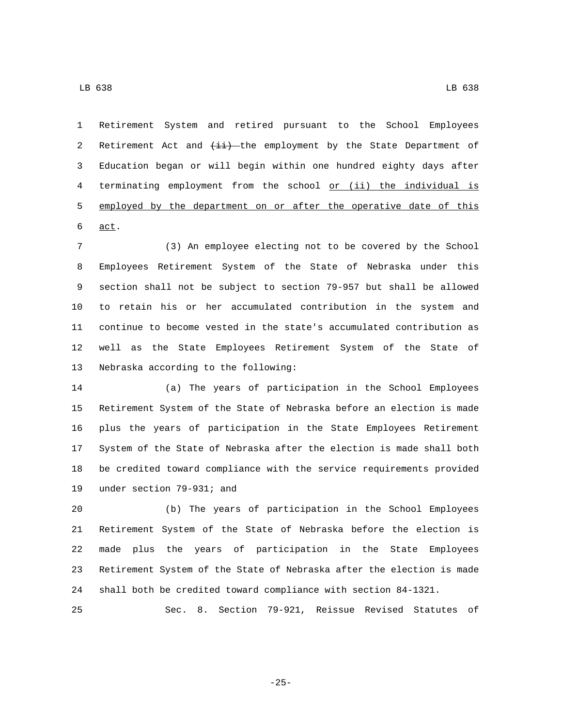Retirement System and retired pursuant to the School Employees Retirement Act and ~~(ii)~~ the employment by the State Department of Education began or will begin within one hundred eighty days after terminating employment from the school <u>or (ii) the individual is employed by the department on or after the operative date of this act</u>.

(3) An employee electing not to be covered by the School Employees Retirement System of the State of Nebraska under this section shall not be subject to section 79-957 but shall be allowed to retain his or her accumulated contribution in the system and continue to become vested in the state's accumulated contribution as well as the State Employees Retirement System of the State of Nebraska according to the following:

(a) The years of participation in the School Employees Retirement System of the State of Nebraska before an election is made plus the years of participation in the State Employees Retirement System of the State of Nebraska after the election is made shall both be credited toward compliance with the service requirements provided under section 79-931; and

(b) The years of participation in the School Employees Retirement System of the State of Nebraska before the election is made plus the years of participation in the State Employees Retirement System of the State of Nebraska after the election is made shall both be credited toward compliance with section 84-1321.

Sec. 8. Section 79-921, Reissue Revised Statutes of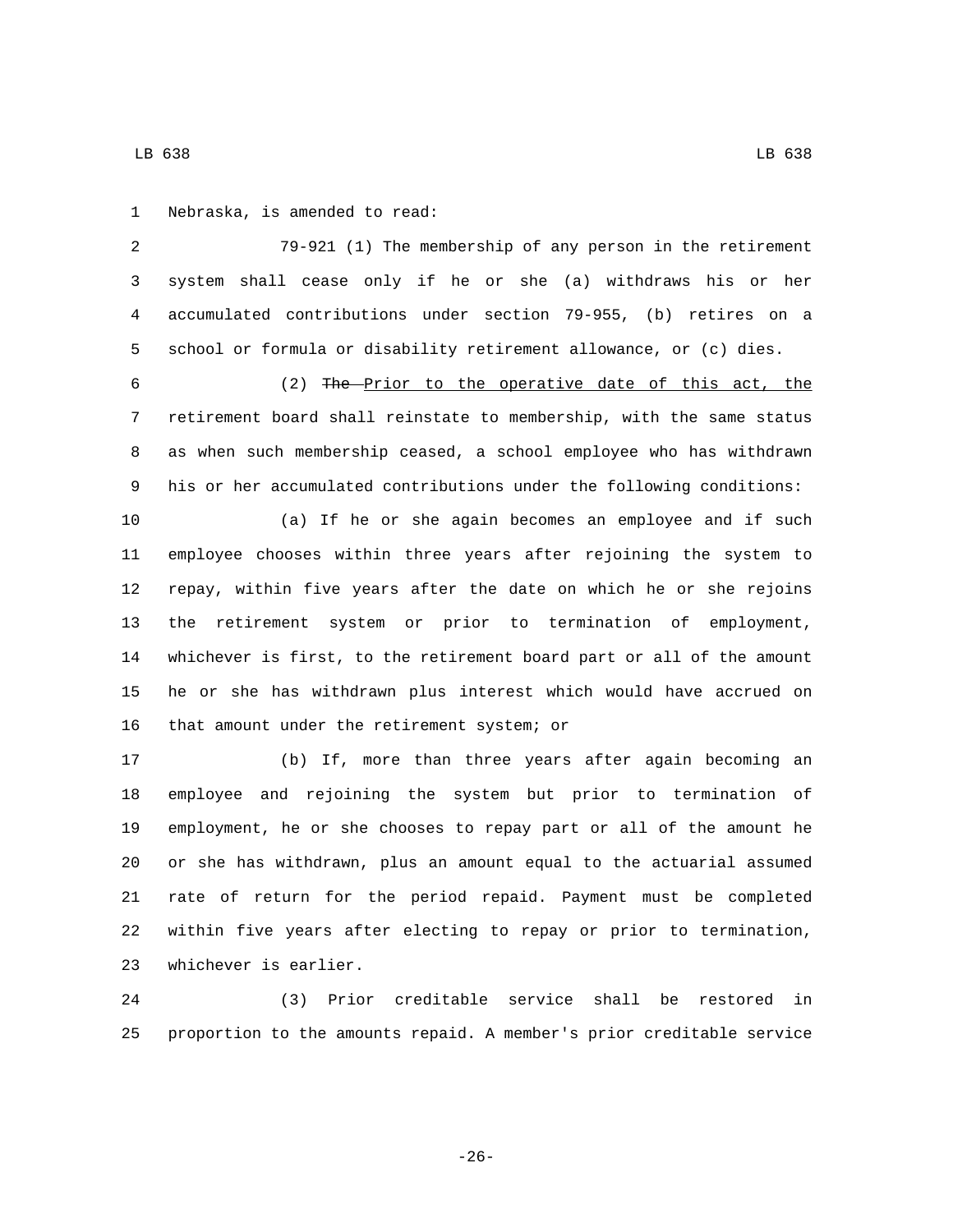Nebraska, is amended to read:

79-921 (1) The membership of any person in the retirement system shall cease only if he or she (a) withdraws his or her accumulated contributions under section 79-955, (b) retires on a school or formula or disability retirement allowance, or (c) dies.

(2) ~~The~~ Prior to the operative date of this act, the retirement board shall reinstate to membership, with the same status as when such membership ceased, a school employee who has withdrawn his or her accumulated contributions under the following conditions:

(a) If he or she again becomes an employee and if such employee chooses within three years after rejoining the system to repay, within five years after the date on which he or she rejoins the retirement system or prior to termination of employment, whichever is first, to the retirement board part or all of the amount he or she has withdrawn plus interest which would have accrued on that amount under the retirement system; or

(b) If, more than three years after again becoming an employee and rejoining the system but prior to termination of employment, he or she chooses to repay part or all of the amount he or she has withdrawn, plus an amount equal to the actuarial assumed rate of return for the period repaid. Payment must be completed within five years after electing to repay or prior to termination, whichever is earlier.

(3) Prior creditable service shall be restored in proportion to the amounts repaid. A member's prior creditable service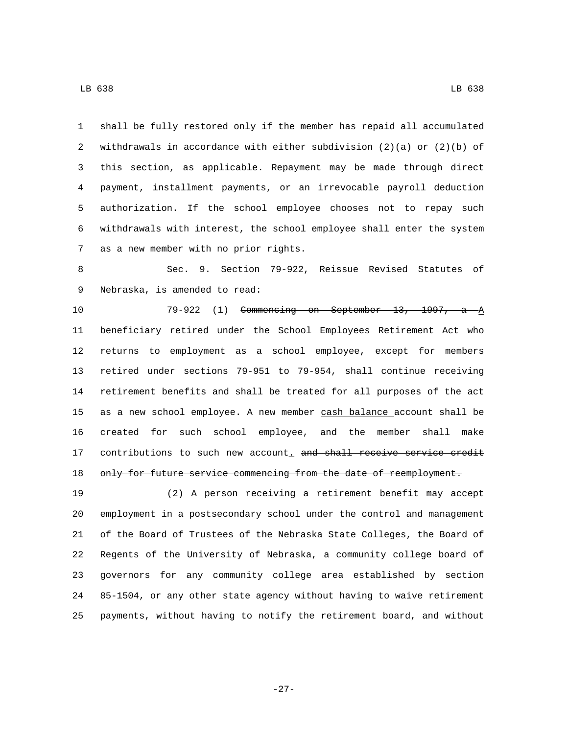shall be fully restored only if the member has repaid all accumulated withdrawals in accordance with either subdivision (2)(a) or (2)(b) of this section, as applicable. Repayment may be made through direct payment, installment payments, or an irrevocable payroll deduction authorization. If the school employee chooses not to repay such withdrawals with interest, the school employee shall enter the system as a new member with no prior rights.

Sec. 9. Section 79-922, Reissue Revised Statutes of Nebraska, is amended to read:

79-922 (1) ~~Commencing on September 13, 1997, a~~ A beneficiary retired under the School Employees Retirement Act who returns to employment as a school employee, except for members retired under sections 79-951 to 79-954, shall continue receiving retirement benefits and shall be treated for all purposes of the act as a new school employee. A new member cash balance account shall be created for such school employee, and the member shall make contributions to such new account. ~~and shall receive service credit only for future service commencing from the date of reemployment.~~

(2) A person receiving a retirement benefit may accept employment in a postsecondary school under the control and management of the Board of Trustees of the Nebraska State Colleges, the Board of Regents of the University of Nebraska, a community college board of governors for any community college area established by section 85-1504, or any other state agency without having to waive retirement payments, without having to notify the retirement board, and without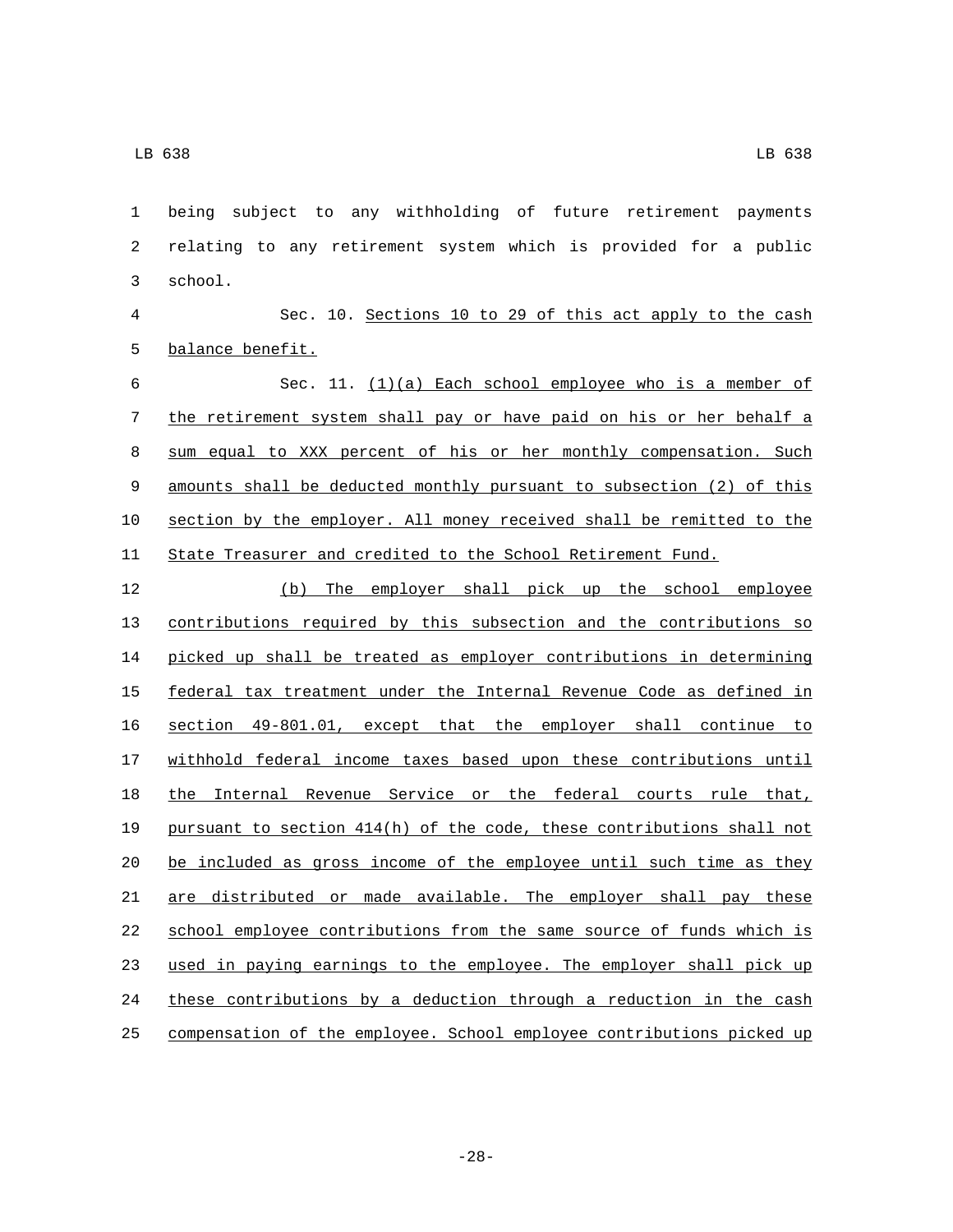being subject to any withholding of future retirement payments relating to any retirement system which is provided for a public school.

Sec. 10. Sections 10 to 29 of this act apply to the cash balance benefit.

Sec. 11. (1)(a) Each school employee who is a member of the retirement system shall pay or have paid on his or her behalf a sum equal to XXX percent of his or her monthly compensation. Such amounts shall be deducted monthly pursuant to subsection (2) of this section by the employer. All money received shall be remitted to the State Treasurer and credited to the School Retirement Fund.

(b) The employer shall pick up the school employee contributions required by this subsection and the contributions so picked up shall be treated as employer contributions in determining federal tax treatment under the Internal Revenue Code as defined in section 49-801.01, except that the employer shall continue to withhold federal income taxes based upon these contributions until the Internal Revenue Service or the federal courts rule that, pursuant to section 414(h) of the code, these contributions shall not be included as gross income of the employee until such time as they are distributed or made available. The employer shall pay these school employee contributions from the same source of funds which is used in paying earnings to the employee. The employer shall pick up these contributions by a deduction through a reduction in the cash compensation of the employee. School employee contributions picked up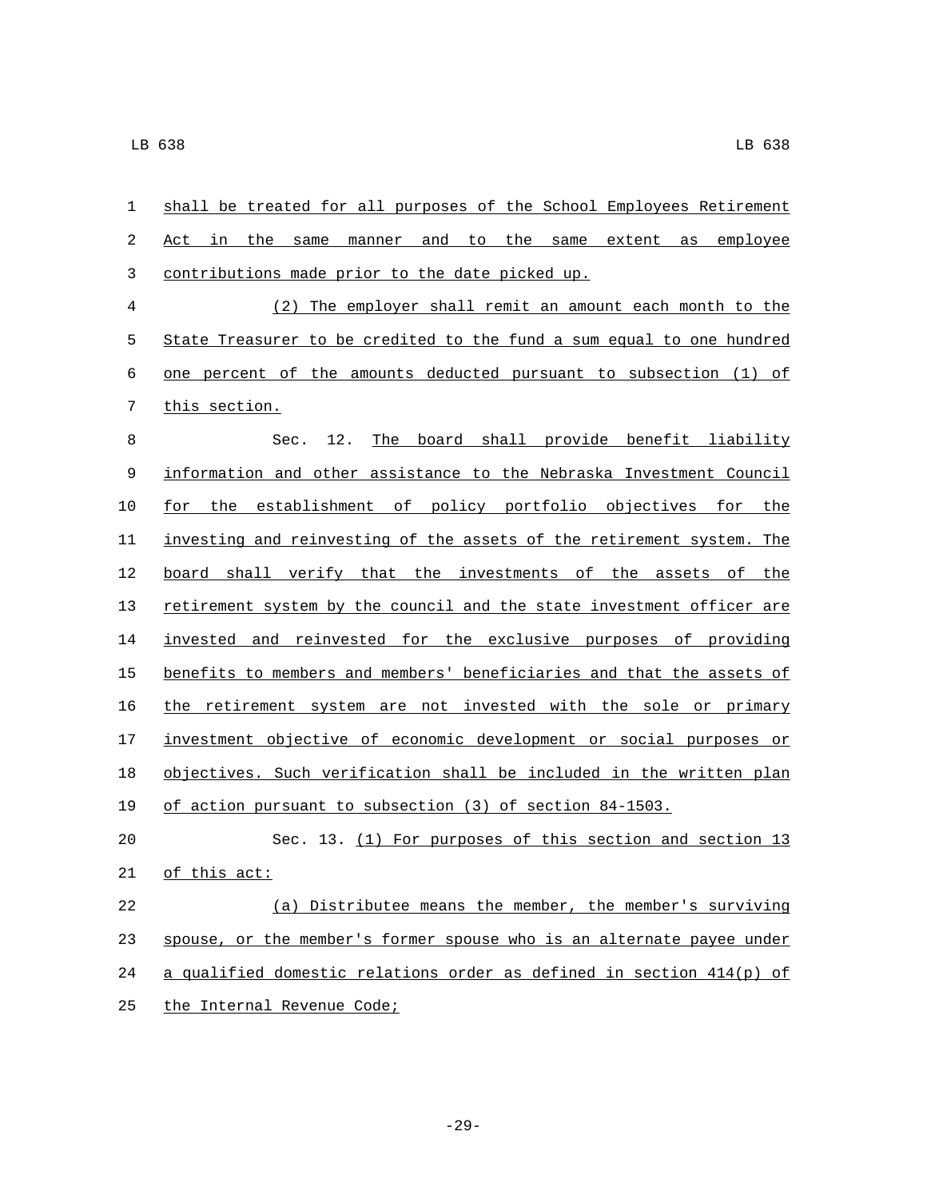shall be treated for all purposes of the School Employees Retirement Act in the same manner and to the same extent as employee contributions made prior to the date picked up.

(2) The employer shall remit an amount each month to the State Treasurer to be credited to the fund a sum equal to one hundred one percent of the amounts deducted pursuant to subsection (1) of this section.

Sec. 12. The board shall provide benefit liability information and other assistance to the Nebraska Investment Council for the establishment of policy portfolio objectives for the investing and reinvesting of the assets of the retirement system. The board shall verify that the investments of the assets of the retirement system by the council and the state investment officer are invested and reinvested for the exclusive purposes of providing benefits to members and members' beneficiaries and that the assets of the retirement system are not invested with the sole or primary investment objective of economic development or social purposes or objectives. Such verification shall be included in the written plan of action pursuant to subsection (3) of section 84-1503.

Sec. 13. (1) For purposes of this section and section 13 of this act:

(a) Distributee means the member, the member's surviving spouse, or the member's former spouse who is an alternate payee under a qualified domestic relations order as defined in section 414(p) of the Internal Revenue Code;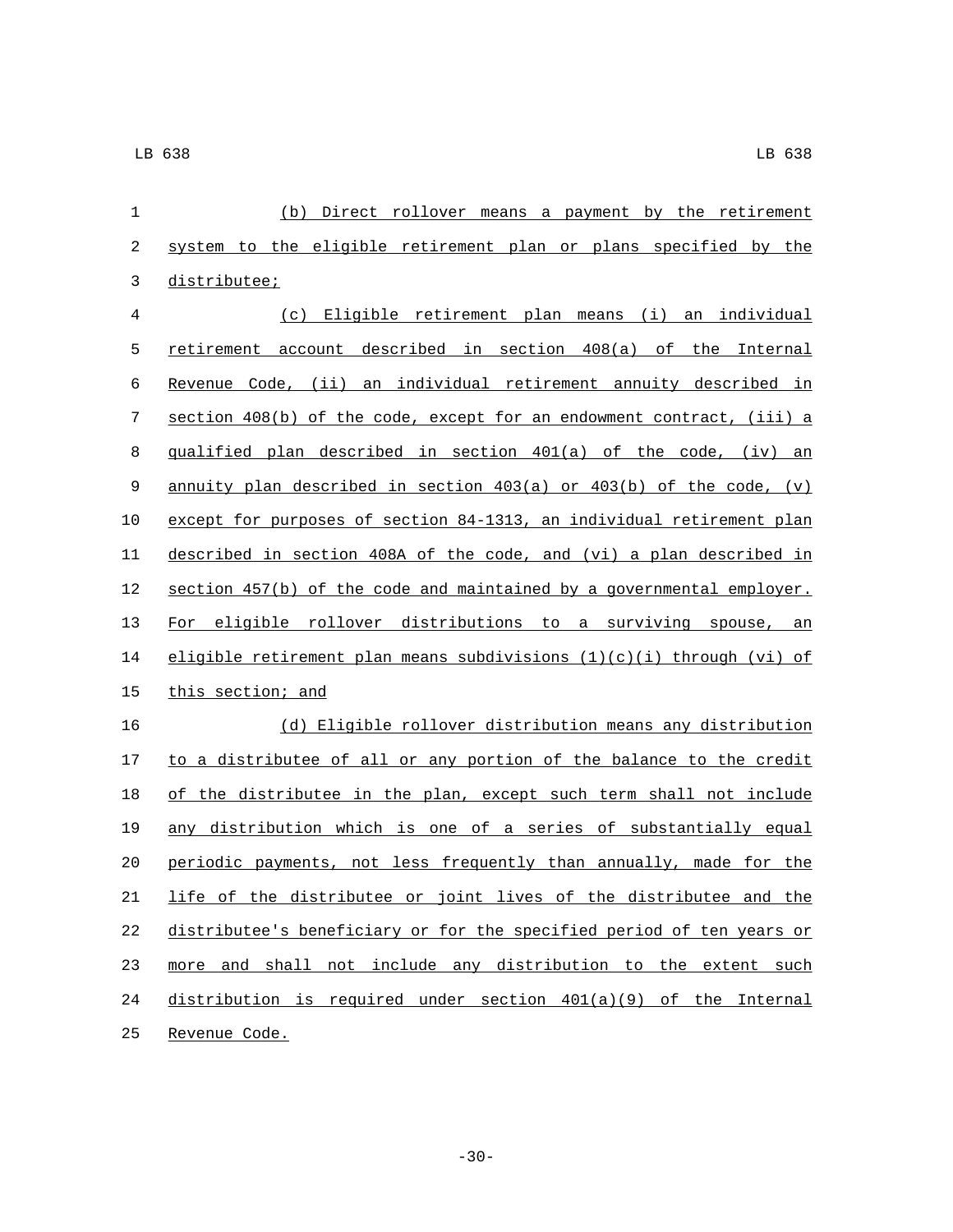(b) Direct rollover means a payment by the retirement system to the eligible retirement plan or plans specified by the distributee;

(c) Eligible retirement plan means (i) an individual retirement account described in section 408(a) of the Internal Revenue Code, (ii) an individual retirement annuity described in section 408(b) of the code, except for an endowment contract, (iii) a qualified plan described in section 401(a) of the code, (iv) an annuity plan described in section 403(a) or 403(b) of the code, (v) except for purposes of section 84-1313, an individual retirement plan described in section 408A of the code, and (vi) a plan described in section 457(b) of the code and maintained by a governmental employer. For eligible rollover distributions to a surviving spouse, an eligible retirement plan means subdivisions (1)(c)(i) through (vi) of this section; and

(d) Eligible rollover distribution means any distribution to a distributee of all or any portion of the balance to the credit of the distributee in the plan, except such term shall not include any distribution which is one of a series of substantially equal periodic payments, not less frequently than annually, made for the life of the distributee or joint lives of the distributee and the distributee's beneficiary or for the specified period of ten years or more and shall not include any distribution to the extent such distribution is required under section 401(a)(9) of the Internal Revenue Code.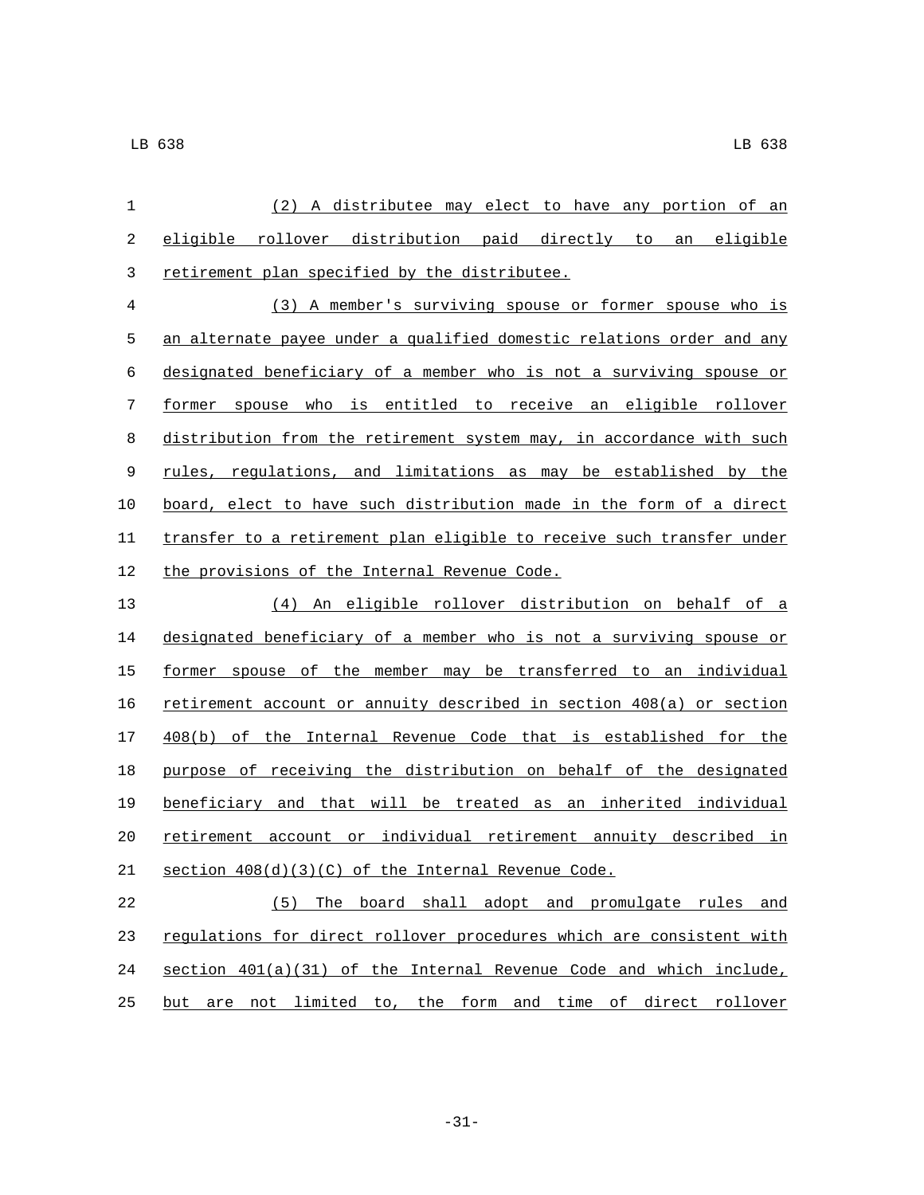(2) A distributee may elect to have any portion of an eligible rollover distribution paid directly to an eligible retirement plan specified by the distributee.

(3) A member's surviving spouse or former spouse who is an alternate payee under a qualified domestic relations order and any designated beneficiary of a member who is not a surviving spouse or former spouse who is entitled to receive an eligible rollover distribution from the retirement system may, in accordance with such rules, regulations, and limitations as may be established by the board, elect to have such distribution made in the form of a direct transfer to a retirement plan eligible to receive such transfer under the provisions of the Internal Revenue Code.

(4) An eligible rollover distribution on behalf of a designated beneficiary of a member who is not a surviving spouse or former spouse of the member may be transferred to an individual retirement account or annuity described in section 408(a) or section 408(b) of the Internal Revenue Code that is established for the purpose of receiving the distribution on behalf of the designated beneficiary and that will be treated as an inherited individual retirement account or individual retirement annuity described in section 408(d)(3)(C) of the Internal Revenue Code.

(5) The board shall adopt and promulgate rules and regulations for direct rollover procedures which are consistent with section 401(a)(31) of the Internal Revenue Code and which include, but are not limited to, the form and time of direct rollover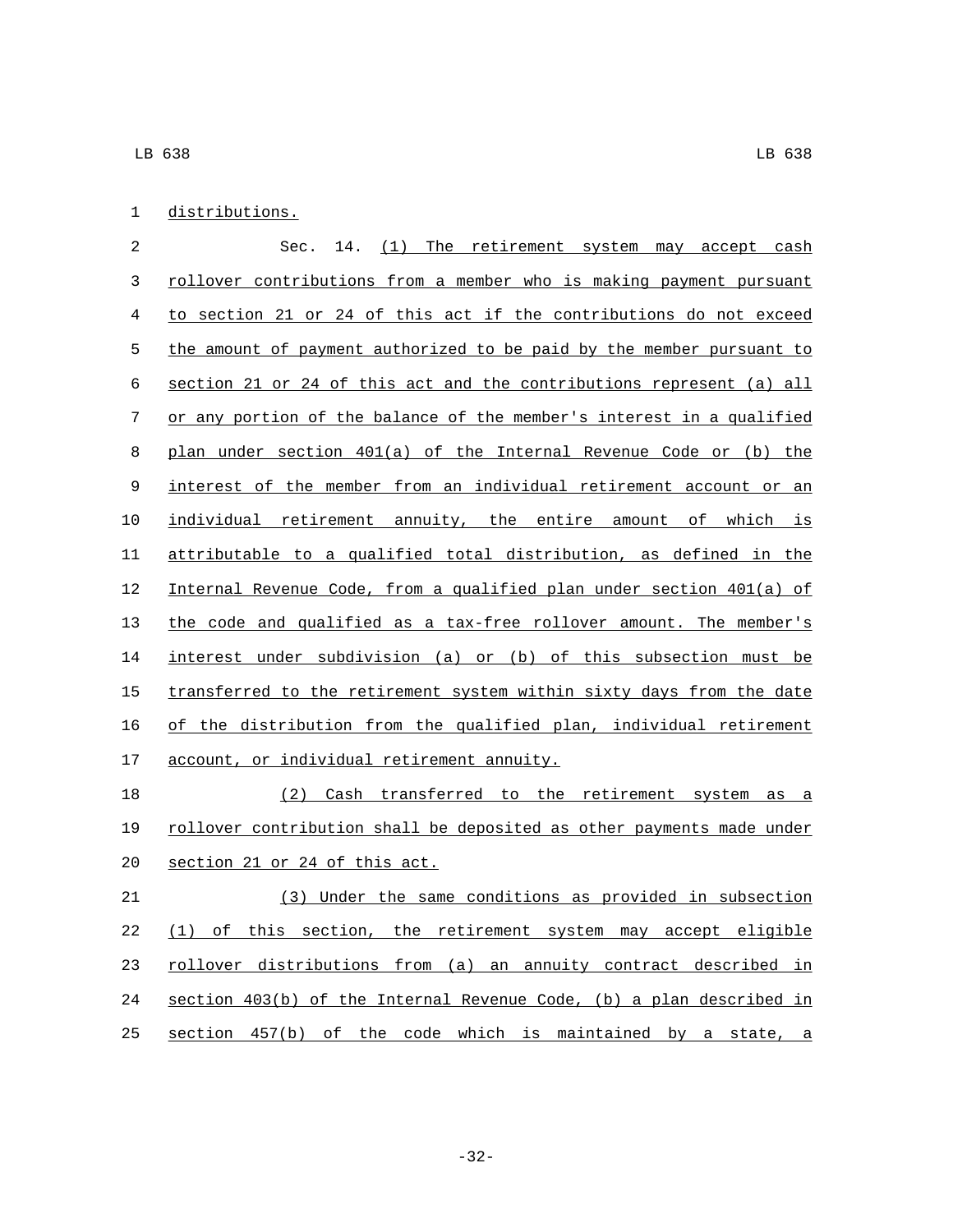distributions.

Sec. 14. (1) The retirement system may accept cash rollover contributions from a member who is making payment pursuant to section 21 or 24 of this act if the contributions do not exceed the amount of payment authorized to be paid by the member pursuant to section 21 or 24 of this act and the contributions represent (a) all or any portion of the balance of the member's interest in a qualified plan under section 401(a) of the Internal Revenue Code or (b) the interest of the member from an individual retirement account or an individual retirement annuity, the entire amount of which is attributable to a qualified total distribution, as defined in the Internal Revenue Code, from a qualified plan under section 401(a) of the code and qualified as a tax-free rollover amount. The member's interest under subdivision (a) or (b) of this subsection must be transferred to the retirement system within sixty days from the date of the distribution from the qualified plan, individual retirement account, or individual retirement annuity.

(2) Cash transferred to the retirement system as a rollover contribution shall be deposited as other payments made under section 21 or 24 of this act.

(3) Under the same conditions as provided in subsection (1) of this section, the retirement system may accept eligible rollover distributions from (a) an annuity contract described in section 403(b) of the Internal Revenue Code, (b) a plan described in section 457(b) of the code which is maintained by a state, a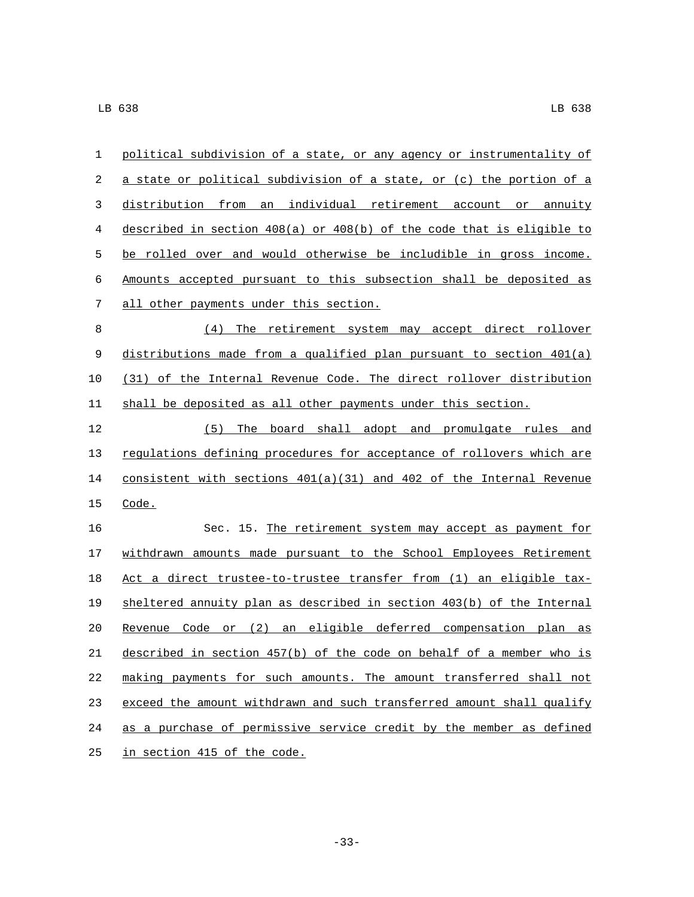political subdivision of a state, or any agency or instrumentality of a state or political subdivision of a state, or (c) the portion of a distribution from an individual retirement account or annuity described in section 408(a) or 408(b) of the code that is eligible to be rolled over and would otherwise be includible in gross income. Amounts accepted pursuant to this subsection shall be deposited as all other payments under this section.

(4) The retirement system may accept direct rollover distributions made from a qualified plan pursuant to section 401(a)(31) of the Internal Revenue Code. The direct rollover distribution shall be deposited as all other payments under this section.

(5) The board shall adopt and promulgate rules and regulations defining procedures for acceptance of rollovers which are consistent with sections 401(a)(31) and 402 of the Internal Revenue Code.

Sec. 15. The retirement system may accept as payment for withdrawn amounts made pursuant to the School Employees Retirement Act a direct trustee-to-trustee transfer from (1) an eligible tax-sheltered annuity plan as described in section 403(b) of the Internal Revenue Code or (2) an eligible deferred compensation plan as described in section 457(b) of the code on behalf of a member who is making payments for such amounts. The amount transferred shall not exceed the amount withdrawn and such transferred amount shall qualify as a purchase of permissive service credit by the member as defined in section 415 of the code.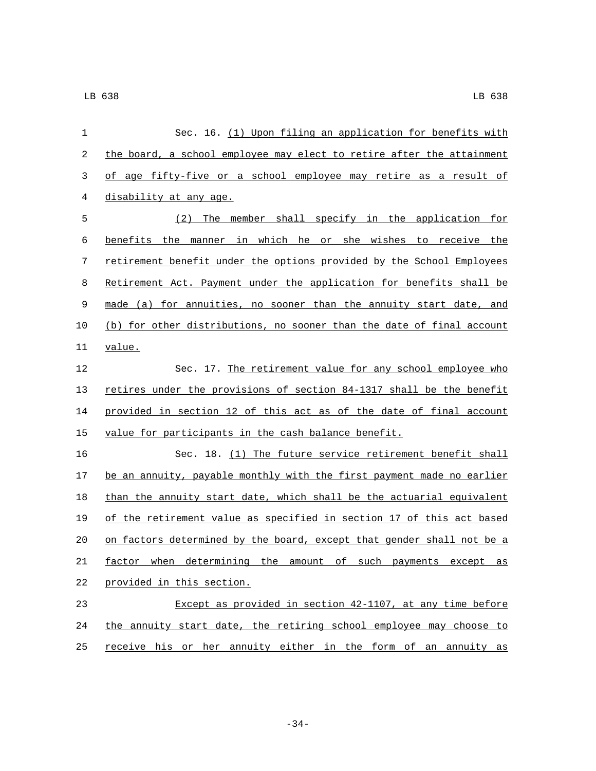Sec. 16. (1) Upon filing an application for benefits with the board, a school employee may elect to retire after the attainment of age fifty-five or a school employee may retire as a result of disability at any age.

(2) The member shall specify in the application for benefits the manner in which he or she wishes to receive the retirement benefit under the options provided by the School Employees Retirement Act. Payment under the application for benefits shall be made (a) for annuities, no sooner than the annuity start date, and (b) for other distributions, no sooner than the date of final account value.

Sec. 17. The retirement value for any school employee who retires under the provisions of section 84-1317 shall be the benefit provided in section 12 of this act as of the date of final account value for participants in the cash balance benefit.

Sec. 18. (1) The future service retirement benefit shall be an annuity, payable monthly with the first payment made no earlier than the annuity start date, which shall be the actuarial equivalent of the retirement value as specified in section 17 of this act based on factors determined by the board, except that gender shall not be a factor when determining the amount of such payments except as provided in this section.

Except as provided in section 42-1107, at any time before the annuity start date, the retiring school employee may choose to receive his or her annuity either in the form of an annuity as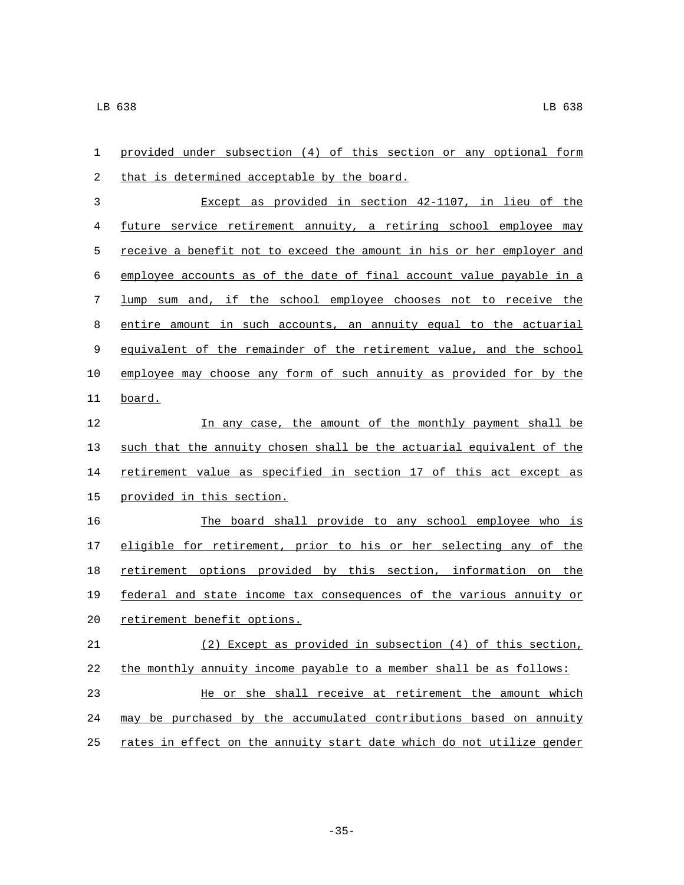provided under subsection (4) of this section or any optional form that is determined acceptable by the board.

Except as provided in section 42-1107, in lieu of the future service retirement annuity, a retiring school employee may receive a benefit not to exceed the amount in his or her employer and employee accounts as of the date of final account value payable in a lump sum and, if the school employee chooses not to receive the entire amount in such accounts, an annuity equal to the actuarial equivalent of the remainder of the retirement value, and the school employee may choose any form of such annuity as provided for by the board.

In any case, the amount of the monthly payment shall be such that the annuity chosen shall be the actuarial equivalent of the retirement value as specified in section 17 of this act except as provided in this section.

The board shall provide to any school employee who is eligible for retirement, prior to his or her selecting any of the retirement options provided by this section, information on the federal and state income tax consequences of the various annuity or retirement benefit options.

(2) Except as provided in subsection (4) of this section, the monthly annuity income payable to a member shall be as follows:

He or she shall receive at retirement the amount which may be purchased by the accumulated contributions based on annuity rates in effect on the annuity start date which do not utilize gender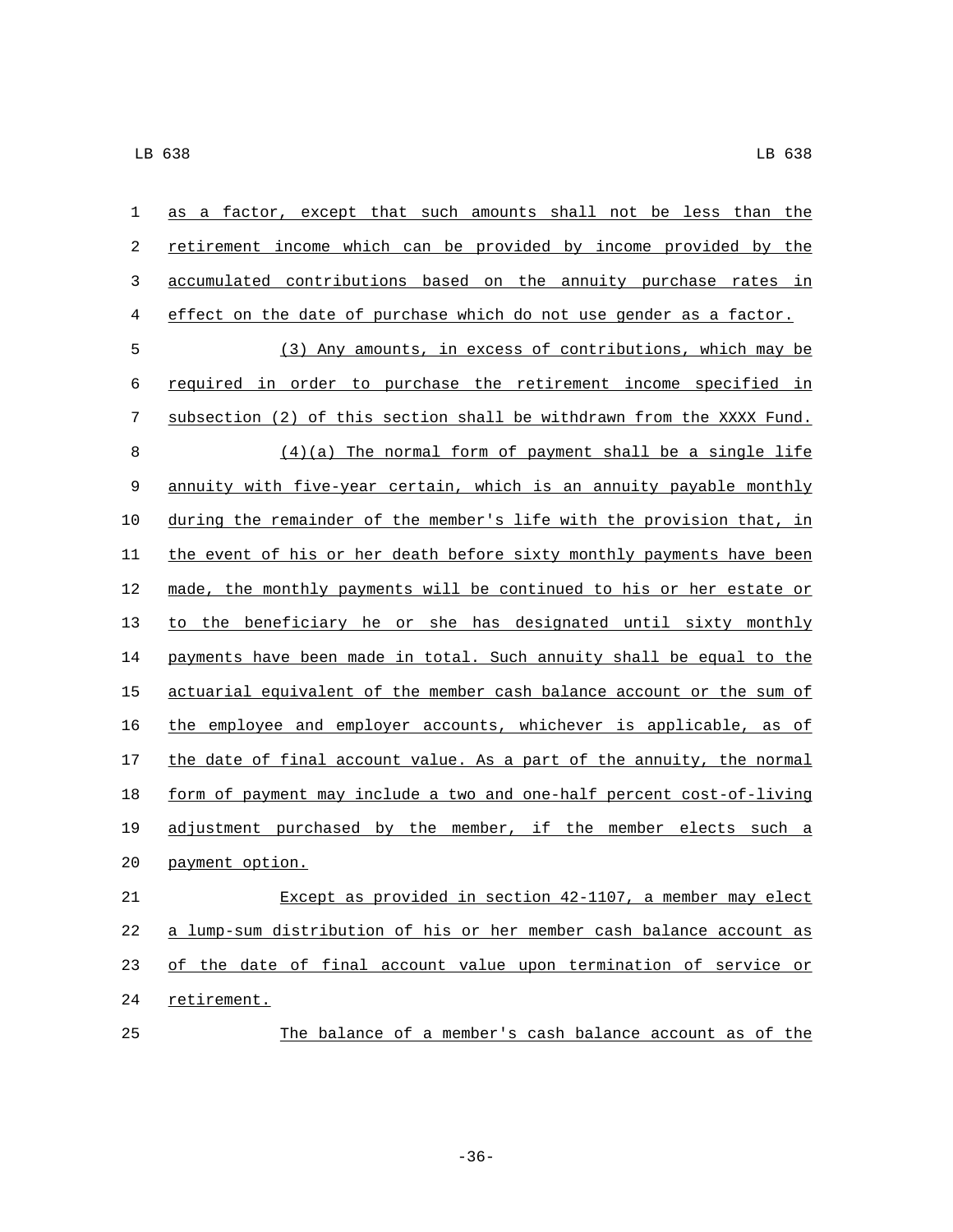as a factor, except that such amounts shall not be less than the retirement income which can be provided by income provided by the accumulated contributions based on the annuity purchase rates in effect on the date of purchase which do not use gender as a factor.

(3) Any amounts, in excess of contributions, which may be required in order to purchase the retirement income specified in subsection (2) of this section shall be withdrawn from the XXXX Fund.

(4)(a) The normal form of payment shall be a single life annuity with five-year certain, which is an annuity payable monthly during the remainder of the member's life with the provision that, in the event of his or her death before sixty monthly payments have been made, the monthly payments will be continued to his or her estate or to the beneficiary he or she has designated until sixty monthly payments have been made in total. Such annuity shall be equal to the actuarial equivalent of the member cash balance account or the sum of the employee and employer accounts, whichever is applicable, as of the date of final account value. As a part of the annuity, the normal form of payment may include a two and one-half percent cost-of-living adjustment purchased by the member, if the member elects such a payment option.

Except as provided in section 42-1107, a member may elect a lump-sum distribution of his or her member cash balance account as of the date of final account value upon termination of service or retirement.

The balance of a member's cash balance account as of the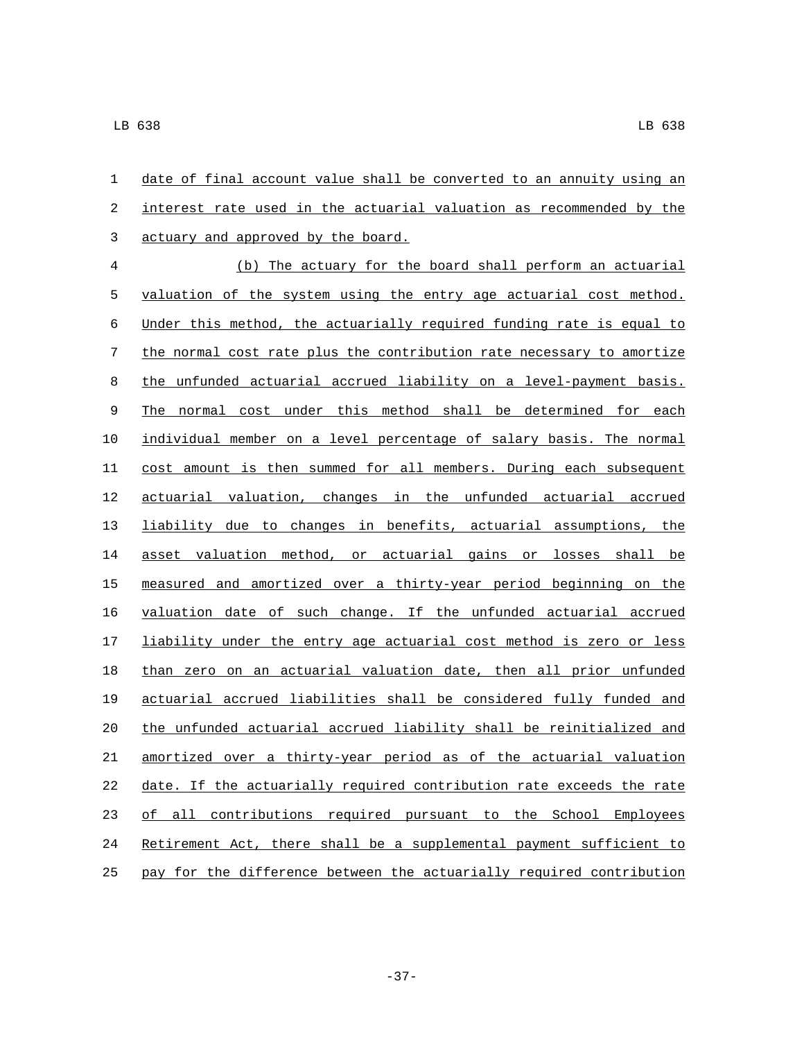date of final account value shall be converted to an annuity using an interest rate used in the actuarial valuation as recommended by the actuary and approved by the board.

(b) The actuary for the board shall perform an actuarial valuation of the system using the entry age actuarial cost method. Under this method, the actuarially required funding rate is equal to the normal cost rate plus the contribution rate necessary to amortize the unfunded actuarial accrued liability on a level-payment basis. The normal cost under this method shall be determined for each individual member on a level percentage of salary basis. The normal cost amount is then summed for all members. During each subsequent actuarial valuation, changes in the unfunded actuarial accrued liability due to changes in benefits, actuarial assumptions, the asset valuation method, or actuarial gains or losses shall be measured and amortized over a thirty-year period beginning on the valuation date of such change. If the unfunded actuarial accrued liability under the entry age actuarial cost method is zero or less than zero on an actuarial valuation date, then all prior unfunded actuarial accrued liabilities shall be considered fully funded and the unfunded actuarial accrued liability shall be reinitialized and amortized over a thirty-year period as of the actuarial valuation date. If the actuarially required contribution rate exceeds the rate of all contributions required pursuant to the School Employees Retirement Act, there shall be a supplemental payment sufficient to pay for the difference between the actuarially required contribution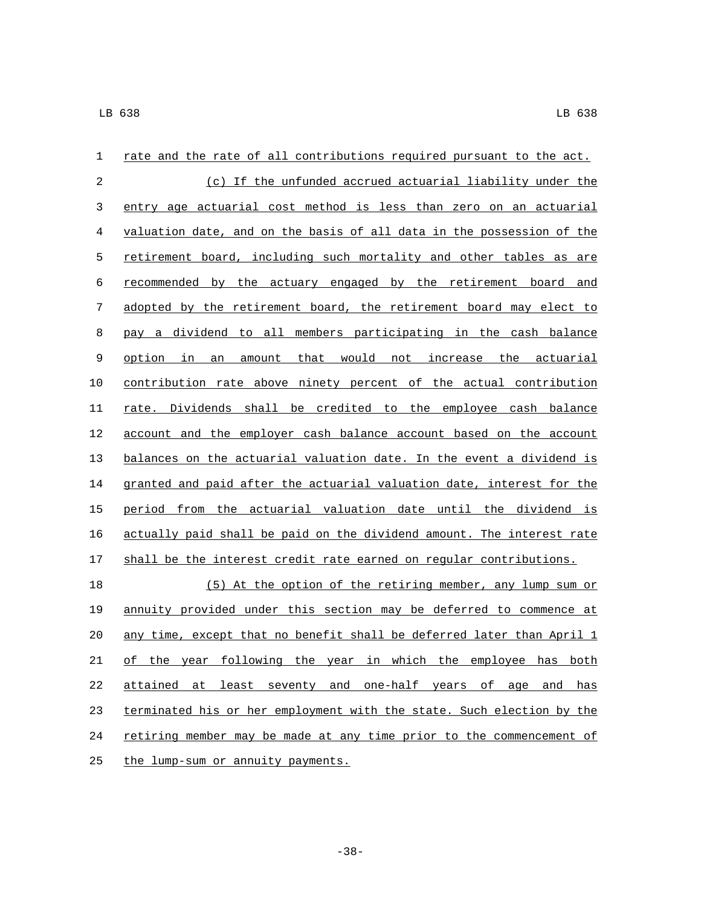rate and the rate of all contributions required pursuant to the act.

(c) If the unfunded accrued actuarial liability under the entry age actuarial cost method is less than zero on an actuarial valuation date, and on the basis of all data in the possession of the retirement board, including such mortality and other tables as are recommended by the actuary engaged by the retirement board and adopted by the retirement board, the retirement board may elect to pay a dividend to all members participating in the cash balance option in an amount that would not increase the actuarial contribution rate above ninety percent of the actual contribution rate. Dividends shall be credited to the employee cash balance account and the employer cash balance account based on the account balances on the actuarial valuation date. In the event a dividend is granted and paid after the actuarial valuation date, interest for the period from the actuarial valuation date until the dividend is actually paid shall be paid on the dividend amount. The interest rate shall be the interest credit rate earned on regular contributions.

(5) At the option of the retiring member, any lump sum or annuity provided under this section may be deferred to commence at any time, except that no benefit shall be deferred later than April 1 of the year following the year in which the employee has both attained at least seventy and one-half years of age and has terminated his or her employment with the state. Such election by the retiring member may be made at any time prior to the commencement of the lump-sum or annuity payments.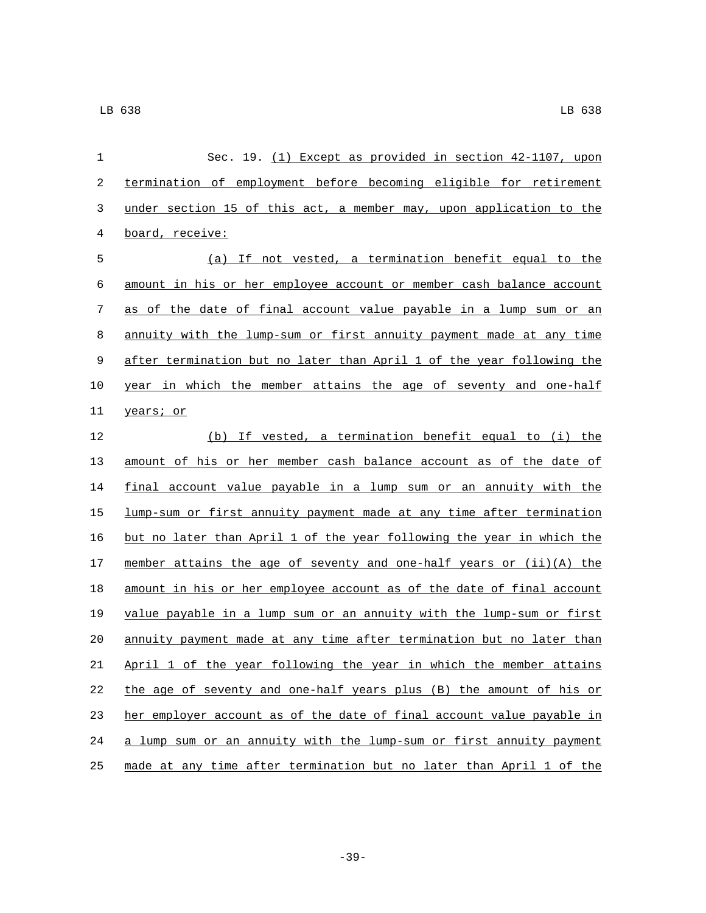Sec. 19. (1) Except as provided in section 42-1107, upon termination of employment before becoming eligible for retirement under section 15 of this act, a member may, upon application to the board, receive:

(a) If not vested, a termination benefit equal to the amount in his or her employee account or member cash balance account as of the date of final account value payable in a lump sum or an annuity with the lump-sum or first annuity payment made at any time after termination but no later than April 1 of the year following the year in which the member attains the age of seventy and one-half years; or

(b) If vested, a termination benefit equal to (i) the amount of his or her member cash balance account as of the date of final account value payable in a lump sum or an annuity with the lump-sum or first annuity payment made at any time after termination but no later than April 1 of the year following the year in which the member attains the age of seventy and one-half years or (ii)(A) the amount in his or her employee account as of the date of final account value payable in a lump sum or an annuity with the lump-sum or first annuity payment made at any time after termination but no later than April 1 of the year following the year in which the member attains the age of seventy and one-half years plus (B) the amount of his or her employer account as of the date of final account value payable in a lump sum or an annuity with the lump-sum or first annuity payment made at any time after termination but no later than April 1 of the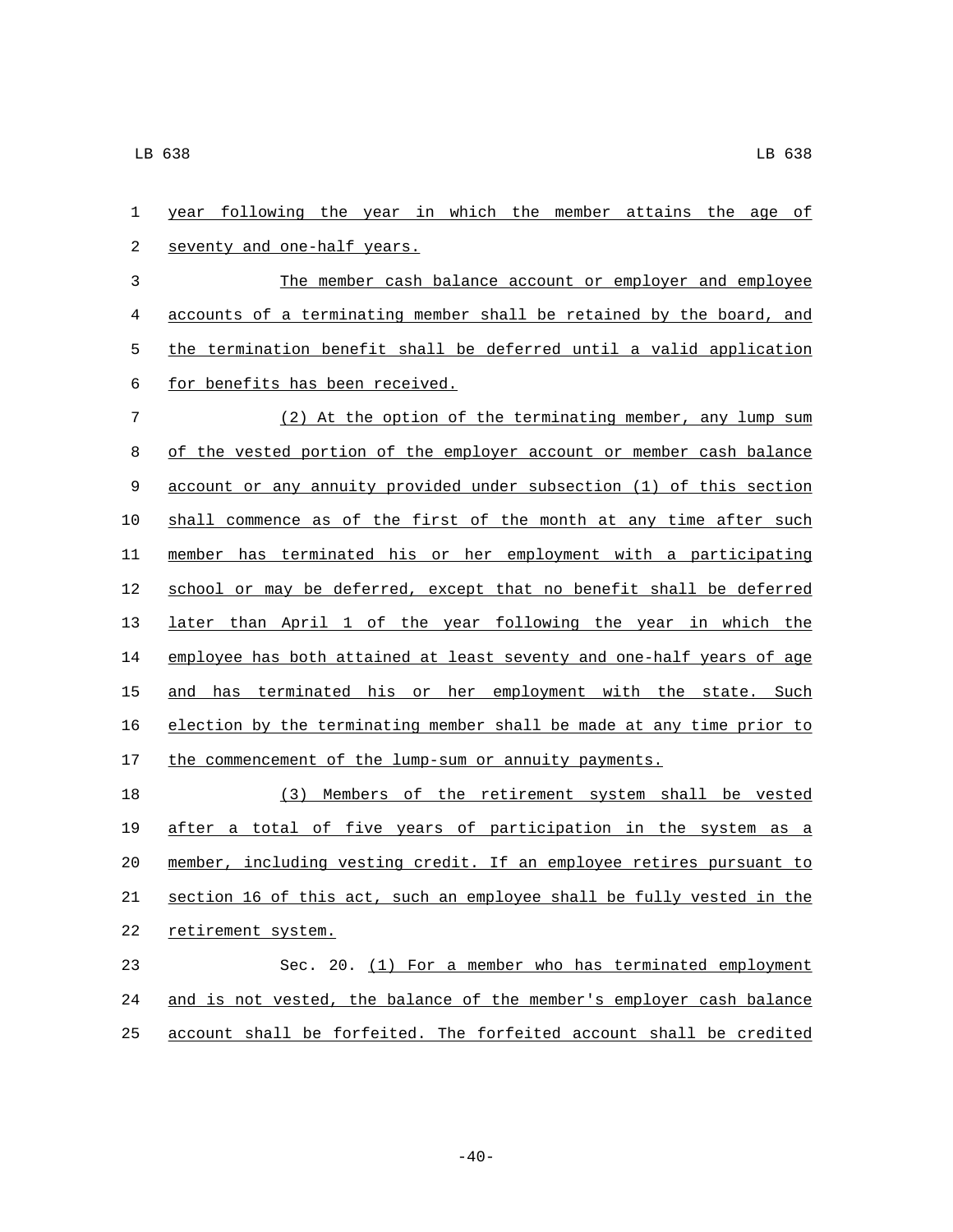year following the year in which the member attains the age of seventy and one-half years.

The member cash balance account or employer and employee accounts of a terminating member shall be retained by the board, and the termination benefit shall be deferred until a valid application for benefits has been received.

(2) At the option of the terminating member, any lump sum of the vested portion of the employer account or member cash balance account or any annuity provided under subsection (1) of this section shall commence as of the first of the month at any time after such member has terminated his or her employment with a participating school or may be deferred, except that no benefit shall be deferred later than April 1 of the year following the year in which the employee has both attained at least seventy and one-half years of age and has terminated his or her employment with the state. Such election by the terminating member shall be made at any time prior to the commencement of the lump-sum or annuity payments.

(3) Members of the retirement system shall be vested after a total of five years of participation in the system as a member, including vesting credit. If an employee retires pursuant to section 16 of this act, such an employee shall be fully vested in the retirement system.

Sec. 20. (1) For a member who has terminated employment and is not vested, the balance of the member's employer cash balance account shall be forfeited. The forfeited account shall be credited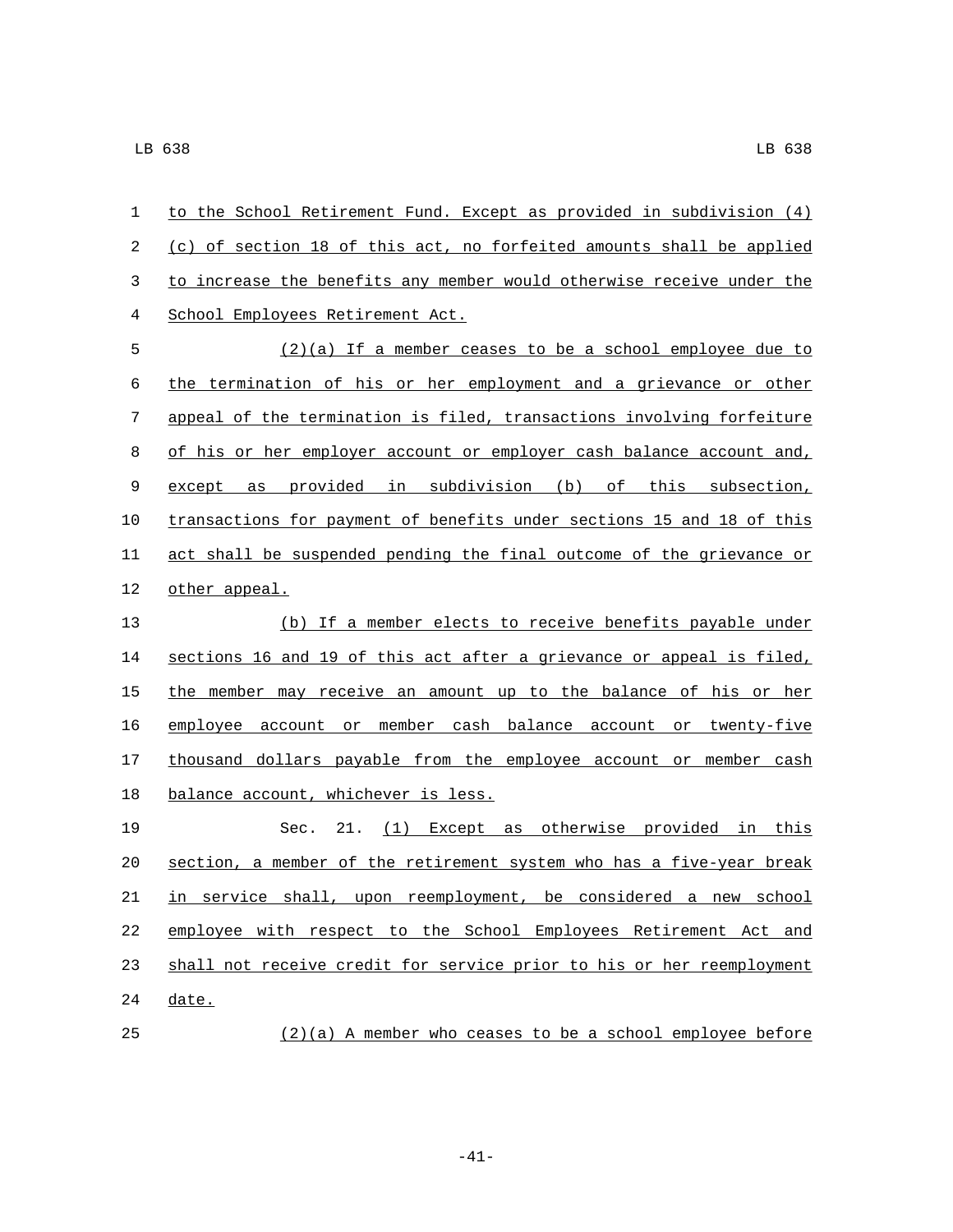to the School Retirement Fund. Except as provided in subdivision (4) (c) of section 18 of this act, no forfeited amounts shall be applied to increase the benefits any member would otherwise receive under the School Employees Retirement Act.

(2)(a) If a member ceases to be a school employee due to the termination of his or her employment and a grievance or other appeal of the termination is filed, transactions involving forfeiture of his or her employer account or employer cash balance account and, except as provided in subdivision (b) of this subsection, transactions for payment of benefits under sections 15 and 18 of this act shall be suspended pending the final outcome of the grievance or other appeal.

(b) If a member elects to receive benefits payable under sections 16 and 19 of this act after a grievance or appeal is filed, the member may receive an amount up to the balance of his or her employee account or member cash balance account or twenty-five thousand dollars payable from the employee account or member cash balance account, whichever is less.

Sec. 21. (1) Except as otherwise provided in this section, a member of the retirement system who has a five-year break in service shall, upon reemployment, be considered a new school employee with respect to the School Employees Retirement Act and shall not receive credit for service prior to his or her reemployment date.

(2)(a) A member who ceases to be a school employee before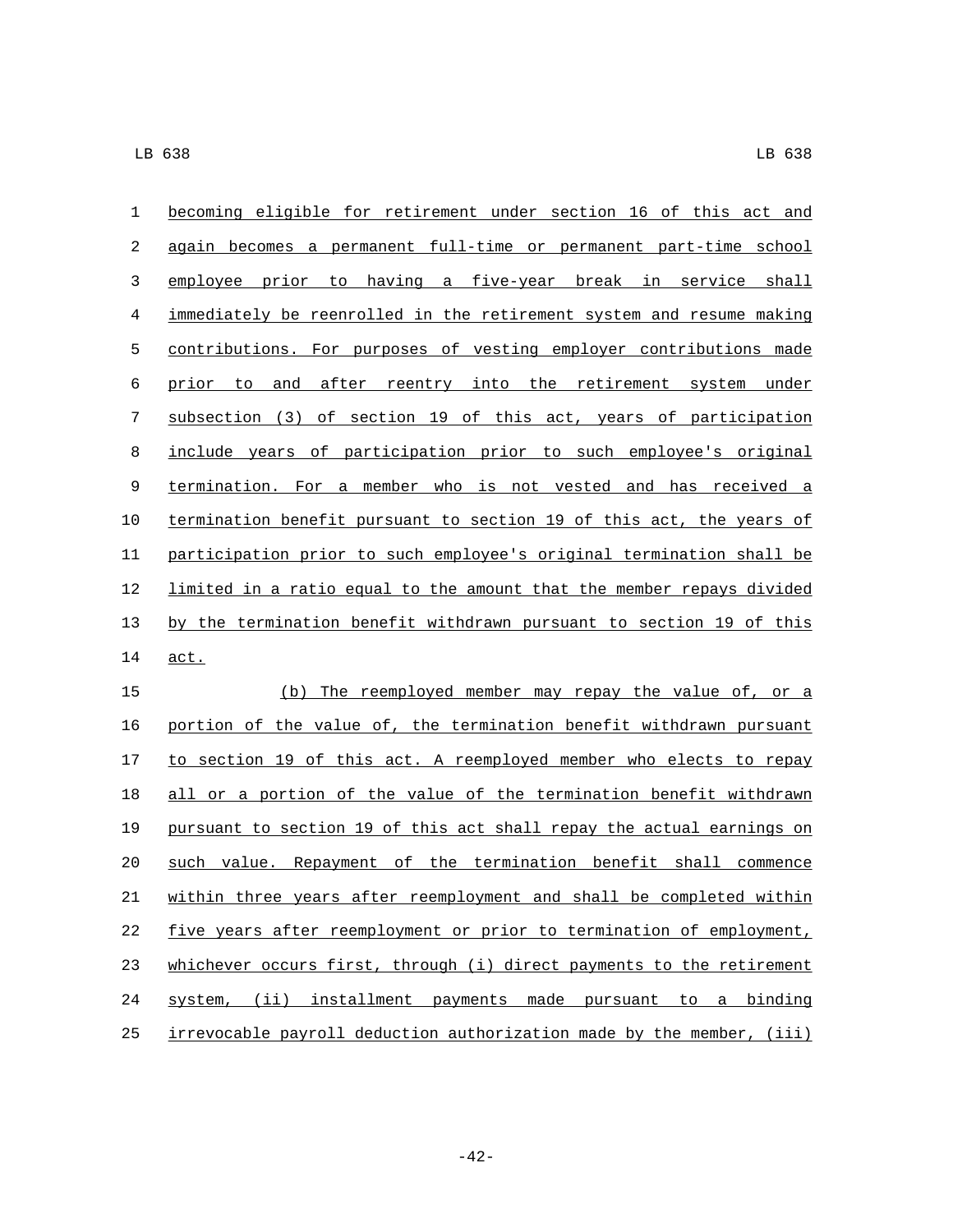becoming eligible for retirement under section 16 of this act and again becomes a permanent full-time or permanent part-time school employee prior to having a five-year break in service shall immediately be reenrolled in the retirement system and resume making contributions. For purposes of vesting employer contributions made prior to and after reentry into the retirement system under subsection (3) of section 19 of this act, years of participation include years of participation prior to such employee's original termination. For a member who is not vested and has received a termination benefit pursuant to section 19 of this act, the years of participation prior to such employee's original termination shall be limited in a ratio equal to the amount that the member repays divided by the termination benefit withdrawn pursuant to section 19 of this act.

(b) The reemployed member may repay the value of, or a portion of the value of, the termination benefit withdrawn pursuant to section 19 of this act. A reemployed member who elects to repay all or a portion of the value of the termination benefit withdrawn pursuant to section 19 of this act shall repay the actual earnings on such value. Repayment of the termination benefit shall commence within three years after reemployment and shall be completed within five years after reemployment or prior to termination of employment, whichever occurs first, through (i) direct payments to the retirement system, (ii) installment payments made pursuant to a binding irrevocable payroll deduction authorization made by the member, (iii)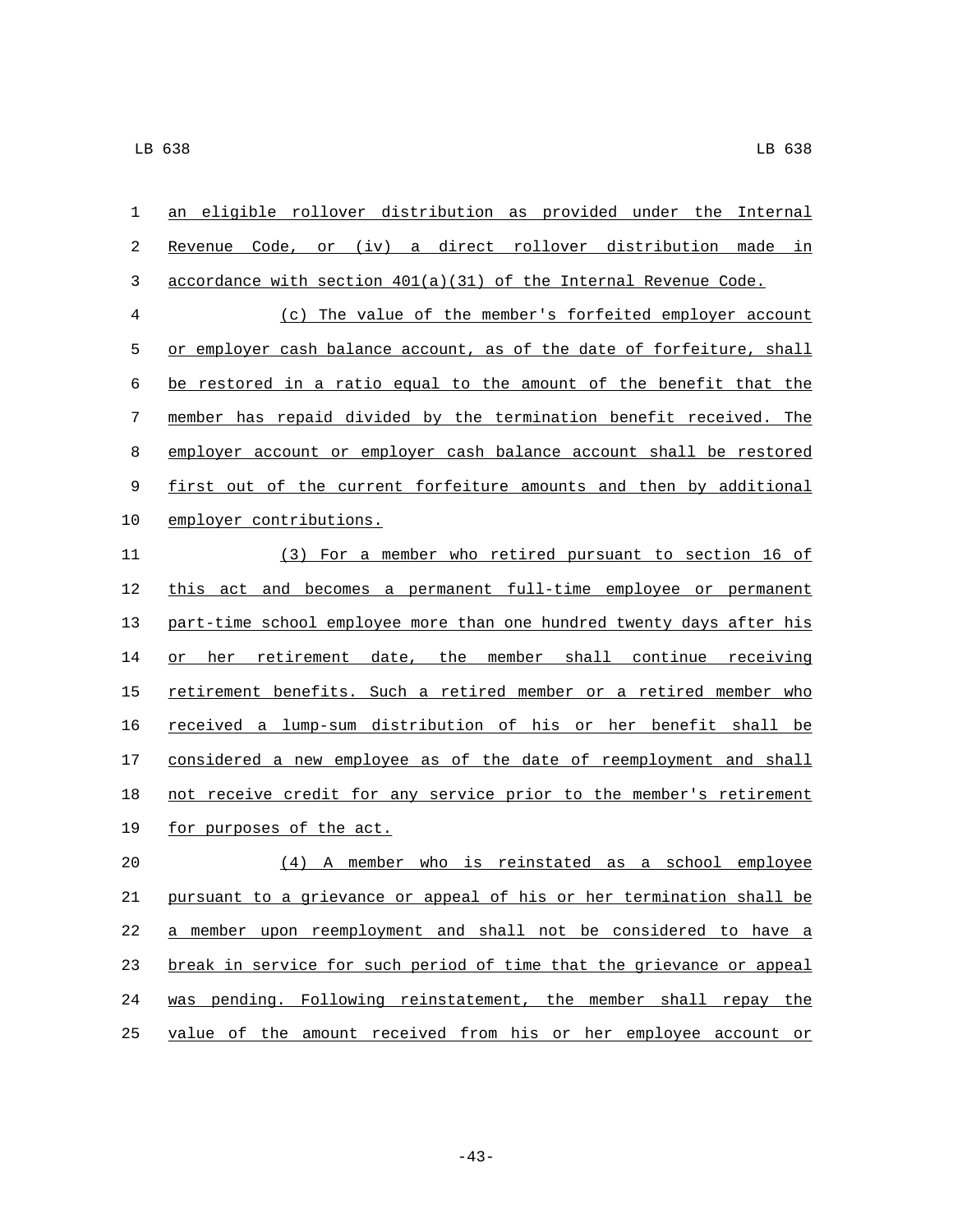an eligible rollover distribution as provided under the Internal Revenue Code, or (iv) a direct rollover distribution made in accordance with section 401(a)(31) of the Internal Revenue Code.

(c) The value of the member's forfeited employer account or employer cash balance account, as of the date of forfeiture, shall be restored in a ratio equal to the amount of the benefit that the member has repaid divided by the termination benefit received. The employer account or employer cash balance account shall be restored first out of the current forfeiture amounts and then by additional employer contributions.

(3) For a member who retired pursuant to section 16 of this act and becomes a permanent full-time employee or permanent part-time school employee more than one hundred twenty days after his or her retirement date, the member shall continue receiving retirement benefits. Such a retired member or a retired member who received a lump-sum distribution of his or her benefit shall be considered a new employee as of the date of reemployment and shall not receive credit for any service prior to the member's retirement for purposes of the act.

(4) A member who is reinstated as a school employee pursuant to a grievance or appeal of his or her termination shall be a member upon reemployment and shall not be considered to have a break in service for such period of time that the grievance or appeal was pending. Following reinstatement, the member shall repay the value of the amount received from his or her employee account or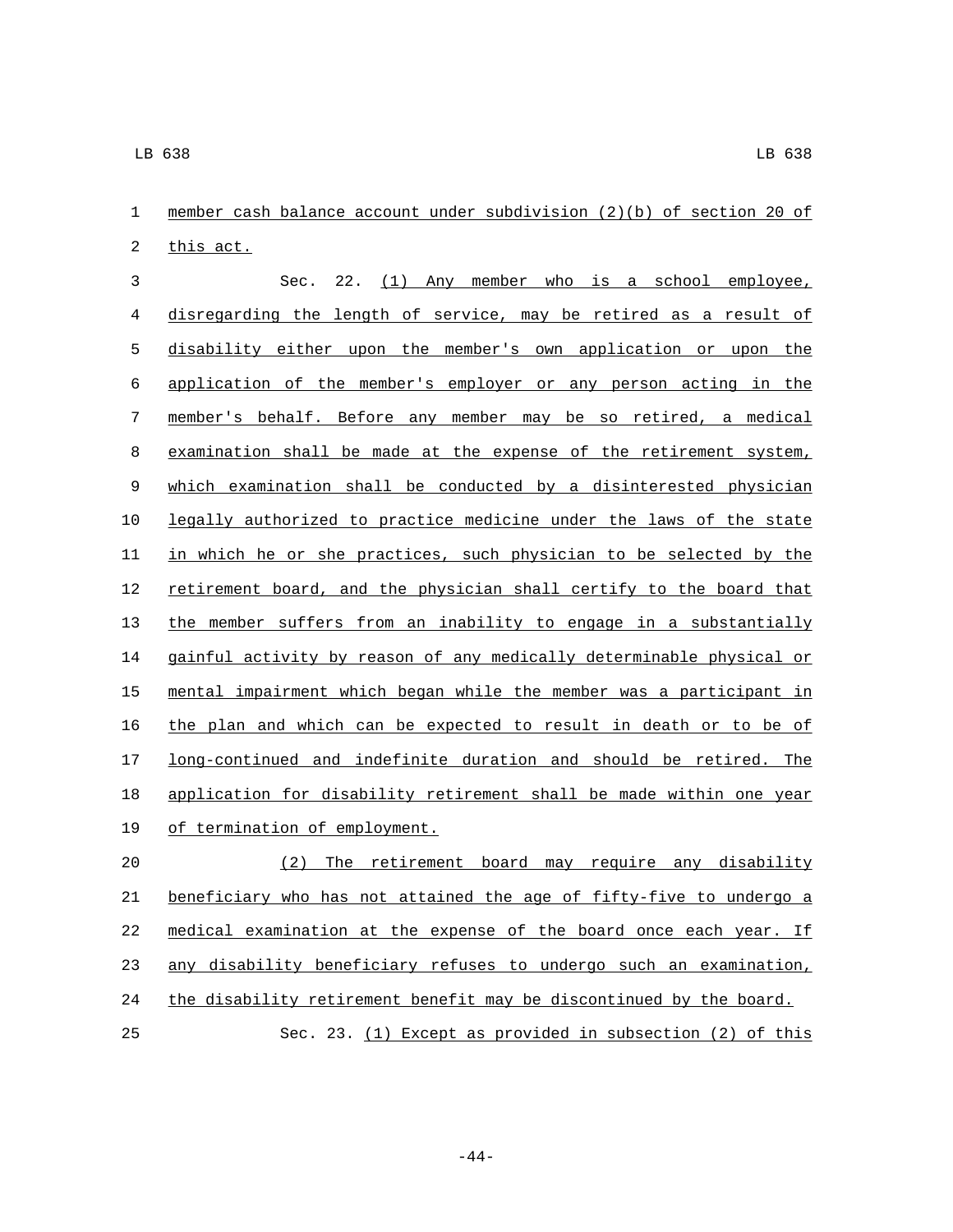member cash balance account under subdivision (2)(b) of section 20 of this act.

Sec. 22. (1) Any member who is a school employee, disregarding the length of service, may be retired as a result of disability either upon the member's own application or upon the application of the member's employer or any person acting in the member's behalf. Before any member may be so retired, a medical examination shall be made at the expense of the retirement system, which examination shall be conducted by a disinterested physician legally authorized to practice medicine under the laws of the state in which he or she practices, such physician to be selected by the retirement board, and the physician shall certify to the board that the member suffers from an inability to engage in a substantially gainful activity by reason of any medically determinable physical or mental impairment which began while the member was a participant in the plan and which can be expected to result in death or to be of long-continued and indefinite duration and should be retired. The application for disability retirement shall be made within one year of termination of employment.

(2) The retirement board may require any disability beneficiary who has not attained the age of fifty-five to undergo a medical examination at the expense of the board once each year. If any disability beneficiary refuses to undergo such an examination, the disability retirement benefit may be discontinued by the board.

Sec. 23. (1) Except as provided in subsection (2) of this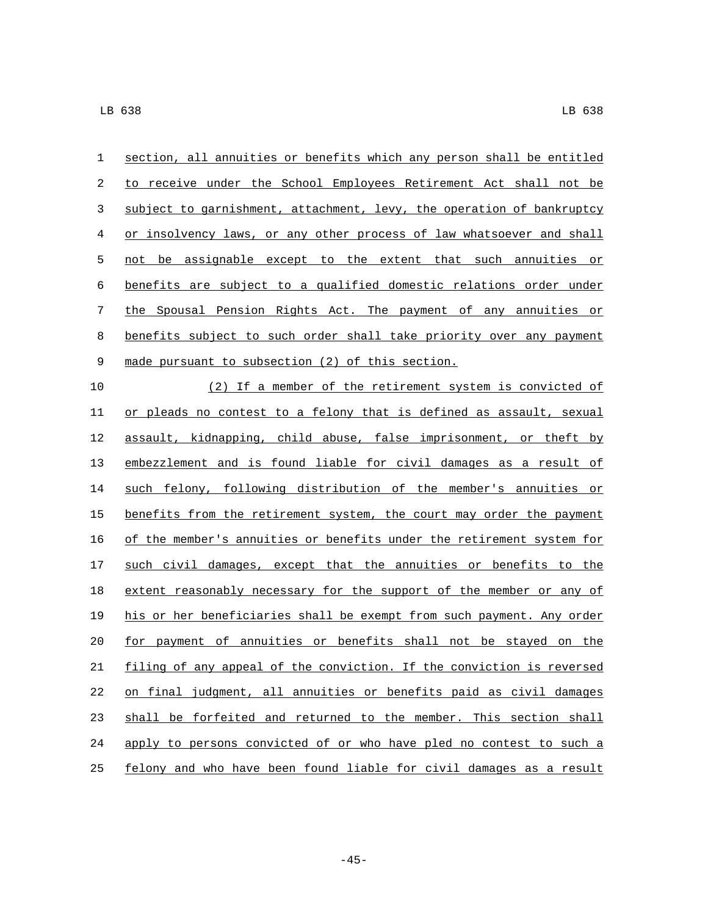section, all annuities or benefits which any person shall be entitled to receive under the School Employees Retirement Act shall not be subject to garnishment, attachment, levy, the operation of bankruptcy or insolvency laws, or any other process of law whatsoever and shall not be assignable except to the extent that such annuities or benefits are subject to a qualified domestic relations order under the Spousal Pension Rights Act. The payment of any annuities or benefits subject to such order shall take priority over any payment made pursuant to subsection (2) of this section.

(2) If a member of the retirement system is convicted of or pleads no contest to a felony that is defined as assault, sexual assault, kidnapping, child abuse, false imprisonment, or theft by embezzlement and is found liable for civil damages as a result of such felony, following distribution of the member's annuities or benefits from the retirement system, the court may order the payment of the member's annuities or benefits under the retirement system for such civil damages, except that the annuities or benefits to the extent reasonably necessary for the support of the member or any of his or her beneficiaries shall be exempt from such payment. Any order for payment of annuities or benefits shall not be stayed on the filing of any appeal of the conviction. If the conviction is reversed on final judgment, all annuities or benefits paid as civil damages shall be forfeited and returned to the member. This section shall apply to persons convicted of or who have pled no contest to such a felony and who have been found liable for civil damages as a result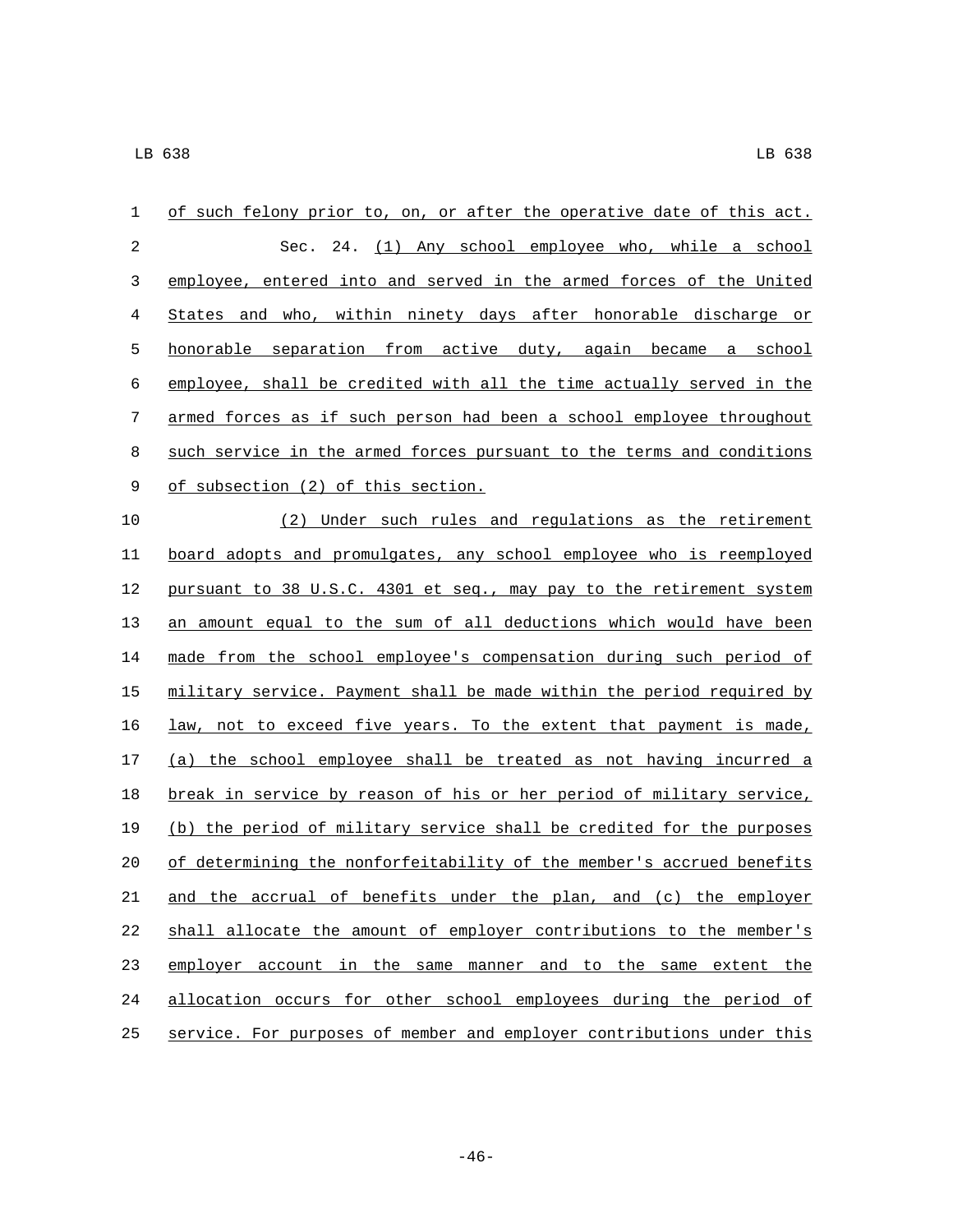of such felony prior to, on, or after the operative date of this act.

Sec. 24. (1) Any school employee who, while a school employee, entered into and served in the armed forces of the United States and who, within ninety days after honorable discharge or honorable separation from active duty, again became a school employee, shall be credited with all the time actually served in the armed forces as if such person had been a school employee throughout such service in the armed forces pursuant to the terms and conditions of subsection (2) of this section.

(2) Under such rules and regulations as the retirement board adopts and promulgates, any school employee who is reemployed pursuant to 38 U.S.C. 4301 et seq., may pay to the retirement system an amount equal to the sum of all deductions which would have been made from the school employee's compensation during such period of military service. Payment shall be made within the period required by law, not to exceed five years. To the extent that payment is made, (a) the school employee shall be treated as not having incurred a break in service by reason of his or her period of military service, (b) the period of military service shall be credited for the purposes of determining the nonforfeitability of the member's accrued benefits and the accrual of benefits under the plan, and (c) the employer shall allocate the amount of employer contributions to the member's employer account in the same manner and to the same extent the allocation occurs for other school employees during the period of service. For purposes of member and employer contributions under this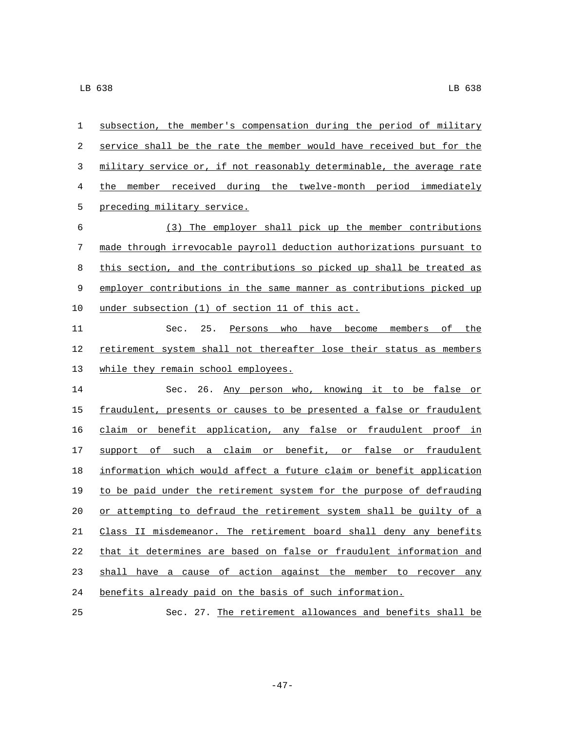subsection, the member's compensation during the period of military service shall be the rate the member would have received but for the military service or, if not reasonably determinable, the average rate the member received during the twelve-month period immediately preceding military service.

(3) The employer shall pick up the member contributions made through irrevocable payroll deduction authorizations pursuant to this section, and the contributions so picked up shall be treated as employer contributions in the same manner as contributions picked up under subsection (1) of section 11 of this act.

Sec. 25. Persons who have become members of the retirement system shall not thereafter lose their status as members while they remain school employees.

Sec. 26. Any person who, knowing it to be false or fraudulent, presents or causes to be presented a false or fraudulent claim or benefit application, any false or fraudulent proof in support of such a claim or benefit, or false or fraudulent information which would affect a future claim or benefit application to be paid under the retirement system for the purpose of defrauding or attempting to defraud the retirement system shall be guilty of a Class II misdemeanor. The retirement board shall deny any benefits that it determines are based on false or fraudulent information and shall have a cause of action against the member to recover any benefits already paid on the basis of such information.

Sec. 27. The retirement allowances and benefits shall be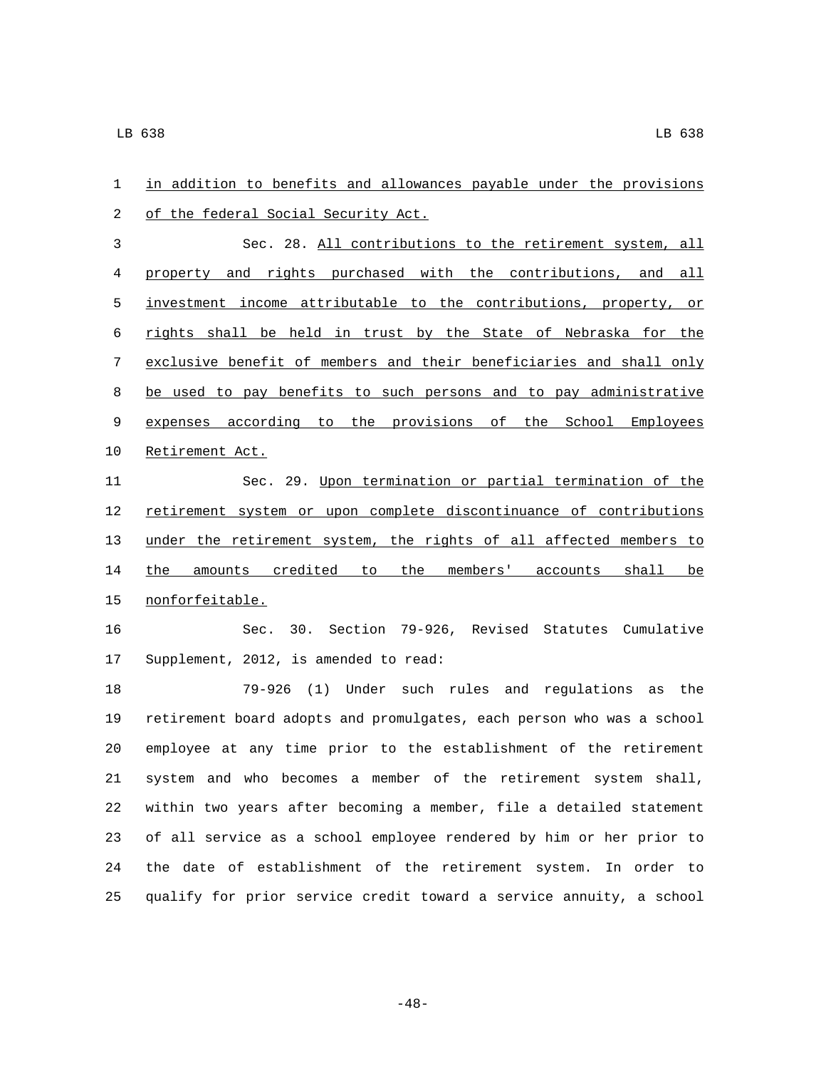in addition to benefits and allowances payable under the provisions of the federal Social Security Act.

Sec. 28. All contributions to the retirement system, all property and rights purchased with the contributions, and all investment income attributable to the contributions, property, or rights shall be held in trust by the State of Nebraska for the exclusive benefit of members and their beneficiaries and shall only be used to pay benefits to such persons and to pay administrative expenses according to the provisions of the School Employees Retirement Act.

Sec. 29. Upon termination or partial termination of the retirement system or upon complete discontinuance of contributions under the retirement system, the rights of all affected members to the amounts credited to the members' accounts shall be nonforfeitable.

Sec. 30. Section 79-926, Revised Statutes Cumulative Supplement, 2012, is amended to read:

79-926 (1) Under such rules and regulations as the retirement board adopts and promulgates, each person who was a school employee at any time prior to the establishment of the retirement system and who becomes a member of the retirement system shall, within two years after becoming a member, file a detailed statement of all service as a school employee rendered by him or her prior to the date of establishment of the retirement system. In order to qualify for prior service credit toward a service annuity, a school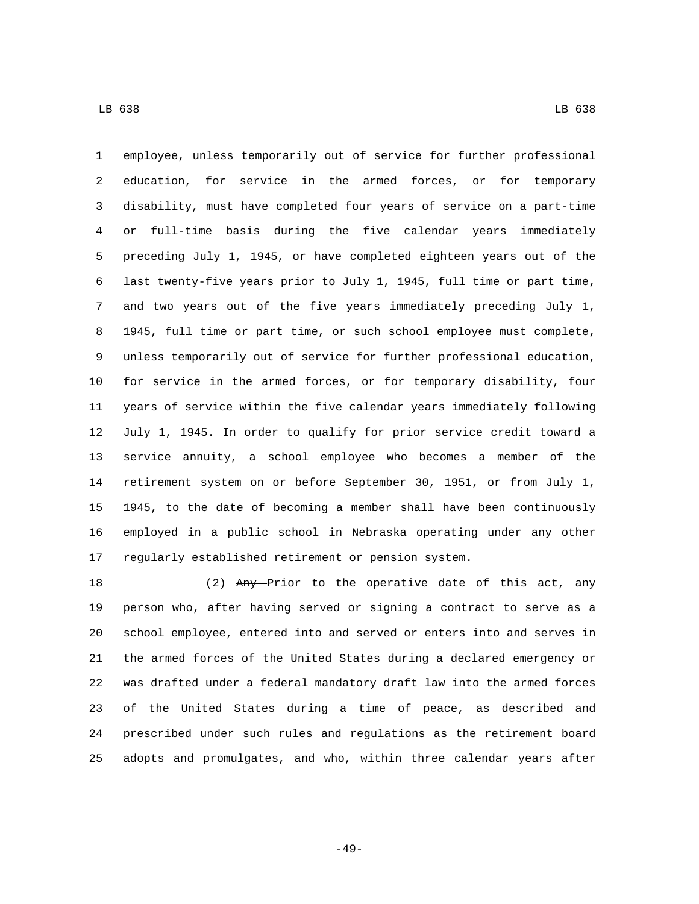employee, unless temporarily out of service for further professional education, for service in the armed forces, or for temporary disability, must have completed four years of service on a part-time or full-time basis during the five calendar years immediately preceding July 1, 1945, or have completed eighteen years out of the last twenty-five years prior to July 1, 1945, full time or part time, and two years out of the five years immediately preceding July 1, 1945, full time or part time, or such school employee must complete, unless temporarily out of service for further professional education, for service in the armed forces, or for temporary disability, four years of service within the five calendar years immediately following July 1, 1945. In order to qualify for prior service credit toward a service annuity, a school employee who becomes a member of the retirement system on or before September 30, 1951, or from July 1, 1945, to the date of becoming a member shall have been continuously employed in a public school in Nebraska operating under any other regularly established retirement or pension system.

(2) ~~Any~~ Prior to the operative date of this act, any person who, after having served or signing a contract to serve as a school employee, entered into and served or enters into and serves in the armed forces of the United States during a declared emergency or was drafted under a federal mandatory draft law into the armed forces of the United States during a time of peace, as described and prescribed under such rules and regulations as the retirement board adopts and promulgates, and who, within three calendar years after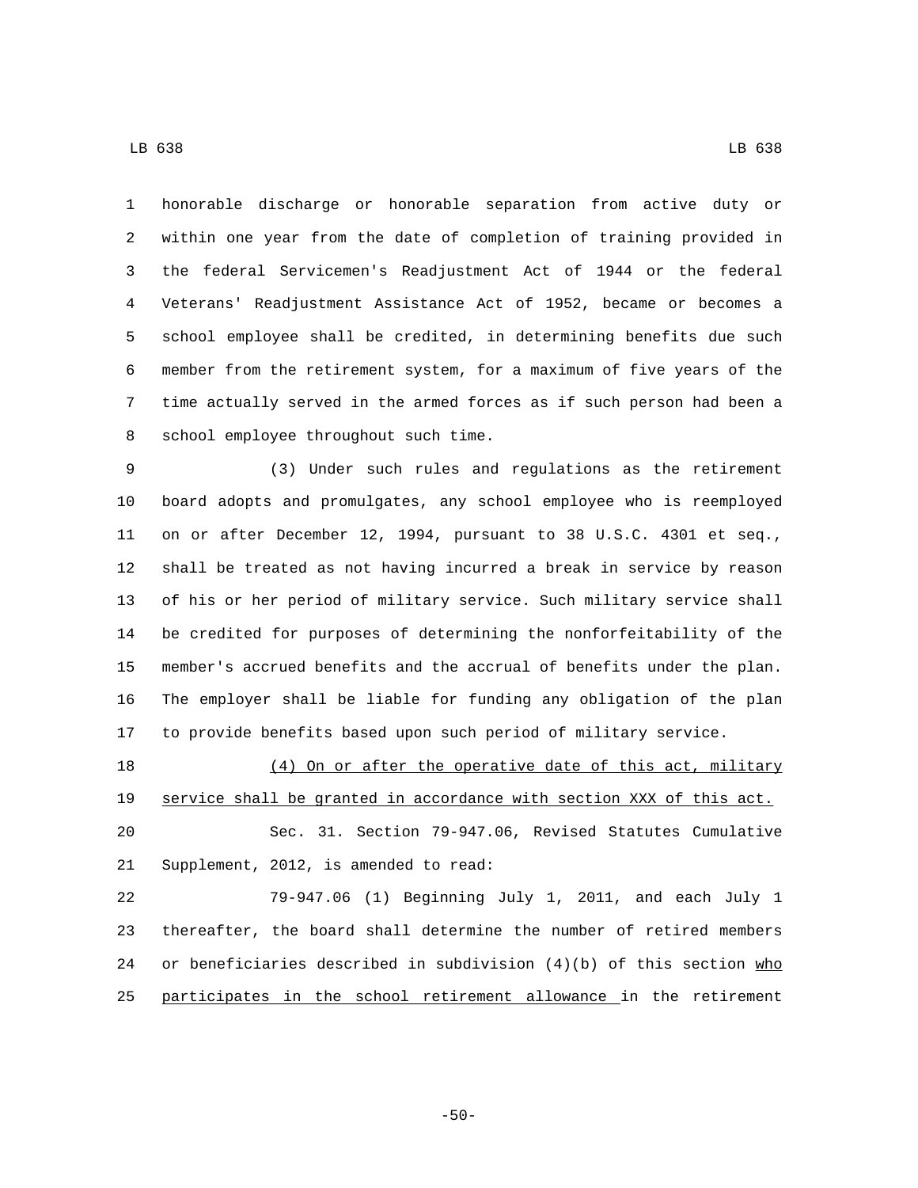honorable discharge or honorable separation from active duty or within one year from the date of completion of training provided in the federal Servicemen's Readjustment Act of 1944 or the federal Veterans' Readjustment Assistance Act of 1952, became or becomes a school employee shall be credited, in determining benefits due such member from the retirement system, for a maximum of five years of the time actually served in the armed forces as if such person had been a school employee throughout such time.

(3) Under such rules and regulations as the retirement board adopts and promulgates, any school employee who is reemployed on or after December 12, 1994, pursuant to 38 U.S.C. 4301 et seq., shall be treated as not having incurred a break in service by reason of his or her period of military service. Such military service shall be credited for purposes of determining the nonforfeitability of the member's accrued benefits and the accrual of benefits under the plan. The employer shall be liable for funding any obligation of the plan to provide benefits based upon such period of military service.

<u>(4) On or after the operative date of this act, military service shall be granted in accordance with section XXX of this act.</u>

Sec. 31. Section 79-947.06, Revised Statutes Cumulative Supplement, 2012, is amended to read:

79-947.06 (1) Beginning July 1, 2011, and each July 1 thereafter, the board shall determine the number of retired members or beneficiaries described in subdivision (4)(b) of this section <u>who participates in the school retirement allowance</u> in the retirement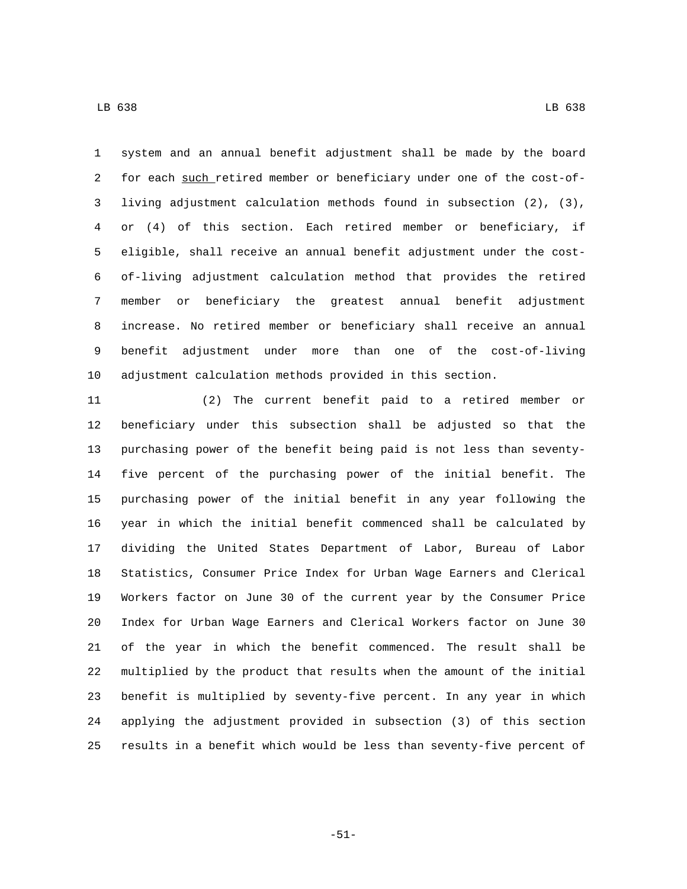system and an annual benefit adjustment shall be made by the board for each <u>such</u> retired member or beneficiary under one of the cost-of-living adjustment calculation methods found in subsection (2), (3), or (4) of this section. Each retired member or beneficiary, if eligible, shall receive an annual benefit adjustment under the cost-of-living adjustment calculation method that provides the retired member or beneficiary the greatest annual benefit adjustment increase. No retired member or beneficiary shall receive an annual benefit adjustment under more than one of the cost-of-living adjustment calculation methods provided in this section.

(2) The current benefit paid to a retired member or beneficiary under this subsection shall be adjusted so that the purchasing power of the benefit being paid is not less than seventy-five percent of the purchasing power of the initial benefit. The purchasing power of the initial benefit in any year following the year in which the initial benefit commenced shall be calculated by dividing the United States Department of Labor, Bureau of Labor Statistics, Consumer Price Index for Urban Wage Earners and Clerical Workers factor on June 30 of the current year by the Consumer Price Index for Urban Wage Earners and Clerical Workers factor on June 30 of the year in which the benefit commenced. The result shall be multiplied by the product that results when the amount of the initial benefit is multiplied by seventy-five percent. In any year in which applying the adjustment provided in subsection (3) of this section results in a benefit which would be less than seventy-five percent of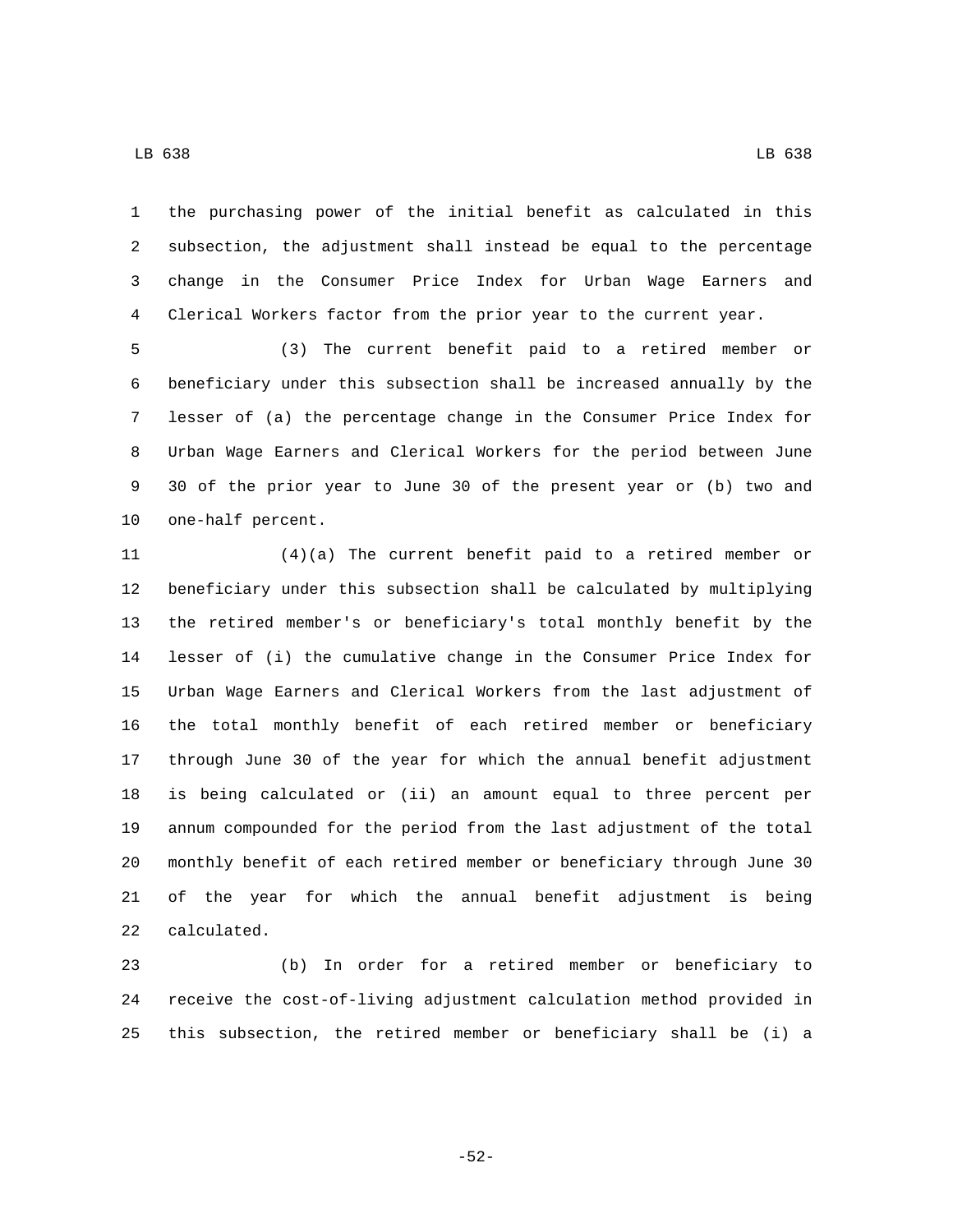the purchasing power of the initial benefit as calculated in this subsection, the adjustment shall instead be equal to the percentage change in the Consumer Price Index for Urban Wage Earners and Clerical Workers factor from the prior year to the current year.

(3) The current benefit paid to a retired member or beneficiary under this subsection shall be increased annually by the lesser of (a) the percentage change in the Consumer Price Index for Urban Wage Earners and Clerical Workers for the period between June 30 of the prior year to June 30 of the present year or (b) two and one-half percent.

(4)(a) The current benefit paid to a retired member or beneficiary under this subsection shall be calculated by multiplying the retired member's or beneficiary's total monthly benefit by the lesser of (i) the cumulative change in the Consumer Price Index for Urban Wage Earners and Clerical Workers from the last adjustment of the total monthly benefit of each retired member or beneficiary through June 30 of the year for which the annual benefit adjustment is being calculated or (ii) an amount equal to three percent per annum compounded for the period from the last adjustment of the total monthly benefit of each retired member or beneficiary through June 30 of the year for which the annual benefit adjustment is being calculated.

(b) In order for a retired member or beneficiary to receive the cost-of-living adjustment calculation method provided in this subsection, the retired member or beneficiary shall be (i) a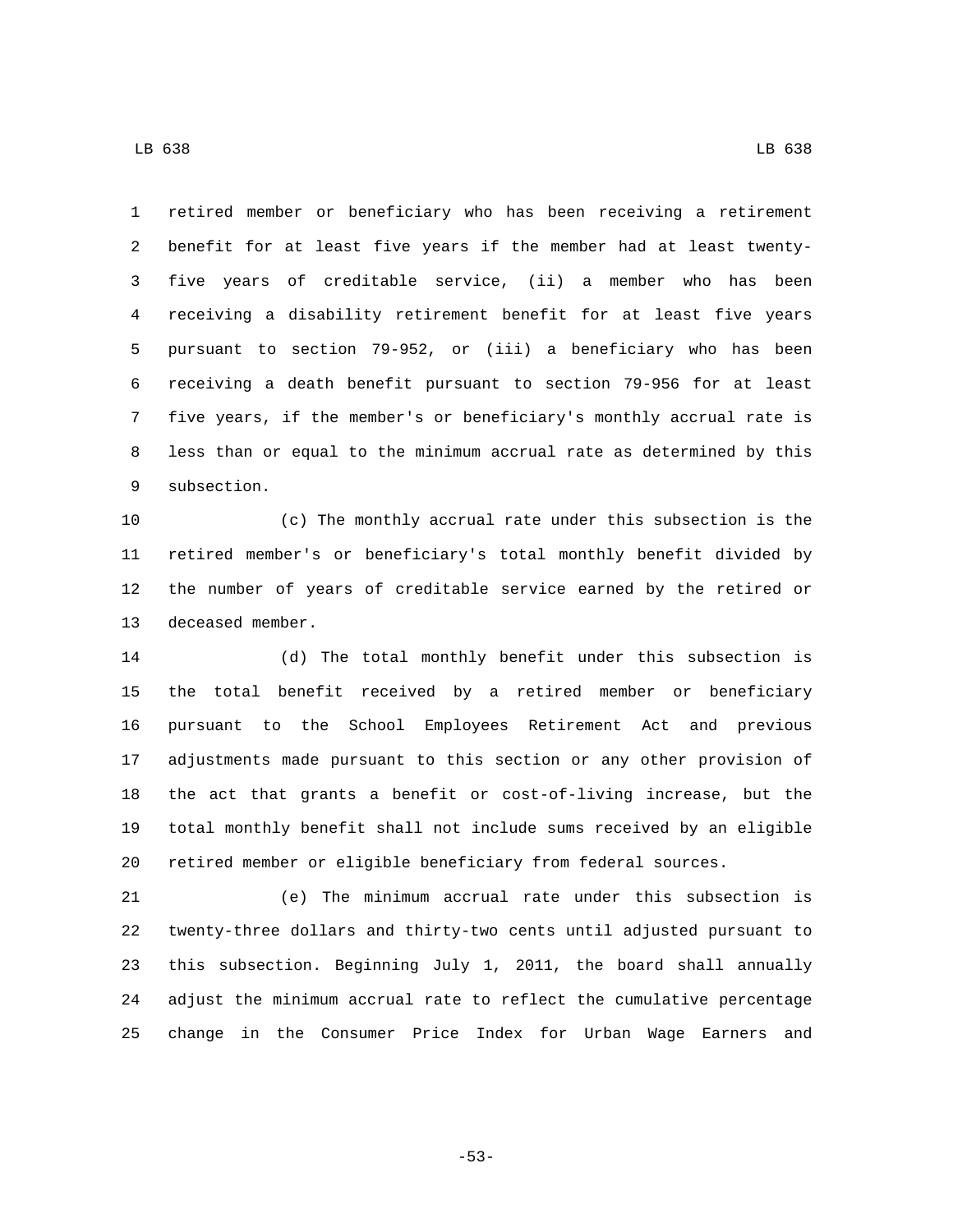retired member or beneficiary who has been receiving a retirement benefit for at least five years if the member had at least twenty-five years of creditable service, (ii) a member who has been receiving a disability retirement benefit for at least five years pursuant to section 79-952, or (iii) a beneficiary who has been receiving a death benefit pursuant to section 79-956 for at least five years, if the member's or beneficiary's monthly accrual rate is less than or equal to the minimum accrual rate as determined by this subsection.

(c) The monthly accrual rate under this subsection is the retired member's or beneficiary's total monthly benefit divided by the number of years of creditable service earned by the retired or deceased member.

(d) The total monthly benefit under this subsection is the total benefit received by a retired member or beneficiary pursuant to the School Employees Retirement Act and previous adjustments made pursuant to this section or any other provision of the act that grants a benefit or cost-of-living increase, but the total monthly benefit shall not include sums received by an eligible retired member or eligible beneficiary from federal sources.

(e) The minimum accrual rate under this subsection is twenty-three dollars and thirty-two cents until adjusted pursuant to this subsection. Beginning July 1, 2011, the board shall annually adjust the minimum accrual rate to reflect the cumulative percentage change in the Consumer Price Index for Urban Wage Earners and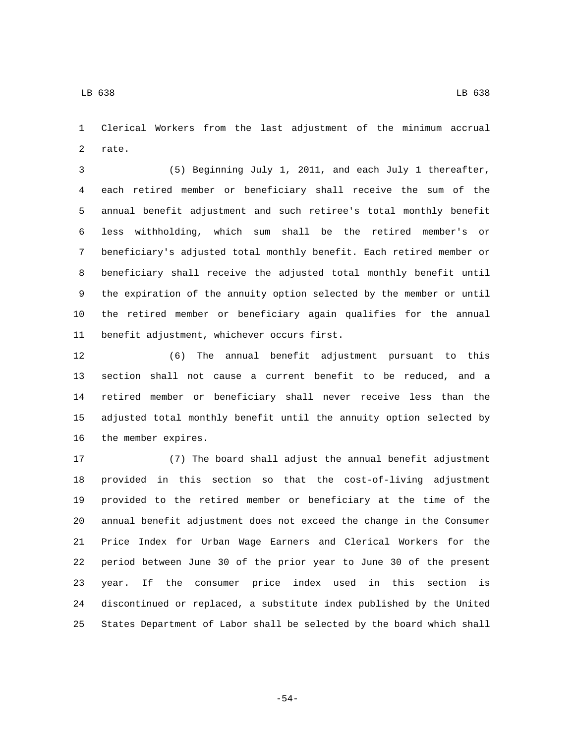Clerical Workers from the last adjustment of the minimum accrual rate.

(5) Beginning July 1, 2011, and each July 1 thereafter, each retired member or beneficiary shall receive the sum of the annual benefit adjustment and such retiree's total monthly benefit less withholding, which sum shall be the retired member's or beneficiary's adjusted total monthly benefit. Each retired member or beneficiary shall receive the adjusted total monthly benefit until the expiration of the annuity option selected by the member or until the retired member or beneficiary again qualifies for the annual benefit adjustment, whichever occurs first.

(6) The annual benefit adjustment pursuant to this section shall not cause a current benefit to be reduced, and a retired member or beneficiary shall never receive less than the adjusted total monthly benefit until the annuity option selected by the member expires.

(7) The board shall adjust the annual benefit adjustment provided in this section so that the cost-of-living adjustment provided to the retired member or beneficiary at the time of the annual benefit adjustment does not exceed the change in the Consumer Price Index for Urban Wage Earners and Clerical Workers for the period between June 30 of the prior year to June 30 of the present year. If the consumer price index used in this section is discontinued or replaced, a substitute index published by the United States Department of Labor shall be selected by the board which shall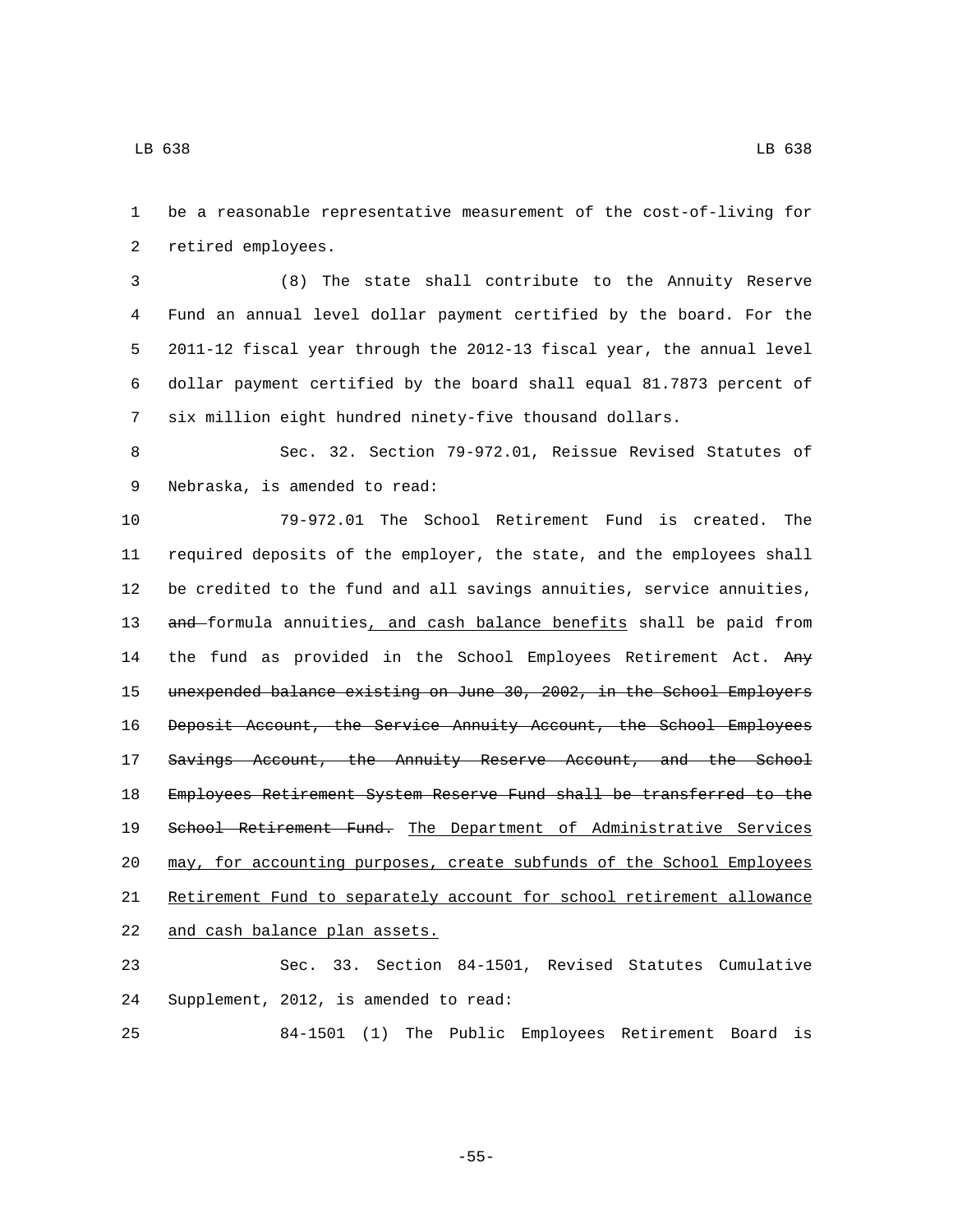be a reasonable representative measurement of the cost-of-living for retired employees.

(8) The state shall contribute to the Annuity Reserve Fund an annual level dollar payment certified by the board. For the 2011-12 fiscal year through the 2012-13 fiscal year, the annual level dollar payment certified by the board shall equal 81.7873 percent of six million eight hundred ninety-five thousand dollars.

Sec. 32. Section 79-972.01, Reissue Revised Statutes of Nebraska, is amended to read:

79-972.01 The School Retirement Fund is created. The required deposits of the employer, the state, and the employees shall be credited to the fund and all savings annuities, service annuities, ~~and~~ formula annuities, and cash balance benefits shall be paid from the fund as provided in the School Employees Retirement Act. ~~Any unexpended balance existing on June 30, 2002, in the School Employers Deposit Account, the Service Annuity Account, the School Employees Savings Account, the Annuity Reserve Account, and the School Employees Retirement System Reserve Fund shall be transferred to the School Retirement Fund.~~ The Department of Administrative Services may, for accounting purposes, create subfunds of the School Employees Retirement Fund to separately account for school retirement allowance and cash balance plan assets.

Sec. 33. Section 84-1501, Revised Statutes Cumulative Supplement, 2012, is amended to read:

84-1501 (1) The Public Employees Retirement Board is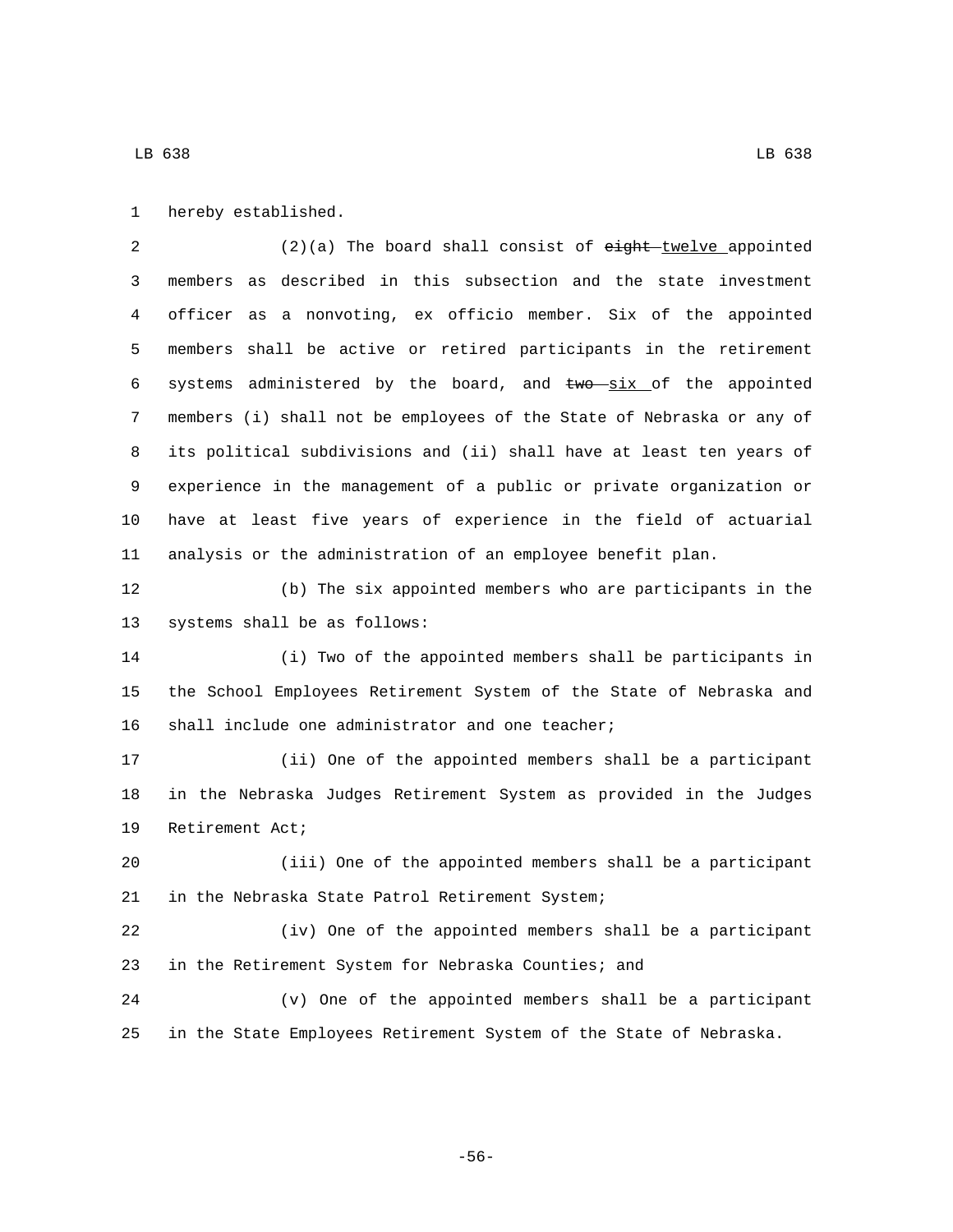hereby established.

(2)(a) The board shall consist of ~~eight~~ twelve appointed members as described in this subsection and the state investment officer as a nonvoting, ex officio member. Six of the appointed members shall be active or retired participants in the retirement systems administered by the board, and ~~two~~ six of the appointed members (i) shall not be employees of the State of Nebraska or any of its political subdivisions and (ii) shall have at least ten years of experience in the management of a public or private organization or have at least five years of experience in the field of actuarial analysis or the administration of an employee benefit plan.

(b) The six appointed members who are participants in the systems shall be as follows:

(i) Two of the appointed members shall be participants in the School Employees Retirement System of the State of Nebraska and shall include one administrator and one teacher;

(ii) One of the appointed members shall be a participant in the Nebraska Judges Retirement System as provided in the Judges Retirement Act;

(iii) One of the appointed members shall be a participant in the Nebraska State Patrol Retirement System;

(iv) One of the appointed members shall be a participant in the Retirement System for Nebraska Counties; and

(v) One of the appointed members shall be a participant in the State Employees Retirement System of the State of Nebraska.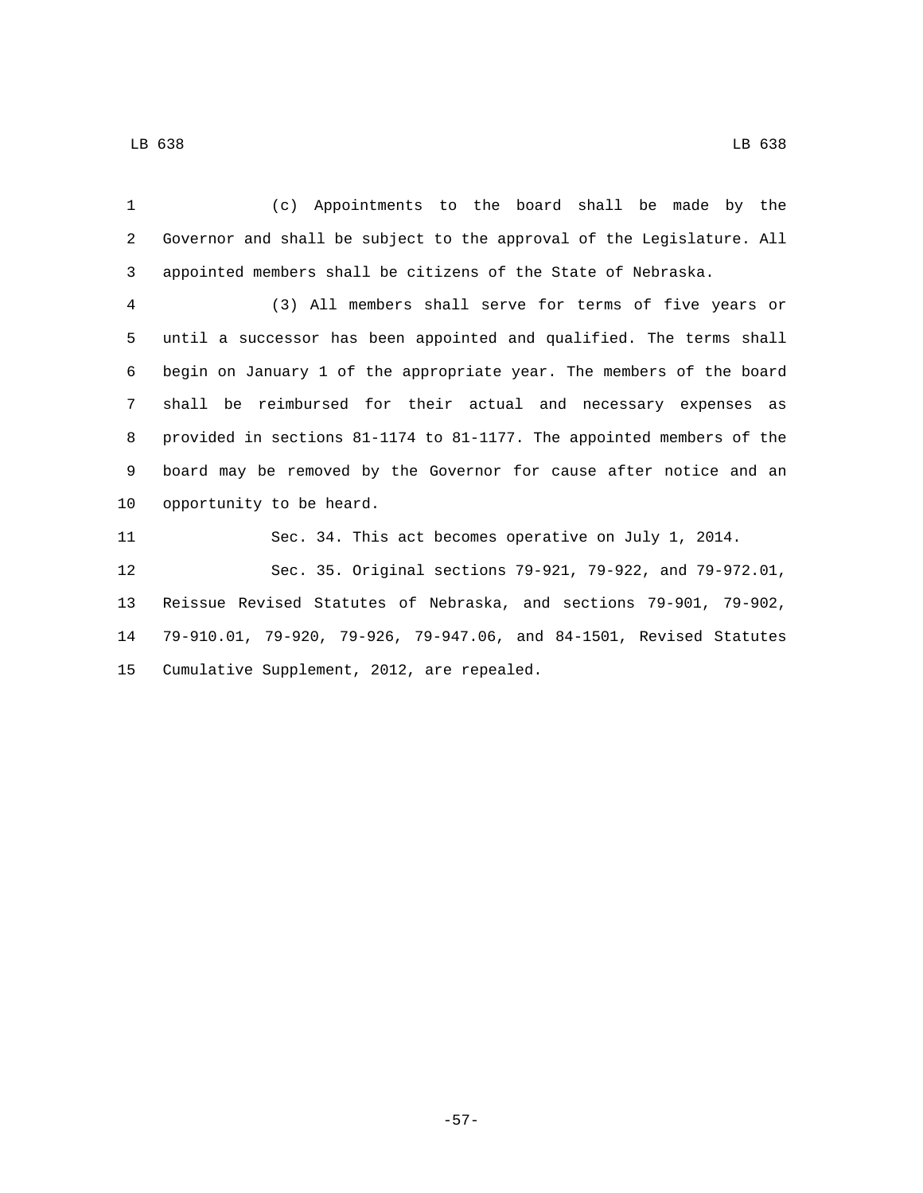(c) Appointments to the board shall be made by the Governor and shall be subject to the approval of the Legislature. All appointed members shall be citizens of the State of Nebraska.

(3) All members shall serve for terms of five years or until a successor has been appointed and qualified. The terms shall begin on January 1 of the appropriate year. The members of the board shall be reimbursed for their actual and necessary expenses as provided in sections 81-1174 to 81-1177. The appointed members of the board may be removed by the Governor for cause after notice and an opportunity to be heard.

Sec. 34. This act becomes operative on July 1, 2014.

Sec. 35. Original sections 79-921, 79-922, and 79-972.01, Reissue Revised Statutes of Nebraska, and sections 79-901, 79-902, 79-910.01, 79-920, 79-926, 79-947.06, and 84-1501, Revised Statutes Cumulative Supplement, 2012, are repealed.